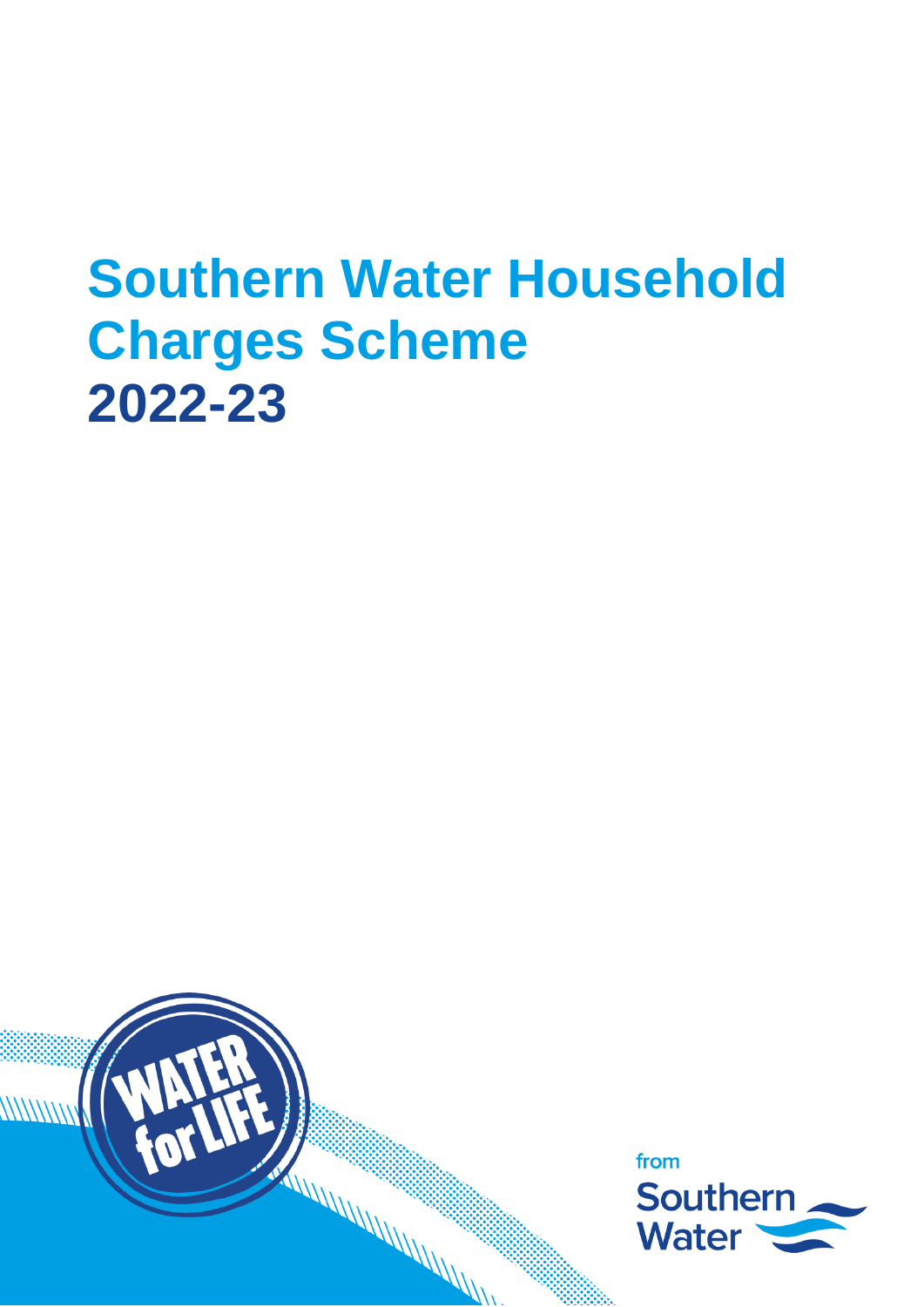# Southern Water Household Charges Scheme 2022-23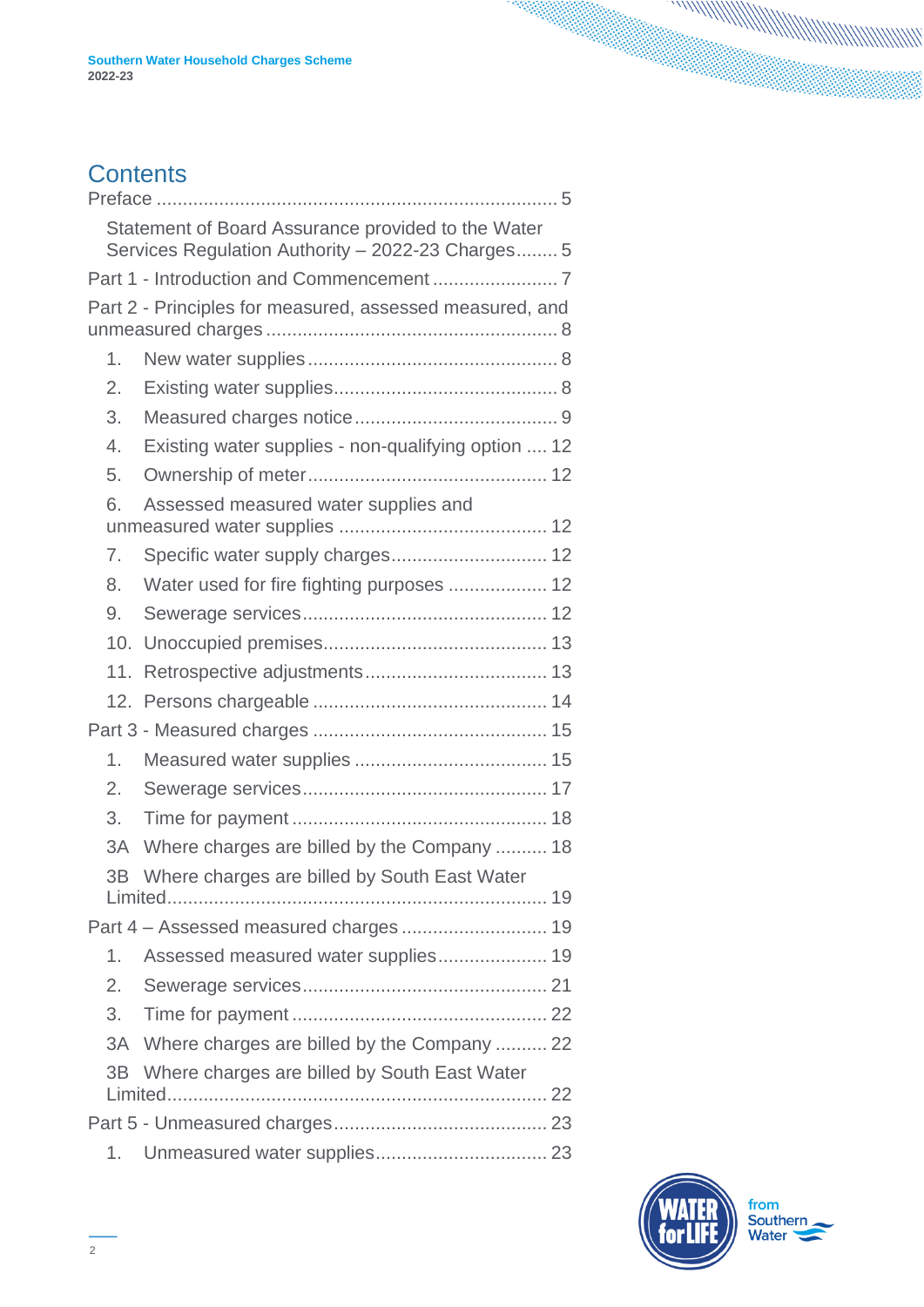# Contents

Preface ........................................................................... 5

Statement of Board Assurance provided to the Water Services Regulation Authority – 2022-23 Charges........ 5

Part 1 - Introduction and Commencement ....................... 7

Part 2 - Principles for measured, assessed measured, and unmeasured charges ...................................................... 8

1. New water supplies ............................................... 8
2. Existing water supplies.......................................... 8
3. Measured charges notice ...................................... 9
4. Existing water supplies - non-qualifying option .... 12
5. Ownership of meter............................................. 12
6. Assessed measured water supplies and unmeasured water supplies ....................................... 12
7. Specific water supply charges............................. 12
8. Water used for fire fighting purposes .................. 12
9. Sewerage services.............................................. 12
10. Unoccupied premises.......................................... 13
11. Retrospective adjustments.................................. 13
12. Persons chargeable ............................................ 14

Part 3 - Measured charges ............................................ 15

1. Measured water supplies .................................... 15
2. Sewerage services.............................................. 17
3. Time for payment ................................................ 18

3A Where charges are billed by the Company .......... 18

3B Where charges are billed by South East Water Limited....................................................................... 19

Part 4 – Assessed measured charges ........................... 19

1. Assessed measured water supplies.................... 19
2. Sewerage services.............................................. 21
3. Time for payment ................................................ 22

3A Where charges are billed by the Company .......... 22

3B Where charges are billed by South East Water Limited....................................................................... 22

Part 5 - Unmeasured charges......................................... 23

1. Unmeasured water supplies................................ 23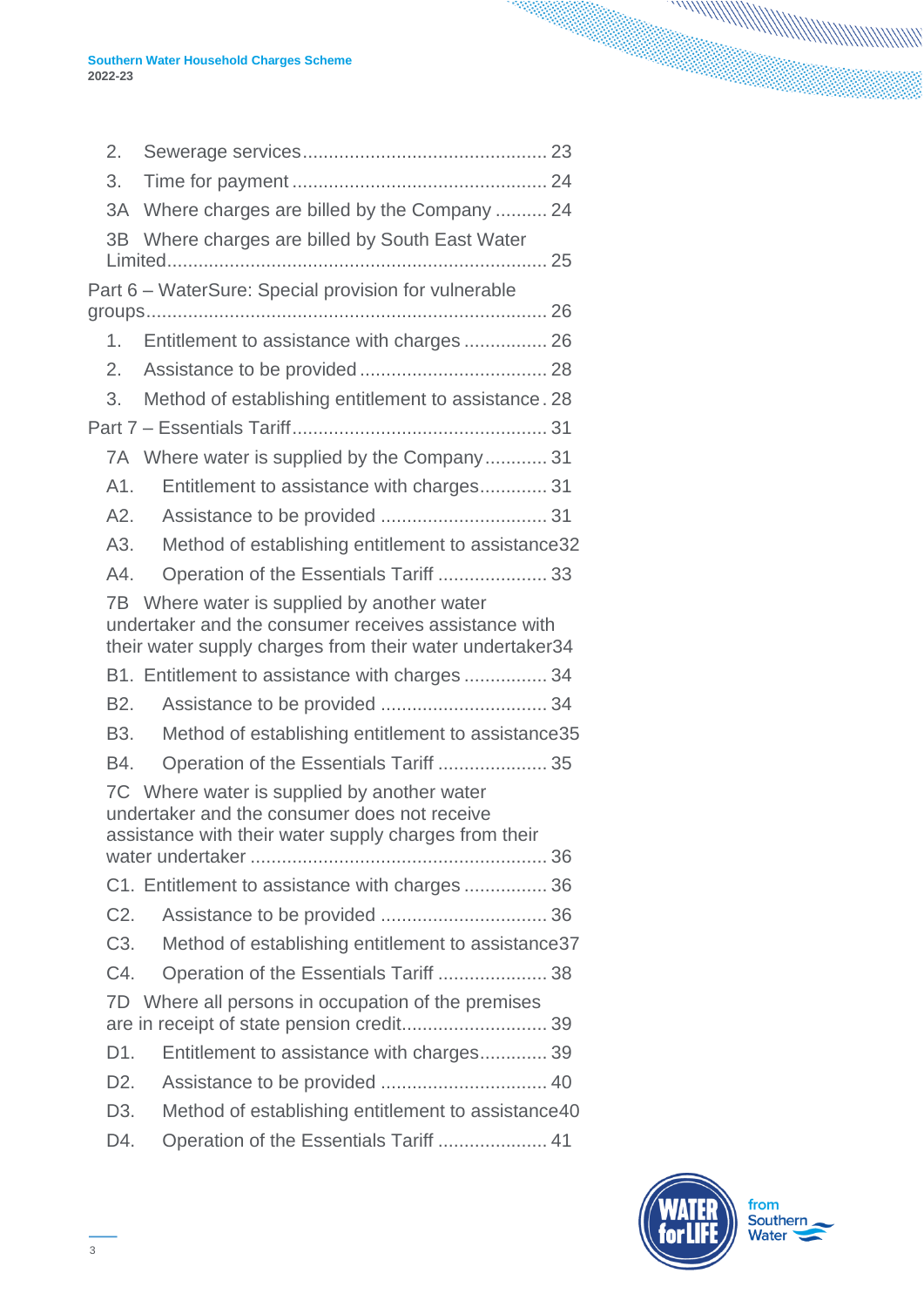2. Sewerage services .............................................. 23

3. Time for payment ................................................ 24

3A Where charges are billed by the Company .......... 24

3B Where charges are billed by South East Water Limited ........................................................................ 25

Part 6 – WaterSure: Special provision for vulnerable groups ........................................................................... 26

1. Entitlement to assistance with charges ................ 26

2. Assistance to be provided .................................... 28

3. Method of establishing entitlement to assistance . 28

Part 7 – Essentials Tariff ................................................ 31

7A Where water is supplied by the Company ............ 31

A1. Entitlement to assistance with charges ............. 31

A2. Assistance to be provided ................................ 31

A3. Method of establishing entitlement to assistance 32

A4. Operation of the Essentials Tariff ..................... 33

7B Where water is supplied by another water undertaker and the consumer receives assistance with their water supply charges from their water undertaker 34

B1. Entitlement to assistance with charges ................ 34

B2. Assistance to be provided ................................ 34

B3. Method of establishing entitlement to assistance 35

B4. Operation of the Essentials Tariff ..................... 35

7C Where water is supplied by another water undertaker and the consumer does not receive assistance with their water supply charges from their water undertaker ........................................................ 36

C1. Entitlement to assistance with charges ................ 36

C2. Assistance to be provided ................................ 36

C3. Method of establishing entitlement to assistance 37

C4. Operation of the Essentials Tariff ..................... 38

7D Where all persons in occupation of the premises are in receipt of state pension credit ............................ 39

D1. Entitlement to assistance with charges ............. 39

D2. Assistance to be provided ................................ 40

D3. Method of establishing entitlement to assistance 40

D4. Operation of the Essentials Tariff ..................... 41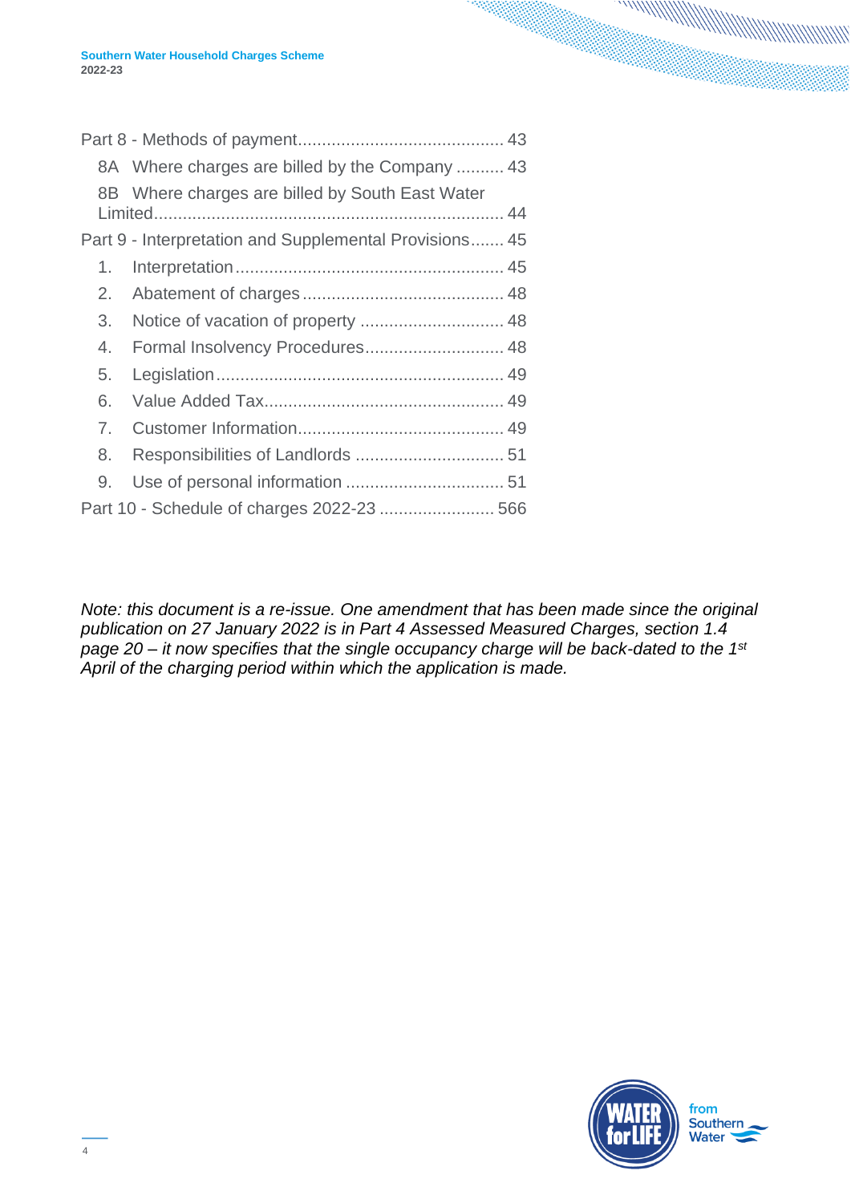Part 8 - Methods of payment .......................................... 43

8A Where charges are billed by the Company .......... 43

8B Where charges are billed by South East Water Limited ......................................................................... 44

Part 9 - Interpretation and Supplemental Provisions ....... 45

1. Interpretation ....................................................... 45
2. Abatement of charges .......................................... 48
3. Notice of vacation of property .............................. 48
4. Formal Insolvency Procedures ............................. 48
5. Legislation ........................................................... 49
6. Value Added Tax .................................................. 49
7. Customer Information ........................................... 49
8. Responsibilities of Landlords ............................... 51
9. Use of personal information ................................. 51

Part 10 - Schedule of charges 2022-23 ........................ 566

*Note: this document is a re-issue. One amendment that has been made since the original publication on 27 January 2022 is in Part 4 Assessed Measured Charges, section 1.4 page 20 – it now specifies that the single occupancy charge will be back-dated to the 1st April of the charging period within which the application is made.*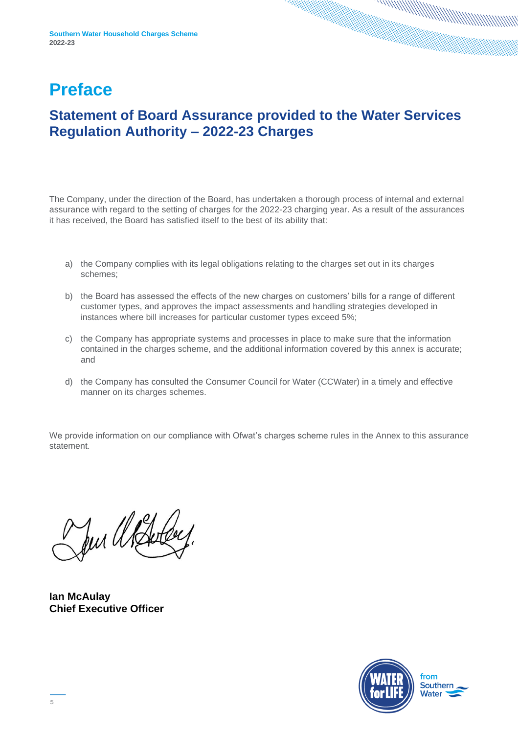# Preface

## Statement of Board Assurance provided to the Water Services Regulation Authority – 2022-23 Charges

The Company, under the direction of the Board, has undertaken a thorough process of internal and external assurance with regard to the setting of charges for the 2022-23 charging year. As a result of the assurances it has received, the Board has satisfied itself to the best of its ability that:

a) the Company complies with its legal obligations relating to the charges set out in its charges schemes;

b) the Board has assessed the effects of the new charges on customers' bills for a range of different customer types, and approves the impact assessments and handling strategies developed in instances where bill increases for particular customer types exceed 5%;

c) the Company has appropriate systems and processes in place to make sure that the information contained in the charges scheme, and the additional information covered by this annex is accurate; and

d) the Company has consulted the Consumer Council for Water (CCWater) in a timely and effective manner on its charges schemes.

We provide information on our compliance with Ofwat's charges scheme rules in the Annex to this assurance statement.

**Ian McAulay**
**Chief Executive Officer**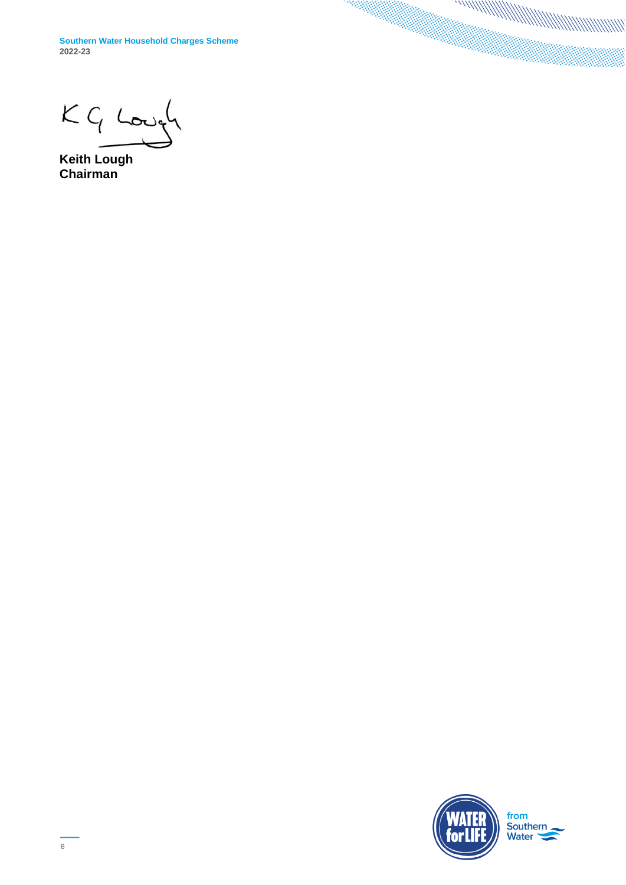KG Lough

**Keith Lough**
**Chairman**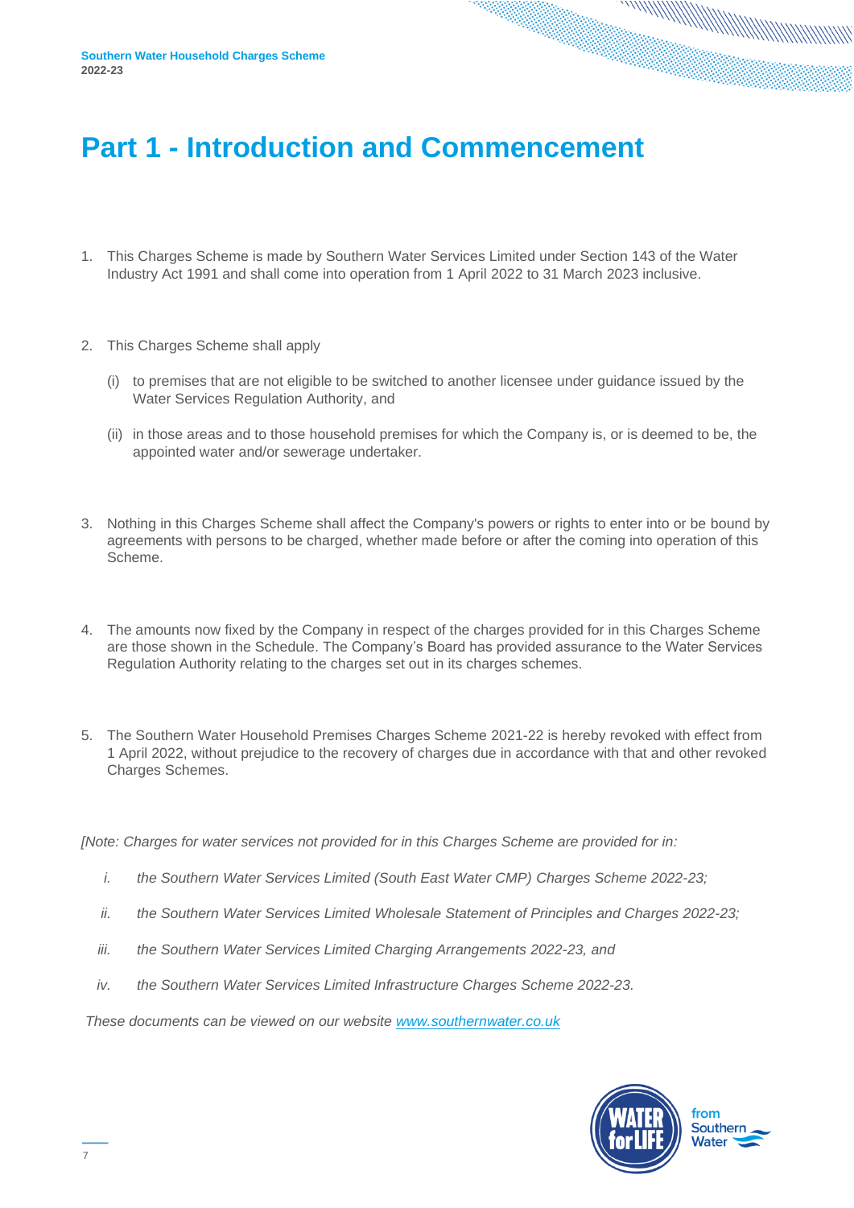# Part 1 - Introduction and Commencement

1. This Charges Scheme is made by Southern Water Services Limited under Section 143 of the Water Industry Act 1991 and shall come into operation from 1 April 2022 to 31 March 2023 inclusive.

2. This Charges Scheme shall apply

   (i) to premises that are not eligible to be switched to another licensee under guidance issued by the Water Services Regulation Authority, and

   (ii) in those areas and to those household premises for which the Company is, or is deemed to be, the appointed water and/or sewerage undertaker.

3. Nothing in this Charges Scheme shall affect the Company's powers or rights to enter into or be bound by agreements with persons to be charged, whether made before or after the coming into operation of this Scheme.

4. The amounts now fixed by the Company in respect of the charges provided for in this Charges Scheme are those shown in the Schedule. The Company's Board has provided assurance to the Water Services Regulation Authority relating to the charges set out in its charges schemes.

5. The Southern Water Household Premises Charges Scheme 2021-22 is hereby revoked with effect from 1 April 2022, without prejudice to the recovery of charges due in accordance with that and other revoked Charges Schemes.

*[Note: Charges for water services not provided for in this Charges Scheme are provided for in:*

*i. the Southern Water Services Limited (South East Water CMP) Charges Scheme 2022-23;*

*ii. the Southern Water Services Limited Wholesale Statement of Principles and Charges 2022-23;*

*iii. the Southern Water Services Limited Charging Arrangements 2022-23, and*

*iv. the Southern Water Services Limited Infrastructure Charges Scheme 2022-23.*

*These documents can be viewed on our website [www.southernwater.co.uk](www.southernwater.co.uk)*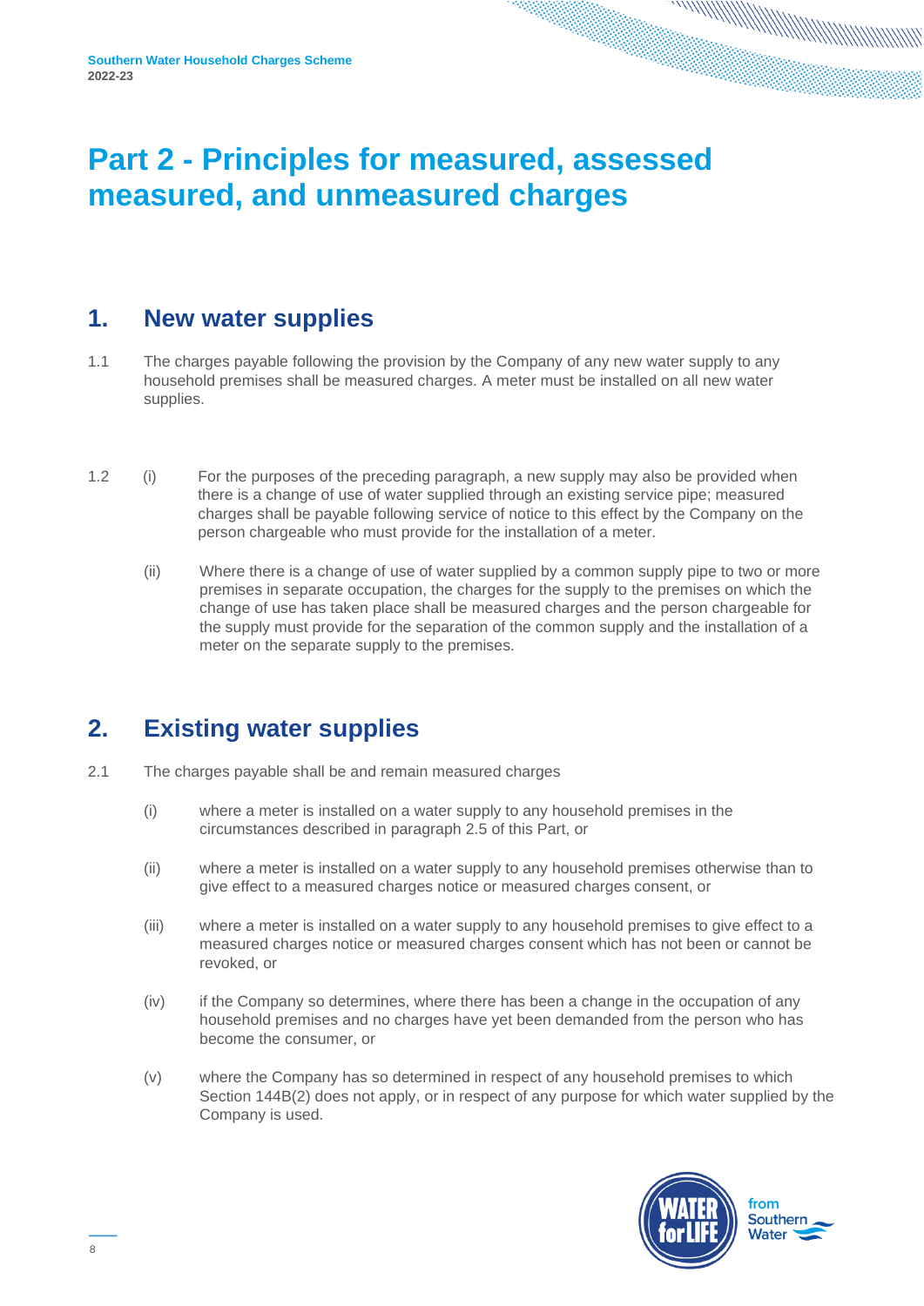# Part 2 - Principles for measured, assessed measured, and unmeasured charges

## 1. New water supplies

1.1 The charges payable following the provision by the Company of any new water supply to any household premises shall be measured charges. A meter must be installed on all new water supplies.

1.2 (i) For the purposes of the preceding paragraph, a new supply may also be provided when there is a change of use of water supplied through an existing service pipe; measured charges shall be payable following service of notice to this effect by the Company on the person chargeable who must provide for the installation of a meter.

(ii) Where there is a change of use of water supplied by a common supply pipe to two or more premises in separate occupation, the charges for the supply to the premises on which the change of use has taken place shall be measured charges and the person chargeable for the supply must provide for the separation of the common supply and the installation of a meter on the separate supply to the premises.

## 2. Existing water supplies

2.1 The charges payable shall be and remain measured charges

(i) where a meter is installed on a water supply to any household premises in the circumstances described in paragraph 2.5 of this Part, or

(ii) where a meter is installed on a water supply to any household premises otherwise than to give effect to a measured charges notice or measured charges consent, or

(iii) where a meter is installed on a water supply to any household premises to give effect to a measured charges notice or measured charges consent which has not been or cannot be revoked, or

(iv) if the Company so determines, where there has been a change in the occupation of any household premises and no charges have yet been demanded from the person who has become the consumer, or

(v) where the Company has so determined in respect of any household premises to which Section 144B(2) does not apply, or in respect of any purpose for which water supplied by the Company is used.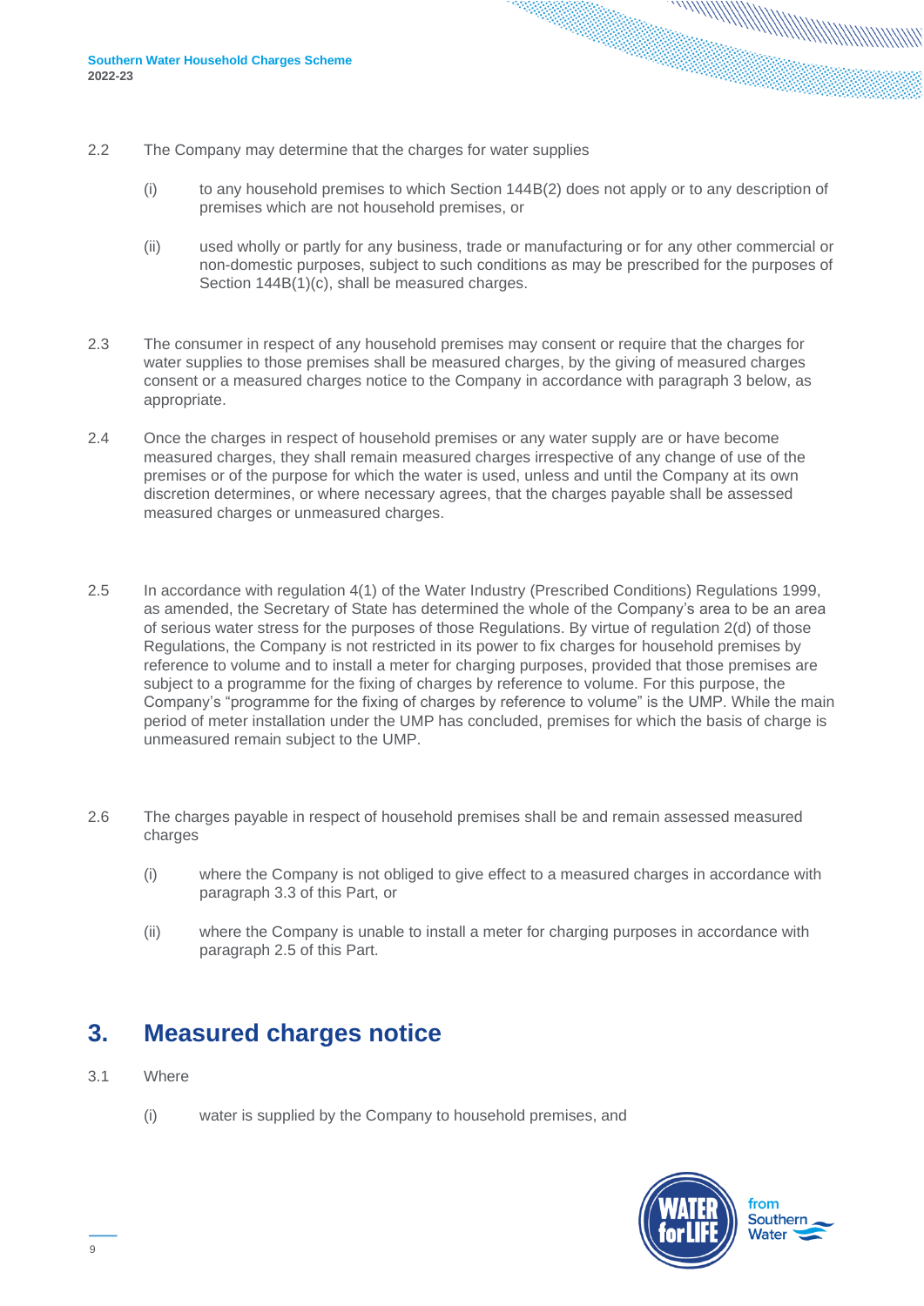2.2 The Company may determine that the charges for water supplies

(i) to any household premises to which Section 144B(2) does not apply or to any description of premises which are not household premises, or

(ii) used wholly or partly for any business, trade or manufacturing or for any other commercial or non-domestic purposes, subject to such conditions as may be prescribed for the purposes of Section 144B(1)(c), shall be measured charges.

2.3 The consumer in respect of any household premises may consent or require that the charges for water supplies to those premises shall be measured charges, by the giving of measured charges consent or a measured charges notice to the Company in accordance with paragraph 3 below, as appropriate.

2.4 Once the charges in respect of household premises or any water supply are or have become measured charges, they shall remain measured charges irrespective of any change of use of the premises or of the purpose for which the water is used, unless and until the Company at its own discretion determines, or where necessary agrees, that the charges payable shall be assessed measured charges or unmeasured charges.

2.5 In accordance with regulation 4(1) of the Water Industry (Prescribed Conditions) Regulations 1999, as amended, the Secretary of State has determined the whole of the Company's area to be an area of serious water stress for the purposes of those Regulations. By virtue of regulation 2(d) of those Regulations, the Company is not restricted in its power to fix charges for household premises by reference to volume and to install a meter for charging purposes, provided that those premises are subject to a programme for the fixing of charges by reference to volume. For this purpose, the Company's "programme for the fixing of charges by reference to volume" is the UMP. While the main period of meter installation under the UMP has concluded, premises for which the basis of charge is unmeasured remain subject to the UMP.

2.6 The charges payable in respect of household premises shall be and remain assessed measured charges

(i) where the Company is not obliged to give effect to a measured charges in accordance with paragraph 3.3 of this Part, or

(ii) where the Company is unable to install a meter for charging purposes in accordance with paragraph 2.5 of this Part.

## 3. Measured charges notice

3.1 Where

(i) water is supplied by the Company to household premises, and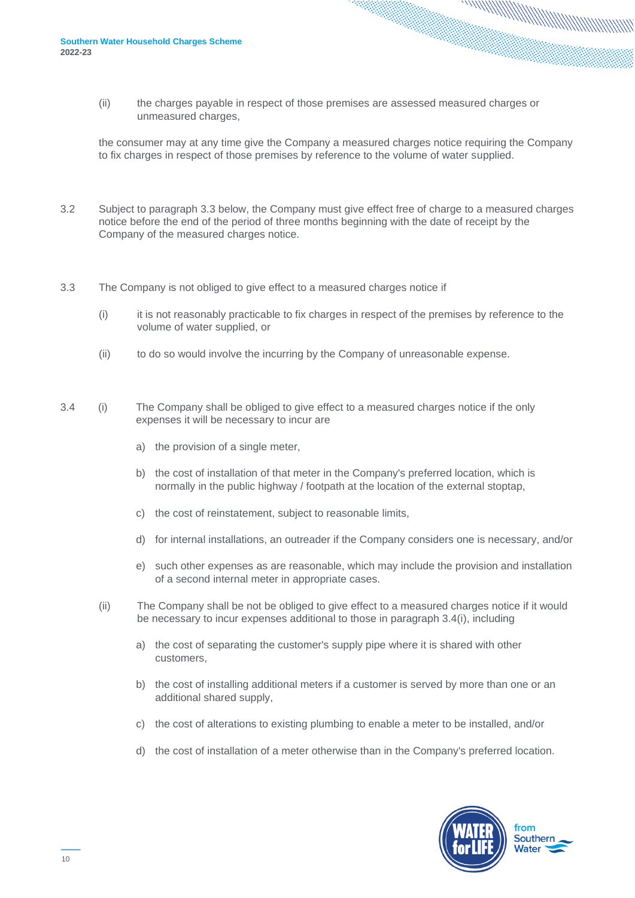(ii) the charges payable in respect of those premises are assessed measured charges or unmeasured charges,

the consumer may at any time give the Company a measured charges notice requiring the Company to fix charges in respect of those premises by reference to the volume of water supplied.

3.2 Subject to paragraph 3.3 below, the Company must give effect free of charge to a measured charges notice before the end of the period of three months beginning with the date of receipt by the Company of the measured charges notice.

3.3 The Company is not obliged to give effect to a measured charges notice if

(i) it is not reasonably practicable to fix charges in respect of the premises by reference to the volume of water supplied, or

(ii) to do so would involve the incurring by the Company of unreasonable expense.

3.4 (i) The Company shall be obliged to give effect to a measured charges notice if the only expenses it will be necessary to incur are

a) the provision of a single meter,

b) the cost of installation of that meter in the Company's preferred location, which is normally in the public highway / footpath at the location of the external stoptap,

c) the cost of reinstatement, subject to reasonable limits,

d) for internal installations, an outreader if the Company considers one is necessary, and/or

e) such other expenses as are reasonable, which may include the provision and installation of a second internal meter in appropriate cases.

(ii) The Company shall be not be obliged to give effect to a measured charges notice if it would be necessary to incur expenses additional to those in paragraph 3.4(i), including

a) the cost of separating the customer's supply pipe where it is shared with other customers,

b) the cost of installing additional meters if a customer is served by more than one or an additional shared supply,

c) the cost of alterations to existing plumbing to enable a meter to be installed, and/or

d) the cost of installation of a meter otherwise than in the Company's preferred location.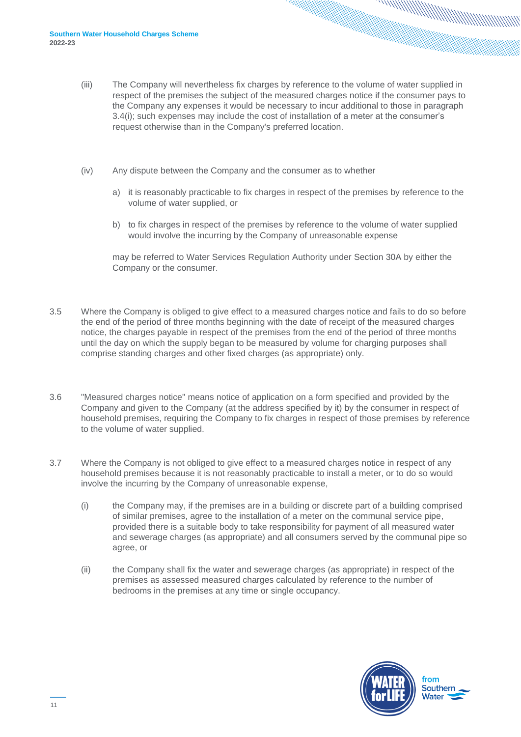(iii) The Company will nevertheless fix charges by reference to the volume of water supplied in respect of the premises the subject of the measured charges notice if the consumer pays to the Company any expenses it would be necessary to incur additional to those in paragraph 3.4(i); such expenses may include the cost of installation of a meter at the consumer's request otherwise than in the Company's preferred location.

(iv) Any dispute between the Company and the consumer as to whether

a) it is reasonably practicable to fix charges in respect of the premises by reference to the volume of water supplied, or

b) to fix charges in respect of the premises by reference to the volume of water supplied would involve the incurring by the Company of unreasonable expense

may be referred to Water Services Regulation Authority under Section 30A by either the Company or the consumer.

3.5 Where the Company is obliged to give effect to a measured charges notice and fails to do so before the end of the period of three months beginning with the date of receipt of the measured charges notice, the charges payable in respect of the premises from the end of the period of three months until the day on which the supply began to be measured by volume for charging purposes shall comprise standing charges and other fixed charges (as appropriate) only.

3.6 "Measured charges notice" means notice of application on a form specified and provided by the Company and given to the Company (at the address specified by it) by the consumer in respect of household premises, requiring the Company to fix charges in respect of those premises by reference to the volume of water supplied.

3.7 Where the Company is not obliged to give effect to a measured charges notice in respect of any household premises because it is not reasonably practicable to install a meter, or to do so would involve the incurring by the Company of unreasonable expense,

(i) the Company may, if the premises are in a building or discrete part of a building comprised of similar premises, agree to the installation of a meter on the communal service pipe, provided there is a suitable body to take responsibility for payment of all measured water and sewerage charges (as appropriate) and all consumers served by the communal pipe so agree, or

(ii) the Company shall fix the water and sewerage charges (as appropriate) in respect of the premises as assessed measured charges calculated by reference to the number of bedrooms in the premises at any time or single occupancy.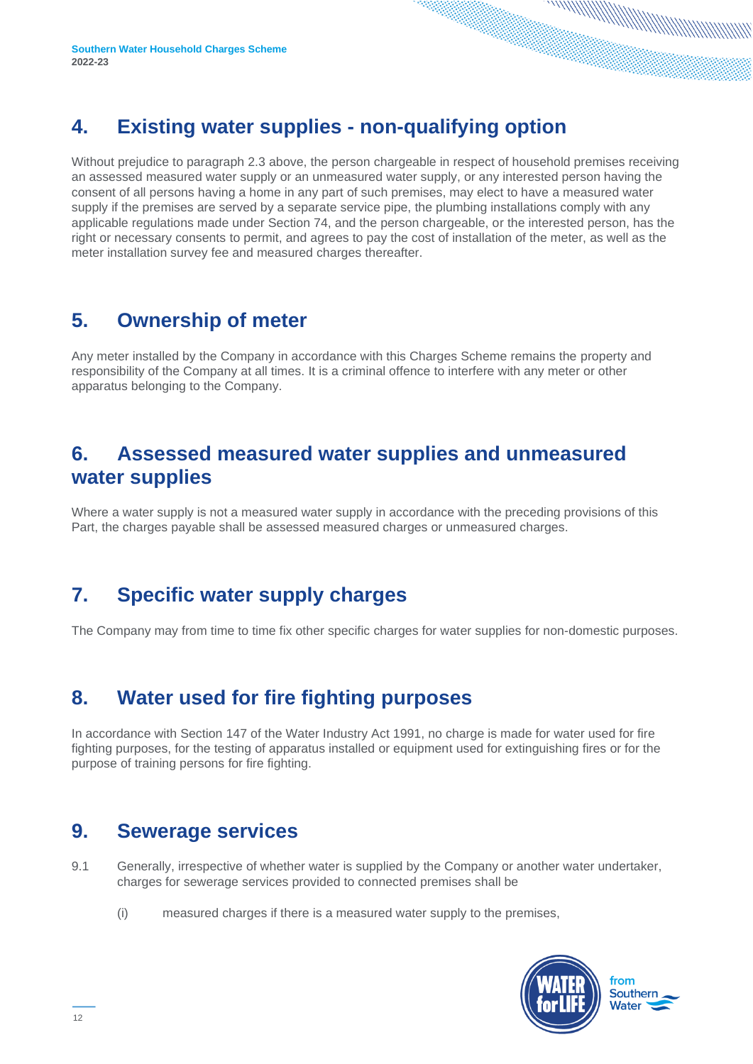## 4. Existing water supplies - non-qualifying option

Without prejudice to paragraph 2.3 above, the person chargeable in respect of household premises receiving an assessed measured water supply or an unmeasured water supply, or any interested person having the consent of all persons having a home in any part of such premises, may elect to have a measured water supply if the premises are served by a separate service pipe, the plumbing installations comply with any applicable regulations made under Section 74, and the person chargeable, or the interested person, has the right or necessary consents to permit, and agrees to pay the cost of installation of the meter, as well as the meter installation survey fee and measured charges thereafter.

## 5. Ownership of meter

Any meter installed by the Company in accordance with this Charges Scheme remains the property and responsibility of the Company at all times. It is a criminal offence to interfere with any meter or other apparatus belonging to the Company.

## 6. Assessed measured water supplies and unmeasured water supplies

Where a water supply is not a measured water supply in accordance with the preceding provisions of this Part, the charges payable shall be assessed measured charges or unmeasured charges.

## 7. Specific water supply charges

The Company may from time to time fix other specific charges for water supplies for non-domestic purposes.

## 8. Water used for fire fighting purposes

In accordance with Section 147 of the Water Industry Act 1991, no charge is made for water used for fire fighting purposes, for the testing of apparatus installed or equipment used for extinguishing fires or for the purpose of training persons for fire fighting.

## 9. Sewerage services

9.1 Generally, irrespective of whether water is supplied by the Company or another water undertaker, charges for sewerage services provided to connected premises shall be

(i) measured charges if there is a measured water supply to the premises,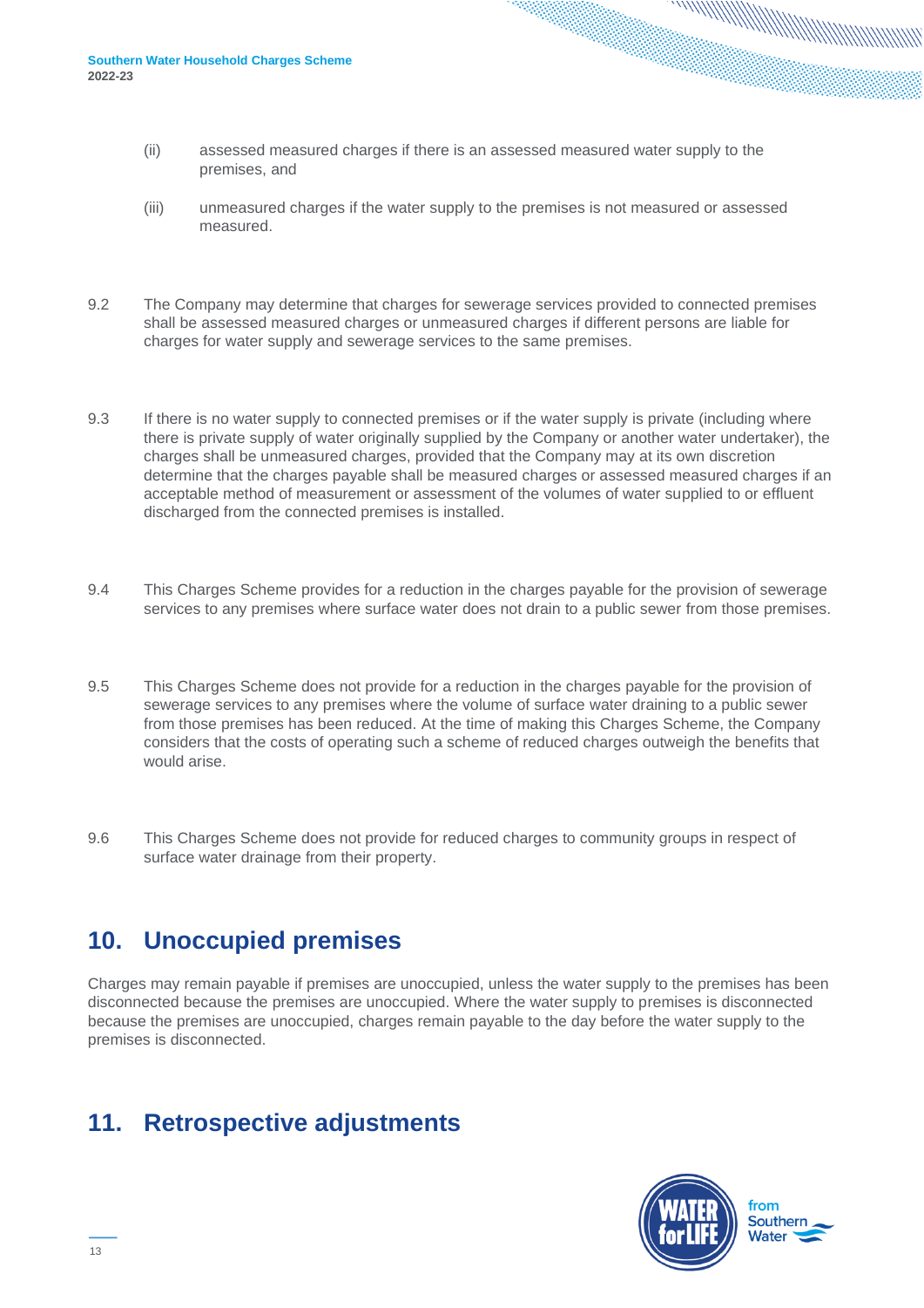(ii) assessed measured charges if there is an assessed measured water supply to the premises, and

(iii) unmeasured charges if the water supply to the premises is not measured or assessed measured.

9.2 The Company may determine that charges for sewerage services provided to connected premises shall be assessed measured charges or unmeasured charges if different persons are liable for charges for water supply and sewerage services to the same premises.

9.3 If there is no water supply to connected premises or if the water supply is private (including where there is private supply of water originally supplied by the Company or another water undertaker), the charges shall be unmeasured charges, provided that the Company may at its own discretion determine that the charges payable shall be measured charges or assessed measured charges if an acceptable method of measurement or assessment of the volumes of water supplied to or effluent discharged from the connected premises is installed.

9.4 This Charges Scheme provides for a reduction in the charges payable for the provision of sewerage services to any premises where surface water does not drain to a public sewer from those premises.

9.5 This Charges Scheme does not provide for a reduction in the charges payable for the provision of sewerage services to any premises where the volume of surface water draining to a public sewer from those premises has been reduced. At the time of making this Charges Scheme, the Company considers that the costs of operating such a scheme of reduced charges outweigh the benefits that would arise.

9.6 This Charges Scheme does not provide for reduced charges to community groups in respect of surface water drainage from their property.

## 10. Unoccupied premises

Charges may remain payable if premises are unoccupied, unless the water supply to the premises has been disconnected because the premises are unoccupied. Where the water supply to premises is disconnected because the premises are unoccupied, charges remain payable to the day before the water supply to the premises is disconnected.

## 11. Retrospective adjustments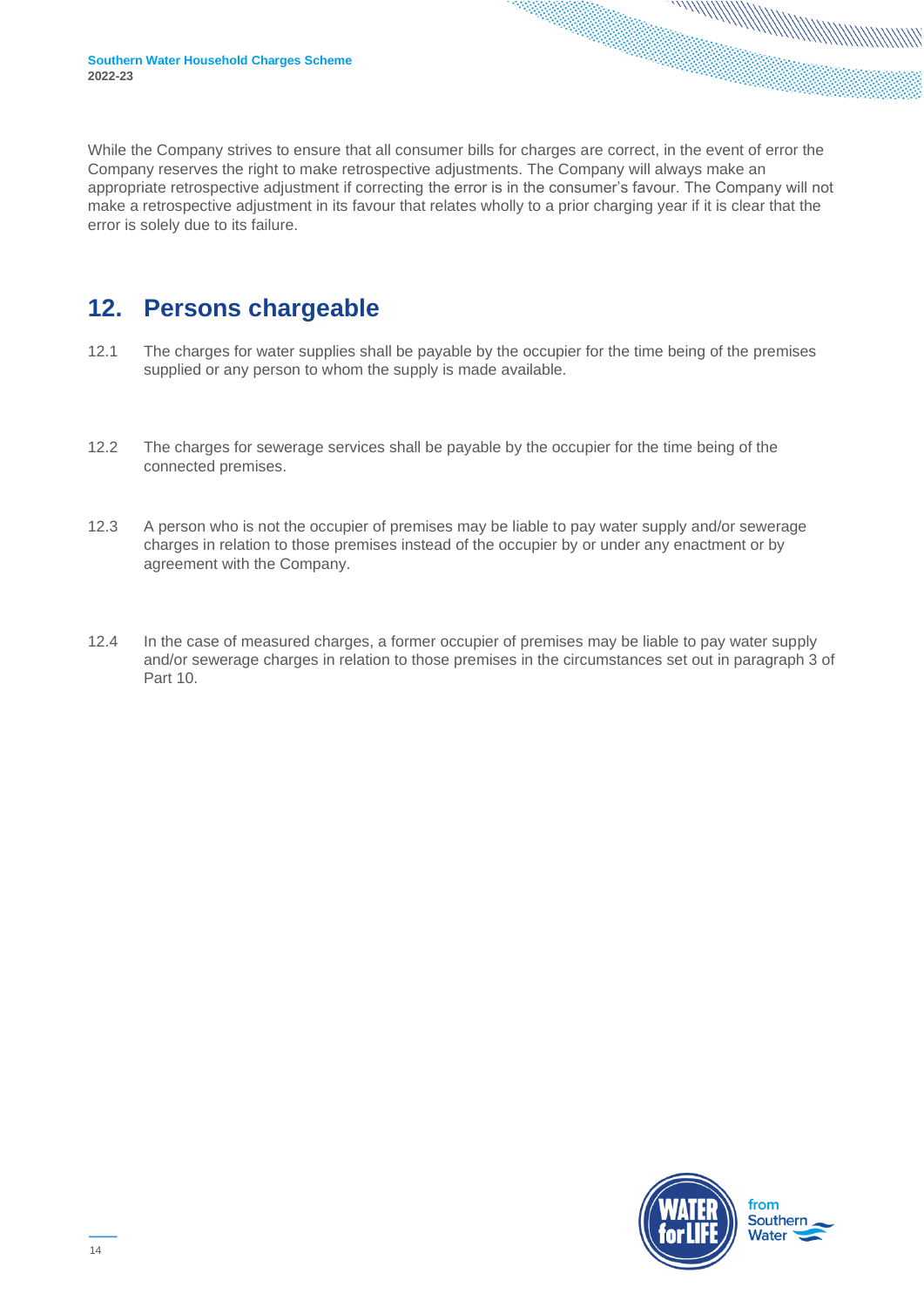While the Company strives to ensure that all consumer bills for charges are correct, in the event of error the Company reserves the right to make retrospective adjustments. The Company will always make an appropriate retrospective adjustment if correcting the error is in the consumer's favour. The Company will not make a retrospective adjustment in its favour that relates wholly to a prior charging year if it is clear that the error is solely due to its failure.

## 12. Persons chargeable

12.1 The charges for water supplies shall be payable by the occupier for the time being of the premises supplied or any person to whom the supply is made available.

12.2 The charges for sewerage services shall be payable by the occupier for the time being of the connected premises.

12.3 A person who is not the occupier of premises may be liable to pay water supply and/or sewerage charges in relation to those premises instead of the occupier by or under any enactment or by agreement with the Company.

12.4 In the case of measured charges, a former occupier of premises may be liable to pay water supply and/or sewerage charges in relation to those premises in the circumstances set out in paragraph 3 of Part 10.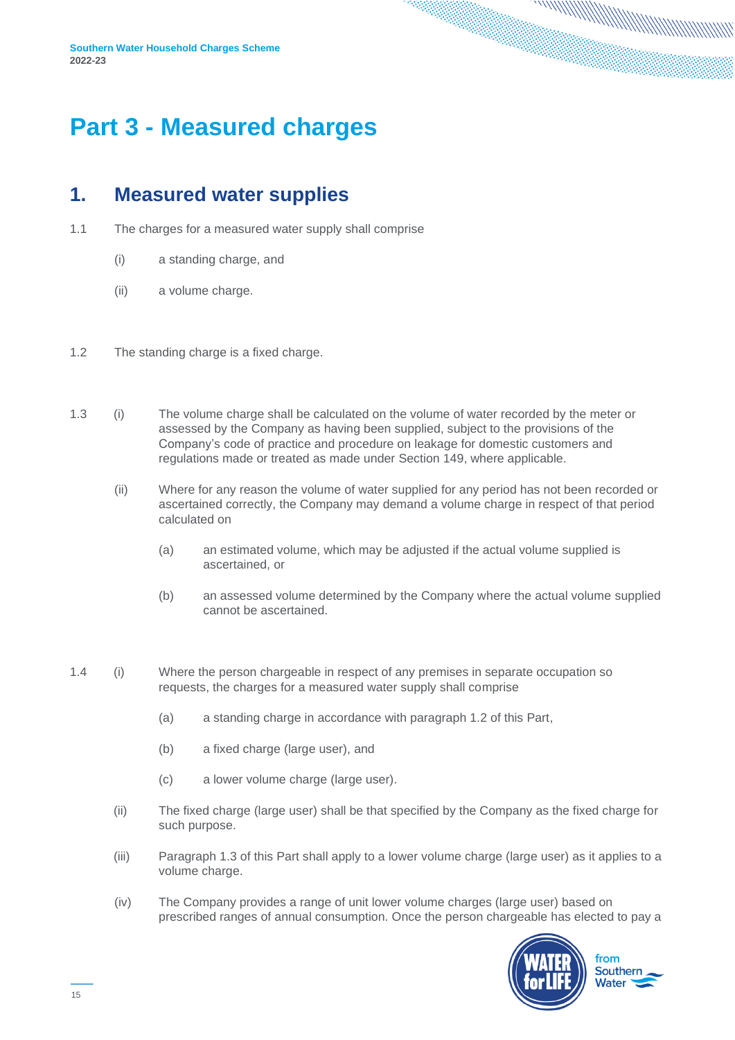# Part 3 - Measured charges

## 1. Measured water supplies

1.1 The charges for a measured water supply shall comprise

(i) a standing charge, and

(ii) a volume charge.

1.2 The standing charge is a fixed charge.

1.3 (i) The volume charge shall be calculated on the volume of water recorded by the meter or assessed by the Company as having been supplied, subject to the provisions of the Company's code of practice and procedure on leakage for domestic customers and regulations made or treated as made under Section 149, where applicable.

(ii) Where for any reason the volume of water supplied for any period has not been recorded or ascertained correctly, the Company may demand a volume charge in respect of that period calculated on

(a) an estimated volume, which may be adjusted if the actual volume supplied is ascertained, or

(b) an assessed volume determined by the Company where the actual volume supplied cannot be ascertained.

1.4 (i) Where the person chargeable in respect of any premises in separate occupation so requests, the charges for a measured water supply shall comprise

(a) a standing charge in accordance with paragraph 1.2 of this Part,

(b) a fixed charge (large user), and

(c) a lower volume charge (large user).

(ii) The fixed charge (large user) shall be that specified by the Company as the fixed charge for such purpose.

(iii) Paragraph 1.3 of this Part shall apply to a lower volume charge (large user) as it applies to a volume charge.

(iv) The Company provides a range of unit lower volume charges (large user) based on prescribed ranges of annual consumption. Once the person chargeable has elected to pay a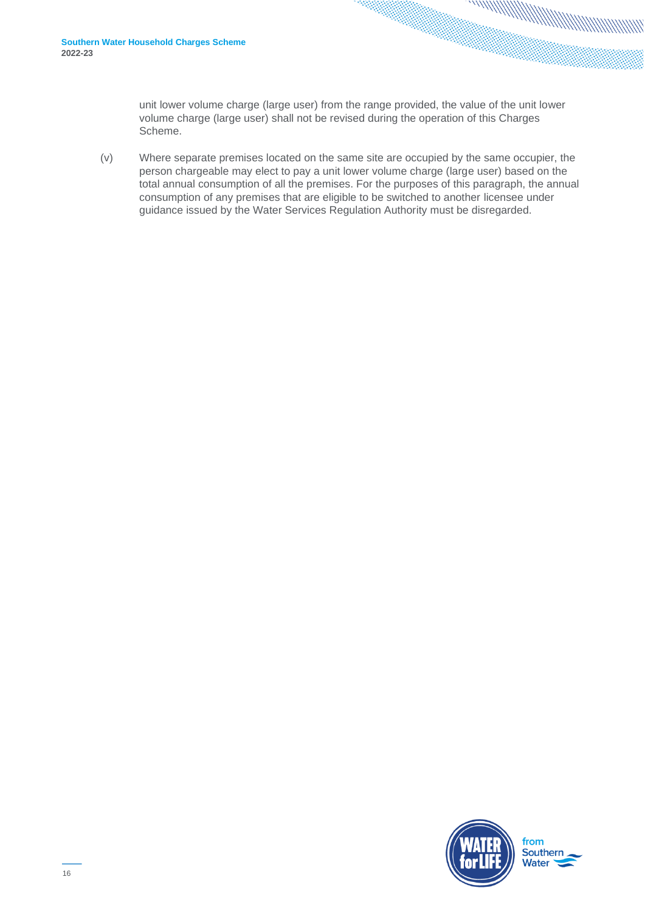unit lower volume charge (large user) from the range provided, the value of the unit lower volume charge (large user) shall not be revised during the operation of this Charges Scheme.

(v) Where separate premises located on the same site are occupied by the same occupier, the person chargeable may elect to pay a unit lower volume charge (large user) based on the total annual consumption of all the premises. For the purposes of this paragraph, the annual consumption of any premises that are eligible to be switched to another licensee under guidance issued by the Water Services Regulation Authority must be disregarded.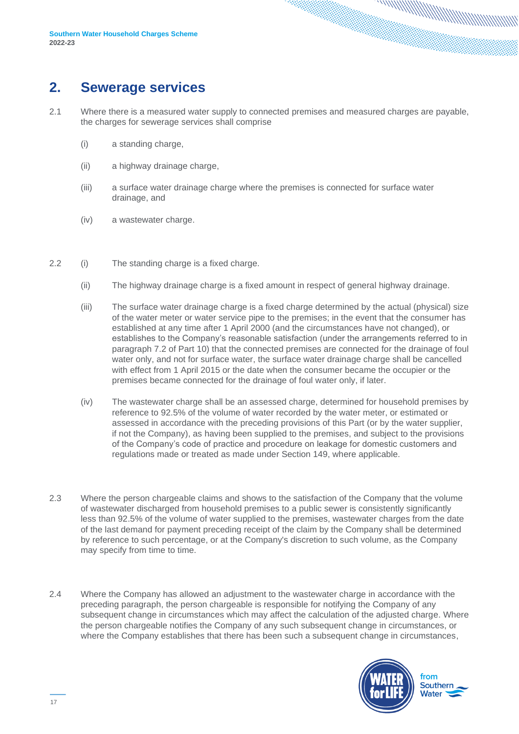## 2. Sewerage services

2.1 Where there is a measured water supply to connected premises and measured charges are payable, the charges for sewerage services shall comprise

(i) a standing charge,

(ii) a highway drainage charge,

(iii) a surface water drainage charge where the premises is connected for surface water drainage, and

(iv) a wastewater charge.

2.2 (i) The standing charge is a fixed charge.

(ii) The highway drainage charge is a fixed amount in respect of general highway drainage.

(iii) The surface water drainage charge is a fixed charge determined by the actual (physical) size of the water meter or water service pipe to the premises; in the event that the consumer has established at any time after 1 April 2000 (and the circumstances have not changed), or establishes to the Company's reasonable satisfaction (under the arrangements referred to in paragraph 7.2 of Part 10) that the connected premises are connected for the drainage of foul water only, and not for surface water, the surface water drainage charge shall be cancelled with effect from 1 April 2015 or the date when the consumer became the occupier or the premises became connected for the drainage of foul water only, if later.

(iv) The wastewater charge shall be an assessed charge, determined for household premises by reference to 92.5% of the volume of water recorded by the water meter, or estimated or assessed in accordance with the preceding provisions of this Part (or by the water supplier, if not the Company), as having been supplied to the premises, and subject to the provisions of the Company's code of practice and procedure on leakage for domestic customers and regulations made or treated as made under Section 149, where applicable.

2.3 Where the person chargeable claims and shows to the satisfaction of the Company that the volume of wastewater discharged from household premises to a public sewer is consistently significantly less than 92.5% of the volume of water supplied to the premises, wastewater charges from the date of the last demand for payment preceding receipt of the claim by the Company shall be determined by reference to such percentage, or at the Company's discretion to such volume, as the Company may specify from time to time.

2.4 Where the Company has allowed an adjustment to the wastewater charge in accordance with the preceding paragraph, the person chargeable is responsible for notifying the Company of any subsequent change in circumstances which may affect the calculation of the adjusted charge. Where the person chargeable notifies the Company of any such subsequent change in circumstances, or where the Company establishes that there has been such a subsequent change in circumstances,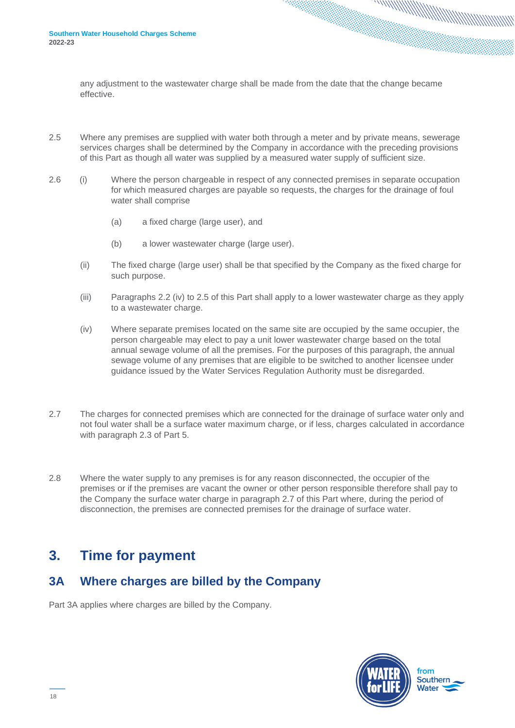any adjustment to the wastewater charge shall be made from the date that the change became effective.

2.5 Where any premises are supplied with water both through a meter and by private means, sewerage services charges shall be determined by the Company in accordance with the preceding provisions of this Part as though all water was supplied by a measured water supply of sufficient size.

2.6 (i) Where the person chargeable in respect of any connected premises in separate occupation for which measured charges are payable so requests, the charges for the drainage of foul water shall comprise

(a) a fixed charge (large user), and

(b) a lower wastewater charge (large user).

(ii) The fixed charge (large user) shall be that specified by the Company as the fixed charge for such purpose.

(iii) Paragraphs 2.2 (iv) to 2.5 of this Part shall apply to a lower wastewater charge as they apply to a wastewater charge.

(iv) Where separate premises located on the same site are occupied by the same occupier, the person chargeable may elect to pay a unit lower wastewater charge based on the total annual sewage volume of all the premises. For the purposes of this paragraph, the annual sewage volume of any premises that are eligible to be switched to another licensee under guidance issued by the Water Services Regulation Authority must be disregarded.

2.7 The charges for connected premises which are connected for the drainage of surface water only and not foul water shall be a surface water maximum charge, or if less, charges calculated in accordance with paragraph 2.3 of Part 5.

2.8 Where the water supply to any premises is for any reason disconnected, the occupier of the premises or if the premises are vacant the owner or other person responsible therefore shall pay to the Company the surface water charge in paragraph 2.7 of this Part where, during the period of disconnection, the premises are connected premises for the drainage of surface water.

# 3. Time for payment

## 3A Where charges are billed by the Company

Part 3A applies where charges are billed by the Company.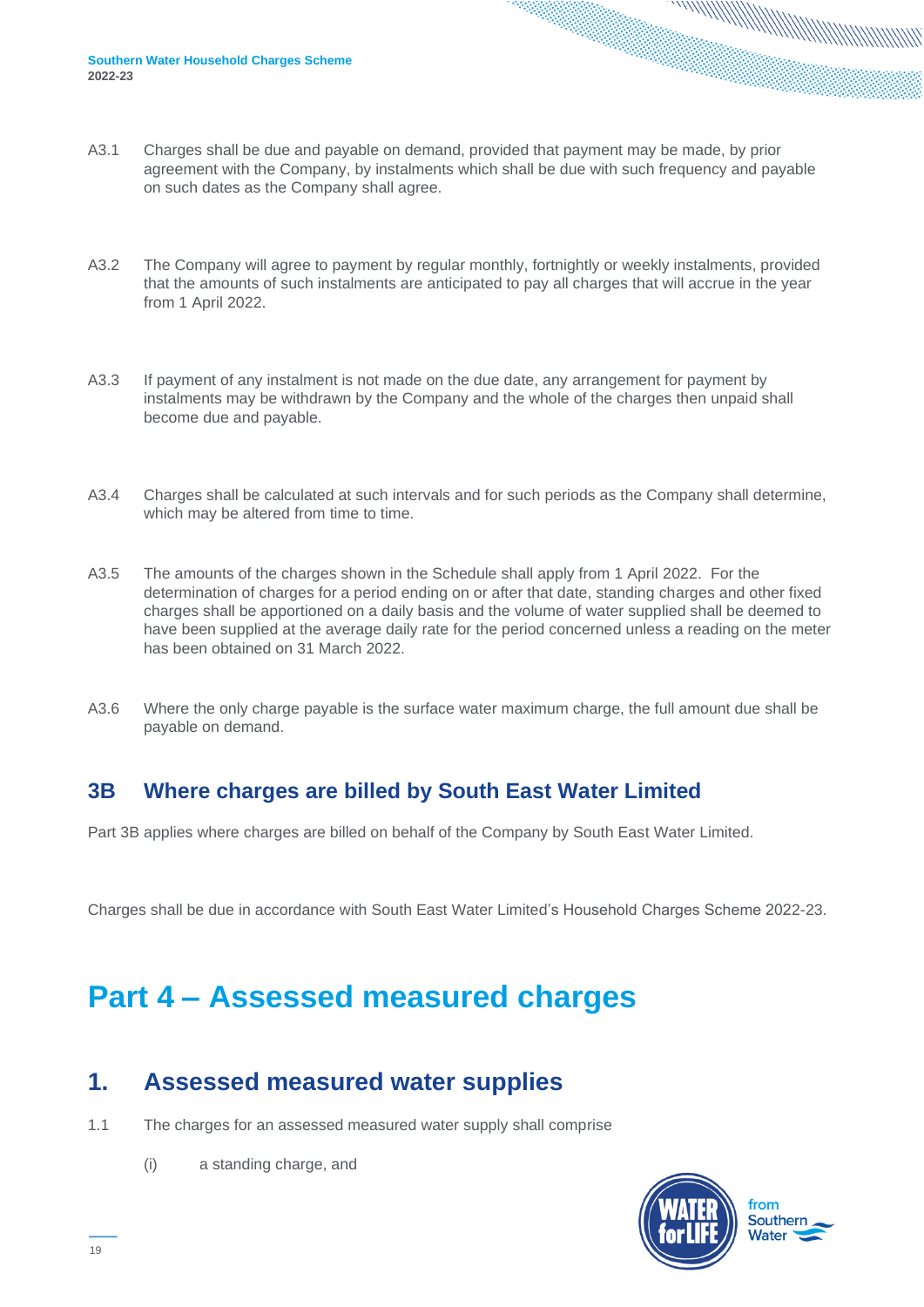A3.1 Charges shall be due and payable on demand, provided that payment may be made, by prior agreement with the Company, by instalments which shall be due with such frequency and payable on such dates as the Company shall agree.

A3.2 The Company will agree to payment by regular monthly, fortnightly or weekly instalments, provided that the amounts of such instalments are anticipated to pay all charges that will accrue in the year from 1 April 2022.

A3.3 If payment of any instalment is not made on the due date, any arrangement for payment by instalments may be withdrawn by the Company and the whole of the charges then unpaid shall become due and payable.

A3.4 Charges shall be calculated at such intervals and for such periods as the Company shall determine, which may be altered from time to time.

A3.5 The amounts of the charges shown in the Schedule shall apply from 1 April 2022. For the determination of charges for a period ending on or after that date, standing charges and other fixed charges shall be apportioned on a daily basis and the volume of water supplied shall be deemed to have been supplied at the average daily rate for the period concerned unless a reading on the meter has been obtained on 31 March 2022.

A3.6 Where the only charge payable is the surface water maximum charge, the full amount due shall be payable on demand.

## 3B Where charges are billed by South East Water Limited

Part 3B applies where charges are billed on behalf of the Company by South East Water Limited.

Charges shall be due in accordance with South East Water Limited's Household Charges Scheme 2022-23.

# Part 4 – Assessed measured charges

## 1. Assessed measured water supplies

1.1 The charges for an assessed measured water supply shall comprise

(i) a standing charge, and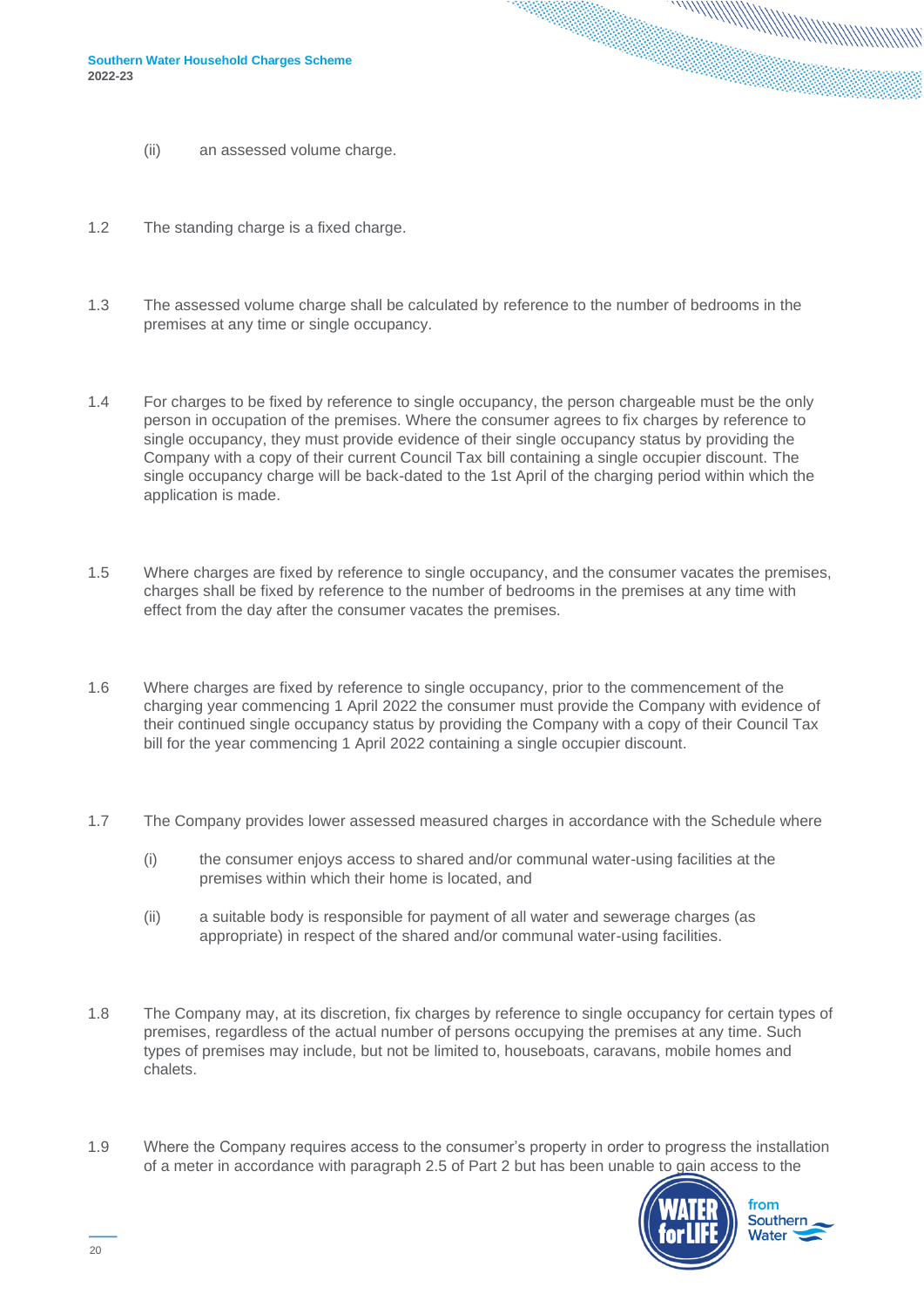(ii) an assessed volume charge.

1.2 The standing charge is a fixed charge.

1.3 The assessed volume charge shall be calculated by reference to the number of bedrooms in the premises at any time or single occupancy.

1.4 For charges to be fixed by reference to single occupancy, the person chargeable must be the only person in occupation of the premises. Where the consumer agrees to fix charges by reference to single occupancy, they must provide evidence of their single occupancy status by providing the Company with a copy of their current Council Tax bill containing a single occupier discount. The single occupancy charge will be back-dated to the 1st April of the charging period within which the application is made.

1.5 Where charges are fixed by reference to single occupancy, and the consumer vacates the premises, charges shall be fixed by reference to the number of bedrooms in the premises at any time with effect from the day after the consumer vacates the premises.

1.6 Where charges are fixed by reference to single occupancy, prior to the commencement of the charging year commencing 1 April 2022 the consumer must provide the Company with evidence of their continued single occupancy status by providing the Company with a copy of their Council Tax bill for the year commencing 1 April 2022 containing a single occupier discount.

1.7 The Company provides lower assessed measured charges in accordance with the Schedule where

(i) the consumer enjoys access to shared and/or communal water-using facilities at the premises within which their home is located, and

(ii) a suitable body is responsible for payment of all water and sewerage charges (as appropriate) in respect of the shared and/or communal water-using facilities.

1.8 The Company may, at its discretion, fix charges by reference to single occupancy for certain types of premises, regardless of the actual number of persons occupying the premises at any time. Such types of premises may include, but not be limited to, houseboats, caravans, mobile homes and chalets.

1.9 Where the Company requires access to the consumer's property in order to progress the installation of a meter in accordance with paragraph 2.5 of Part 2 but has been unable to gain access to the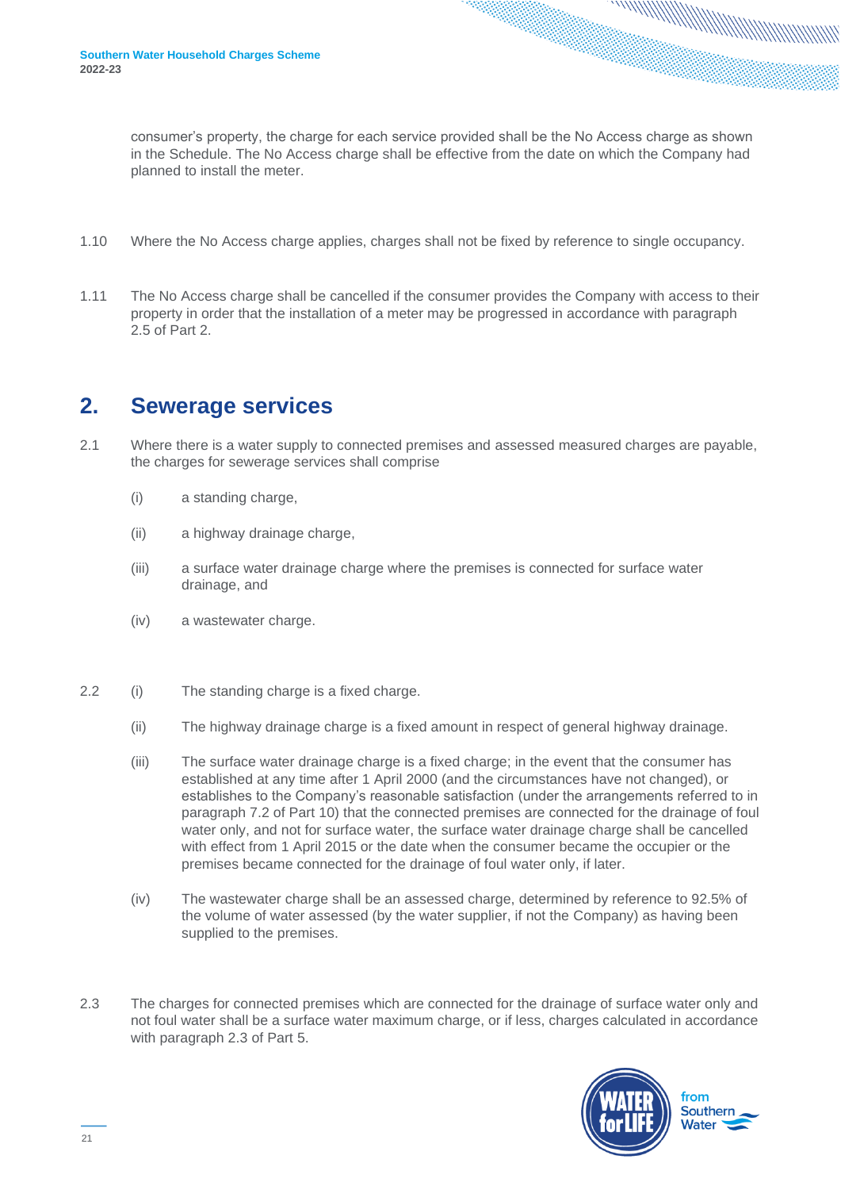consumer's property, the charge for each service provided shall be the No Access charge as shown in the Schedule. The No Access charge shall be effective from the date on which the Company had planned to install the meter.

1.10 Where the No Access charge applies, charges shall not be fixed by reference to single occupancy.

1.11 The No Access charge shall be cancelled if the consumer provides the Company with access to their property in order that the installation of a meter may be progressed in accordance with paragraph 2.5 of Part 2.

## 2. Sewerage services

2.1 Where there is a water supply to connected premises and assessed measured charges are payable, the charges for sewerage services shall comprise

(i) a standing charge,

(ii) a highway drainage charge,

(iii) a surface water drainage charge where the premises is connected for surface water drainage, and

(iv) a wastewater charge.

2.2 (i) The standing charge is a fixed charge.

(ii) The highway drainage charge is a fixed amount in respect of general highway drainage.

(iii) The surface water drainage charge is a fixed charge; in the event that the consumer has established at any time after 1 April 2000 (and the circumstances have not changed), or establishes to the Company's reasonable satisfaction (under the arrangements referred to in paragraph 7.2 of Part 10) that the connected premises are connected for the drainage of foul water only, and not for surface water, the surface water drainage charge shall be cancelled with effect from 1 April 2015 or the date when the consumer became the occupier or the premises became connected for the drainage of foul water only, if later.

(iv) The wastewater charge shall be an assessed charge, determined by reference to 92.5% of the volume of water assessed (by the water supplier, if not the Company) as having been supplied to the premises.

2.3 The charges for connected premises which are connected for the drainage of surface water only and not foul water shall be a surface water maximum charge, or if less, charges calculated in accordance with paragraph 2.3 of Part 5.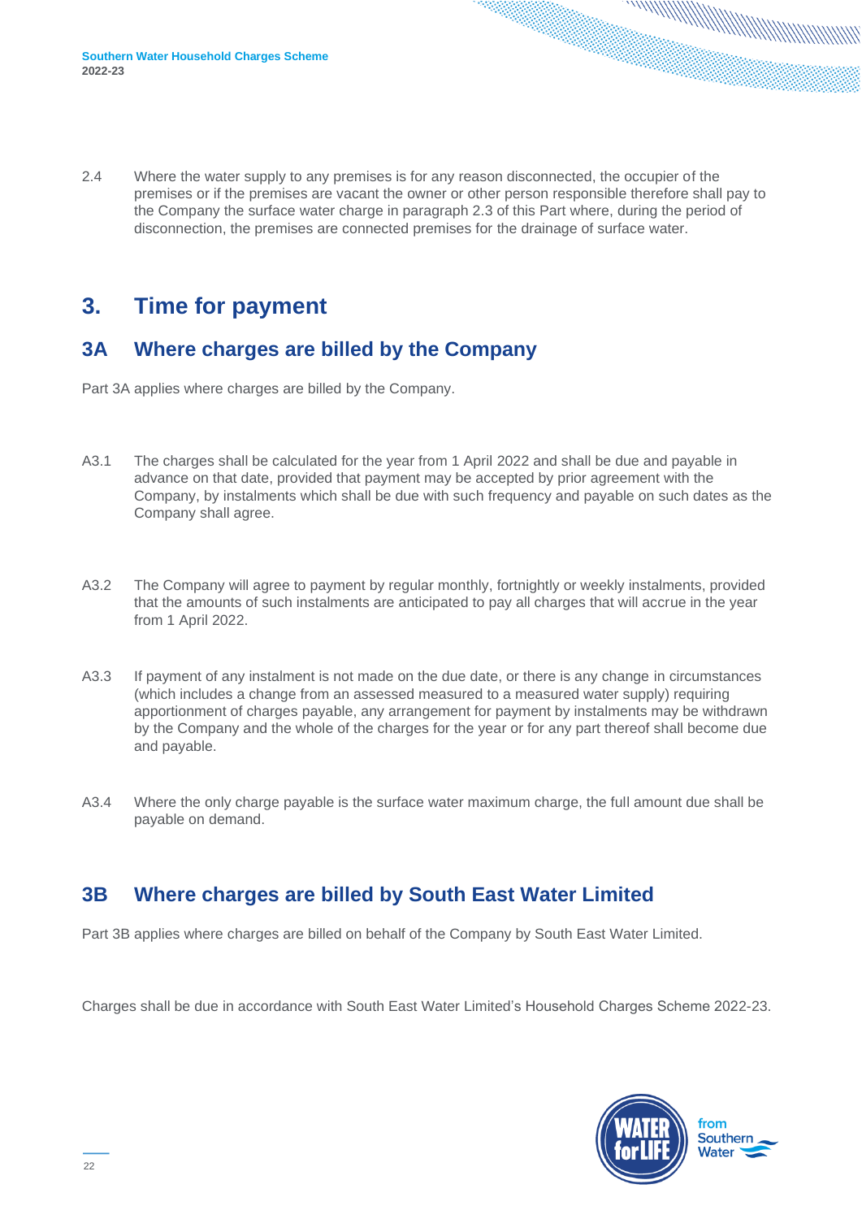2.4 Where the water supply to any premises is for any reason disconnected, the occupier of the premises or if the premises are vacant the owner or other person responsible therefore shall pay to the Company the surface water charge in paragraph 2.3 of this Part where, during the period of disconnection, the premises are connected premises for the drainage of surface water.

# 3. Time for payment

## 3A Where charges are billed by the Company

Part 3A applies where charges are billed by the Company.

A3.1 The charges shall be calculated for the year from 1 April 2022 and shall be due and payable in advance on that date, provided that payment may be accepted by prior agreement with the Company, by instalments which shall be due with such frequency and payable on such dates as the Company shall agree.

A3.2 The Company will agree to payment by regular monthly, fortnightly or weekly instalments, provided that the amounts of such instalments are anticipated to pay all charges that will accrue in the year from 1 April 2022.

A3.3 If payment of any instalment is not made on the due date, or there is any change in circumstances (which includes a change from an assessed measured to a measured water supply) requiring apportionment of charges payable, any arrangement for payment by instalments may be withdrawn by the Company and the whole of the charges for the year or for any part thereof shall become due and payable.

A3.4 Where the only charge payable is the surface water maximum charge, the full amount due shall be payable on demand.

## 3B Where charges are billed by South East Water Limited

Part 3B applies where charges are billed on behalf of the Company by South East Water Limited.

Charges shall be due in accordance with South East Water Limited's Household Charges Scheme 2022-23.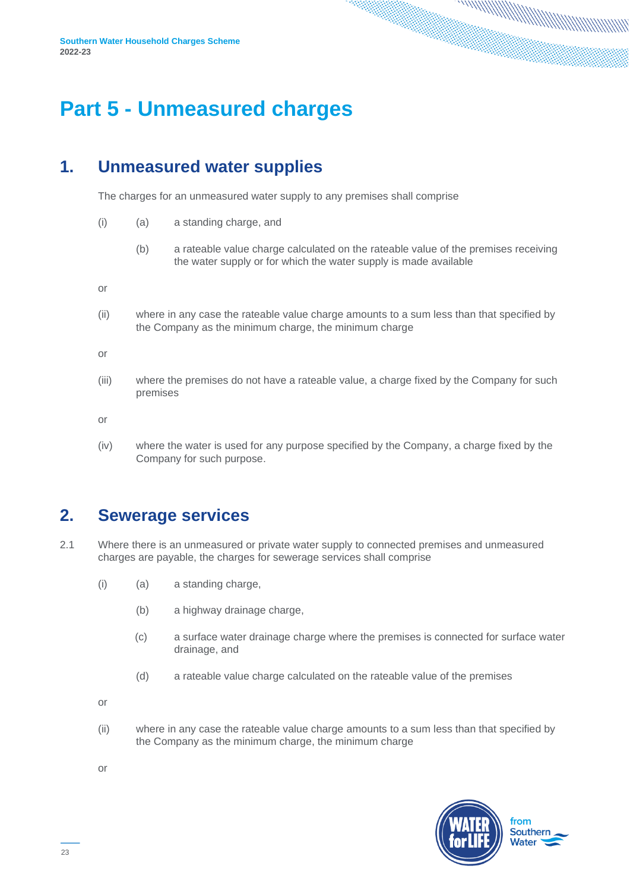# Part 5 - Unmeasured charges

## 1. Unmeasured water supplies

The charges for an unmeasured water supply to any premises shall comprise

(i) (a) a standing charge, and

(b) a rateable value charge calculated on the rateable value of the premises receiving the water supply or for which the water supply is made available

or

(ii) where in any case the rateable value charge amounts to a sum less than that specified by the Company as the minimum charge, the minimum charge

or

(iii) where the premises do not have a rateable value, a charge fixed by the Company for such premises

or

(iv) where the water is used for any purpose specified by the Company, a charge fixed by the Company for such purpose.

## 2. Sewerage services

2.1 Where there is an unmeasured or private water supply to connected premises and unmeasured charges are payable, the charges for sewerage services shall comprise

(i) (a) a standing charge,

(b) a highway drainage charge,

(c) a surface water drainage charge where the premises is connected for surface water drainage, and

(d) a rateable value charge calculated on the rateable value of the premises

or

(ii) where in any case the rateable value charge amounts to a sum less than that specified by the Company as the minimum charge, the minimum charge

or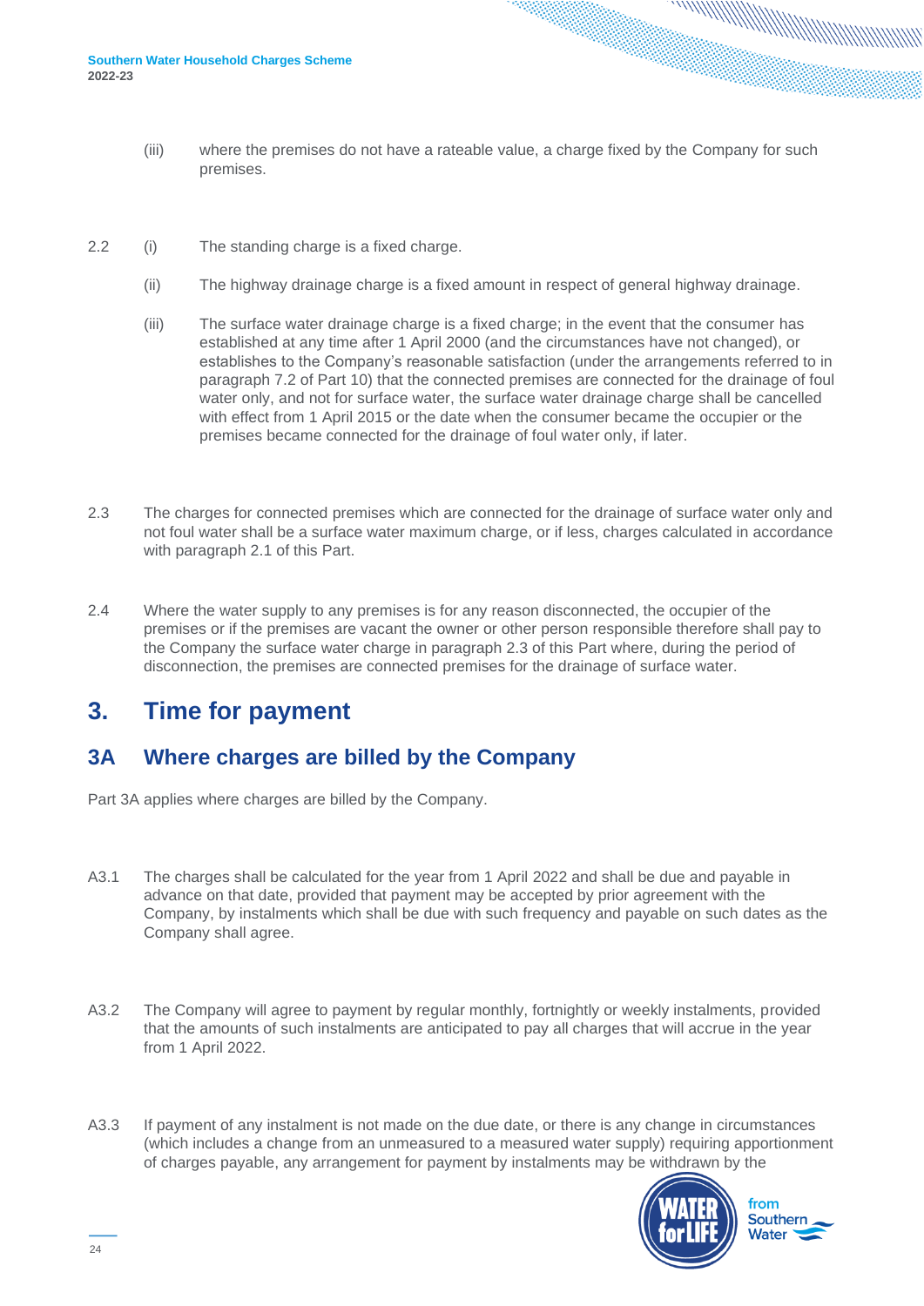(iii) where the premises do not have a rateable value, a charge fixed by the Company for such premises.

2.2 (i) The standing charge is a fixed charge.

(ii) The highway drainage charge is a fixed amount in respect of general highway drainage.

(iii) The surface water drainage charge is a fixed charge; in the event that the consumer has established at any time after 1 April 2000 (and the circumstances have not changed), or establishes to the Company's reasonable satisfaction (under the arrangements referred to in paragraph 7.2 of Part 10) that the connected premises are connected for the drainage of foul water only, and not for surface water, the surface water drainage charge shall be cancelled with effect from 1 April 2015 or the date when the consumer became the occupier or the premises became connected for the drainage of foul water only, if later.

2.3 The charges for connected premises which are connected for the drainage of surface water only and not foul water shall be a surface water maximum charge, or if less, charges calculated in accordance with paragraph 2.1 of this Part.

2.4 Where the water supply to any premises is for any reason disconnected, the occupier of the premises or if the premises are vacant the owner or other person responsible therefore shall pay to the Company the surface water charge in paragraph 2.3 of this Part where, during the period of disconnection, the premises are connected premises for the drainage of surface water.

# 3. Time for payment

## 3A Where charges are billed by the Company

Part 3A applies where charges are billed by the Company.

A3.1 The charges shall be calculated for the year from 1 April 2022 and shall be due and payable in advance on that date, provided that payment may be accepted by prior agreement with the Company, by instalments which shall be due with such frequency and payable on such dates as the Company shall agree.

A3.2 The Company will agree to payment by regular monthly, fortnightly or weekly instalments, provided that the amounts of such instalments are anticipated to pay all charges that will accrue in the year from 1 April 2022.

A3.3 If payment of any instalment is not made on the due date, or there is any change in circumstances (which includes a change from an unmeasured to a measured water supply) requiring apportionment of charges payable, any arrangement for payment by instalments may be withdrawn by the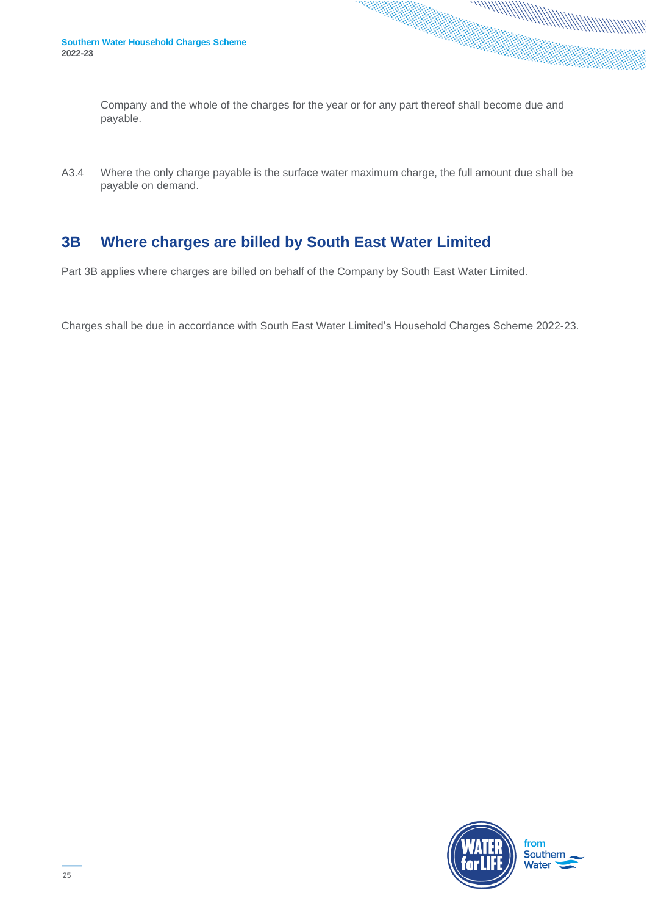Company and the whole of the charges for the year or for any part thereof shall become due and payable.

A3.4 Where the only charge payable is the surface water maximum charge, the full amount due shall be payable on demand.

## 3B Where charges are billed by South East Water Limited

Part 3B applies where charges are billed on behalf of the Company by South East Water Limited.

Charges shall be due in accordance with South East Water Limited's Household Charges Scheme 2022-23.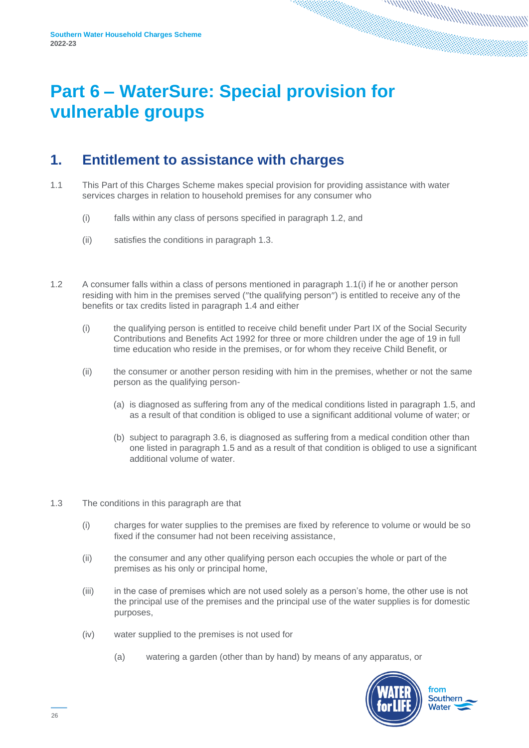# Part 6 – WaterSure: Special provision for vulnerable groups

## 1. Entitlement to assistance with charges

1.1 This Part of this Charges Scheme makes special provision for providing assistance with water services charges in relation to household premises for any consumer who

(i) falls within any class of persons specified in paragraph 1.2, and

(ii) satisfies the conditions in paragraph 1.3.

1.2 A consumer falls within a class of persons mentioned in paragraph 1.1(i) if he or another person residing with him in the premises served ("the qualifying person") is entitled to receive any of the benefits or tax credits listed in paragraph 1.4 and either

(i) the qualifying person is entitled to receive child benefit under Part IX of the Social Security Contributions and Benefits Act 1992 for three or more children under the age of 19 in full time education who reside in the premises, or for whom they receive Child Benefit, or

(ii) the consumer or another person residing with him in the premises, whether or not the same person as the qualifying person-

(a) is diagnosed as suffering from any of the medical conditions listed in paragraph 1.5, and as a result of that condition is obliged to use a significant additional volume of water; or

(b) subject to paragraph 3.6, is diagnosed as suffering from a medical condition other than one listed in paragraph 1.5 and as a result of that condition is obliged to use a significant additional volume of water.

1.3 The conditions in this paragraph are that

(i) charges for water supplies to the premises are fixed by reference to volume or would be so fixed if the consumer had not been receiving assistance,

(ii) the consumer and any other qualifying person each occupies the whole or part of the premises as his only or principal home,

(iii) in the case of premises which are not used solely as a person's home, the other use is not the principal use of the premises and the principal use of the water supplies is for domestic purposes,

(iv) water supplied to the premises is not used for

(a) watering a garden (other than by hand) by means of any apparatus, or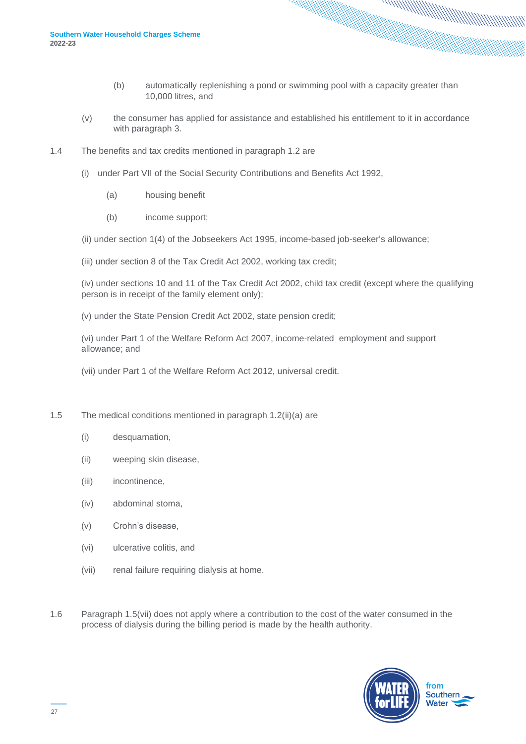(b) automatically replenishing a pond or swimming pool with a capacity greater than 10,000 litres, and

(v) the consumer has applied for assistance and established his entitlement to it in accordance with paragraph 3.

1.4 The benefits and tax credits mentioned in paragraph 1.2 are

(i) under Part VII of the Social Security Contributions and Benefits Act 1992,

(a) housing benefit

(b) income support;

(ii) under section 1(4) of the Jobseekers Act 1995, income-based job-seeker's allowance;

(iii) under section 8 of the Tax Credit Act 2002, working tax credit;

(iv) under sections 10 and 11 of the Tax Credit Act 2002, child tax credit (except where the qualifying person is in receipt of the family element only);

(v) under the State Pension Credit Act 2002, state pension credit;

(vi) under Part 1 of the Welfare Reform Act 2007, income-related employment and support allowance; and

(vii) under Part 1 of the Welfare Reform Act 2012, universal credit.

1.5 The medical conditions mentioned in paragraph 1.2(ii)(a) are

(i) desquamation,

(ii) weeping skin disease,

(iii) incontinence,

(iv) abdominal stoma,

(v) Crohn's disease,

(vi) ulcerative colitis, and

(vii) renal failure requiring dialysis at home.

1.6 Paragraph 1.5(vii) does not apply where a contribution to the cost of the water consumed in the process of dialysis during the billing period is made by the health authority.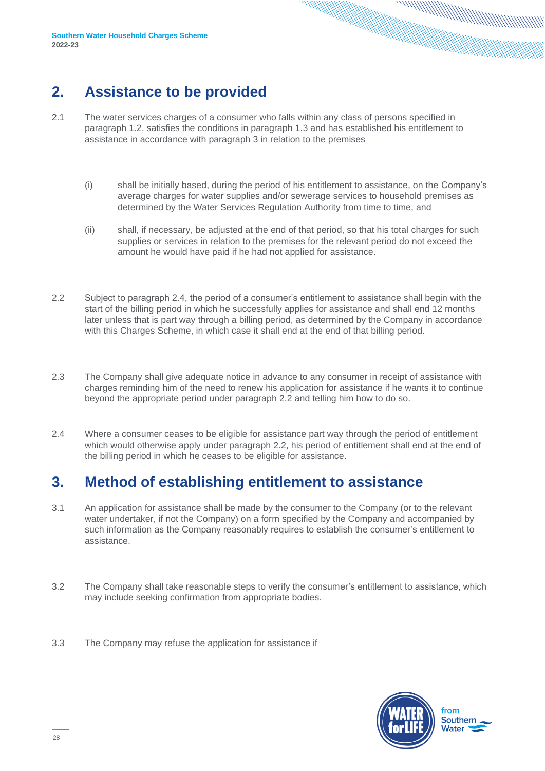## 2. Assistance to be provided

2.1 The water services charges of a consumer who falls within any class of persons specified in paragraph 1.2, satisfies the conditions in paragraph 1.3 and has established his entitlement to assistance in accordance with paragraph 3 in relation to the premises

(i) shall be initially based, during the period of his entitlement to assistance, on the Company's average charges for water supplies and/or sewerage services to household premises as determined by the Water Services Regulation Authority from time to time, and

(ii) shall, if necessary, be adjusted at the end of that period, so that his total charges for such supplies or services in relation to the premises for the relevant period do not exceed the amount he would have paid if he had not applied for assistance.

2.2 Subject to paragraph 2.4, the period of a consumer's entitlement to assistance shall begin with the start of the billing period in which he successfully applies for assistance and shall end 12 months later unless that is part way through a billing period, as determined by the Company in accordance with this Charges Scheme, in which case it shall end at the end of that billing period.

2.3 The Company shall give adequate notice in advance to any consumer in receipt of assistance with charges reminding him of the need to renew his application for assistance if he wants it to continue beyond the appropriate period under paragraph 2.2 and telling him how to do so.

2.4 Where a consumer ceases to be eligible for assistance part way through the period of entitlement which would otherwise apply under paragraph 2.2, his period of entitlement shall end at the end of the billing period in which he ceases to be eligible for assistance.

## 3. Method of establishing entitlement to assistance

3.1 An application for assistance shall be made by the consumer to the Company (or to the relevant water undertaker, if not the Company) on a form specified by the Company and accompanied by such information as the Company reasonably requires to establish the consumer's entitlement to assistance.

3.2 The Company shall take reasonable steps to verify the consumer's entitlement to assistance, which may include seeking confirmation from appropriate bodies.

3.3 The Company may refuse the application for assistance if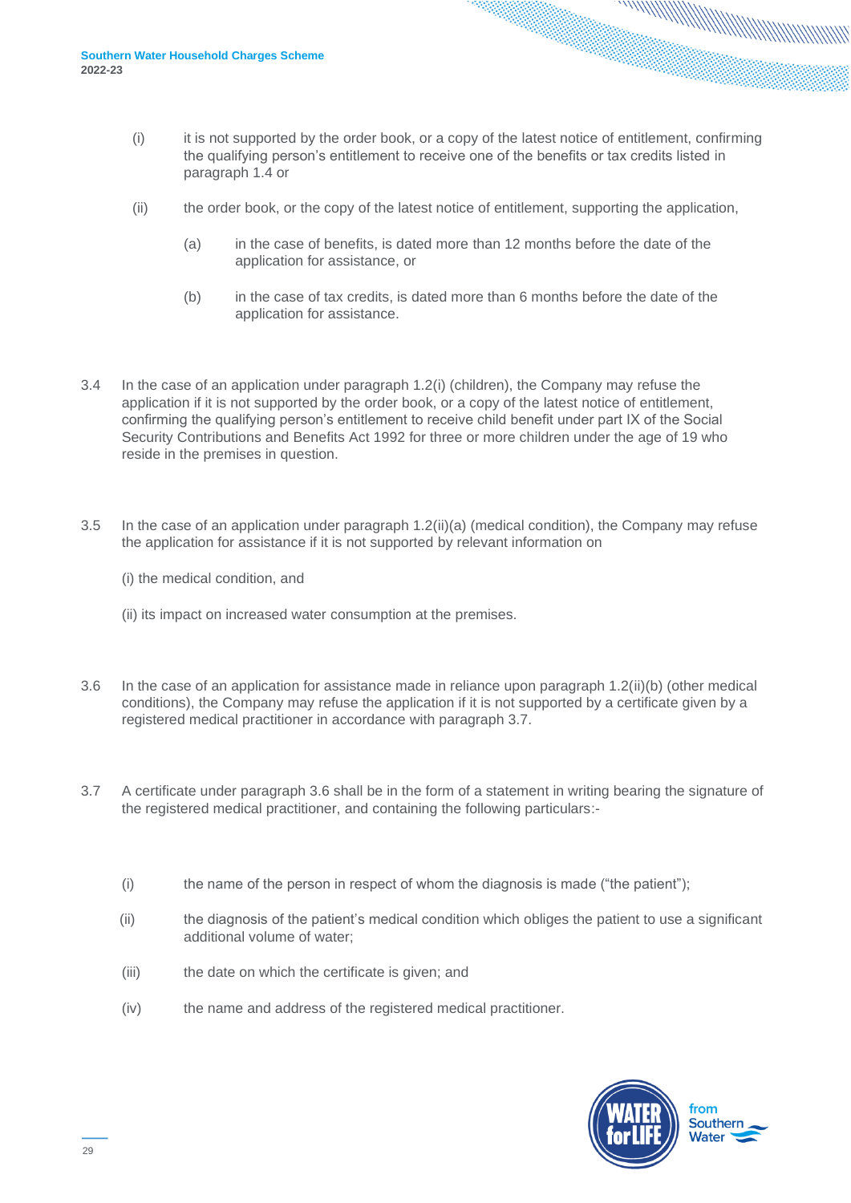(i) it is not supported by the order book, or a copy of the latest notice of entitlement, confirming the qualifying person's entitlement to receive one of the benefits or tax credits listed in paragraph 1.4 or

(ii) the order book, or the copy of the latest notice of entitlement, supporting the application,

(a) in the case of benefits, is dated more than 12 months before the date of the application for assistance, or

(b) in the case of tax credits, is dated more than 6 months before the date of the application for assistance.

3.4 In the case of an application under paragraph 1.2(i) (children), the Company may refuse the application if it is not supported by the order book, or a copy of the latest notice of entitlement, confirming the qualifying person's entitlement to receive child benefit under part IX of the Social Security Contributions and Benefits Act 1992 for three or more children under the age of 19 who reside in the premises in question.

3.5 In the case of an application under paragraph 1.2(ii)(a) (medical condition), the Company may refuse the application for assistance if it is not supported by relevant information on

(i) the medical condition, and

(ii) its impact on increased water consumption at the premises.

3.6 In the case of an application for assistance made in reliance upon paragraph 1.2(ii)(b) (other medical conditions), the Company may refuse the application if it is not supported by a certificate given by a registered medical practitioner in accordance with paragraph 3.7.

3.7 A certificate under paragraph 3.6 shall be in the form of a statement in writing bearing the signature of the registered medical practitioner, and containing the following particulars:-

(i) the name of the person in respect of whom the diagnosis is made ("the patient");

(ii) the diagnosis of the patient's medical condition which obliges the patient to use a significant additional volume of water;

(iii) the date on which the certificate is given; and

(iv) the name and address of the registered medical practitioner.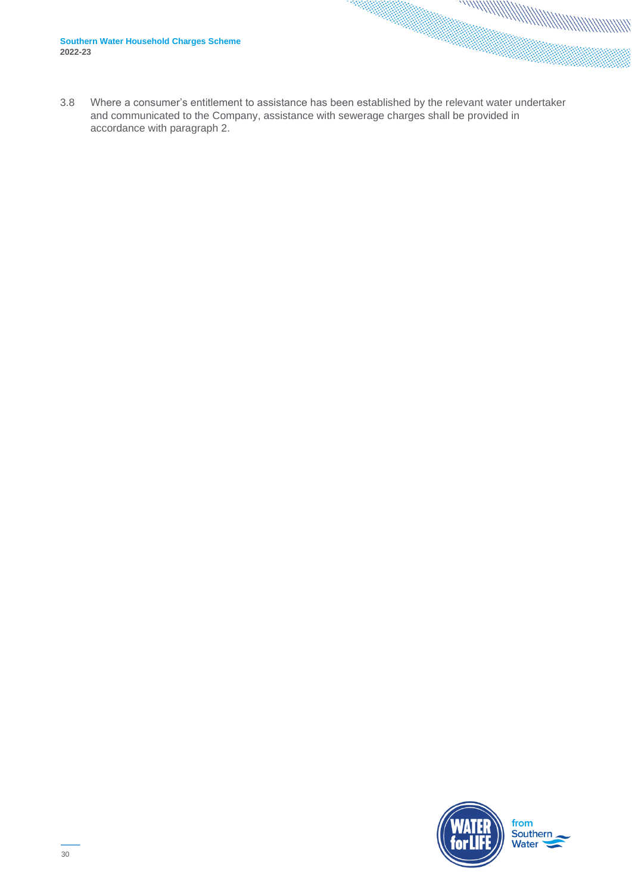3.8 Where a consumer's entitlement to assistance has been established by the relevant water undertaker and communicated to the Company, assistance with sewerage charges shall be provided in accordance with paragraph 2.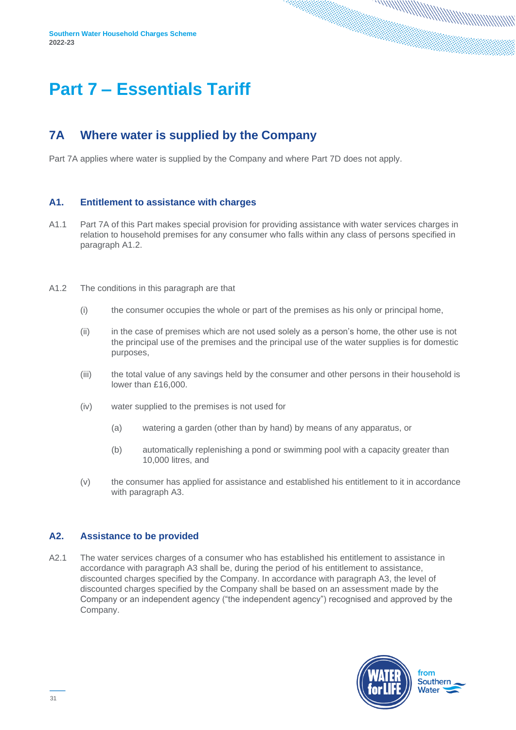# Part 7 – Essentials Tariff

## 7A Where water is supplied by the Company

Part 7A applies where water is supplied by the Company and where Part 7D does not apply.

### A1. Entitlement to assistance with charges

A1.1 Part 7A of this Part makes special provision for providing assistance with water services charges in relation to household premises for any consumer who falls within any class of persons specified in paragraph A1.2.

A1.2 The conditions in this paragraph are that

- (i) the consumer occupies the whole or part of the premises as his only or principal home,
- (ii) in the case of premises which are not used solely as a person's home, the other use is not the principal use of the premises and the principal use of the water supplies is for domestic purposes,
- (iii) the total value of any savings held by the consumer and other persons in their household is lower than £16,000.
- (iv) water supplied to the premises is not used for
  - (a) watering a garden (other than by hand) by means of any apparatus, or
  - (b) automatically replenishing a pond or swimming pool with a capacity greater than 10,000 litres, and
- (v) the consumer has applied for assistance and established his entitlement to it in accordance with paragraph A3.

### A2. Assistance to be provided

A2.1 The water services charges of a consumer who has established his entitlement to assistance in accordance with paragraph A3 shall be, during the period of his entitlement to assistance, discounted charges specified by the Company. In accordance with paragraph A3, the level of discounted charges specified by the Company shall be based on an assessment made by the Company or an independent agency ("the independent agency") recognised and approved by the Company.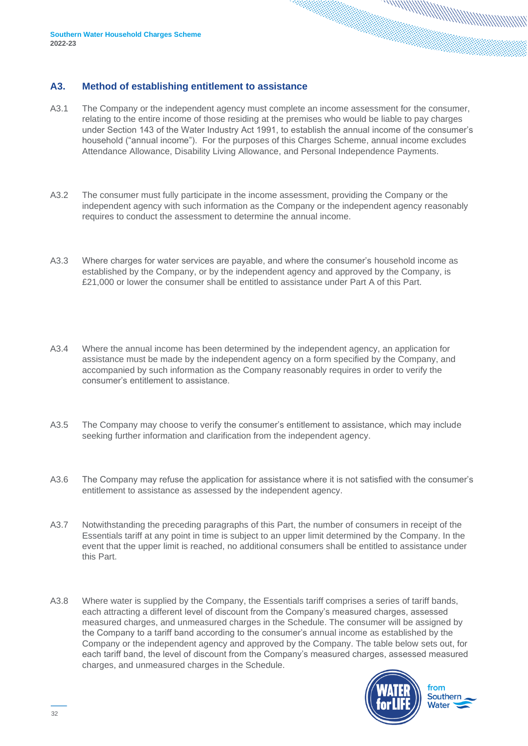## A3. Method of establishing entitlement to assistance

A3.1 The Company or the independent agency must complete an income assessment for the consumer, relating to the entire income of those residing at the premises who would be liable to pay charges under Section 143 of the Water Industry Act 1991, to establish the annual income of the consumer's household ("annual income"). For the purposes of this Charges Scheme, annual income excludes Attendance Allowance, Disability Living Allowance, and Personal Independence Payments.

A3.2 The consumer must fully participate in the income assessment, providing the Company or the independent agency with such information as the Company or the independent agency reasonably requires to conduct the assessment to determine the annual income.

A3.3 Where charges for water services are payable, and where the consumer's household income as established by the Company, or by the independent agency and approved by the Company, is £21,000 or lower the consumer shall be entitled to assistance under Part A of this Part.

A3.4 Where the annual income has been determined by the independent agency, an application for assistance must be made by the independent agency on a form specified by the Company, and accompanied by such information as the Company reasonably requires in order to verify the consumer's entitlement to assistance.

A3.5 The Company may choose to verify the consumer's entitlement to assistance, which may include seeking further information and clarification from the independent agency.

A3.6 The Company may refuse the application for assistance where it is not satisfied with the consumer's entitlement to assistance as assessed by the independent agency.

A3.7 Notwithstanding the preceding paragraphs of this Part, the number of consumers in receipt of the Essentials tariff at any point in time is subject to an upper limit determined by the Company. In the event that the upper limit is reached, no additional consumers shall be entitled to assistance under this Part.

A3.8 Where water is supplied by the Company, the Essentials tariff comprises a series of tariff bands, each attracting a different level of discount from the Company's measured charges, assessed measured charges, and unmeasured charges in the Schedule. The consumer will be assigned by the Company to a tariff band according to the consumer's annual income as established by the Company or the independent agency and approved by the Company. The table below sets out, for each tariff band, the level of discount from the Company's measured charges, assessed measured charges, and unmeasured charges in the Schedule.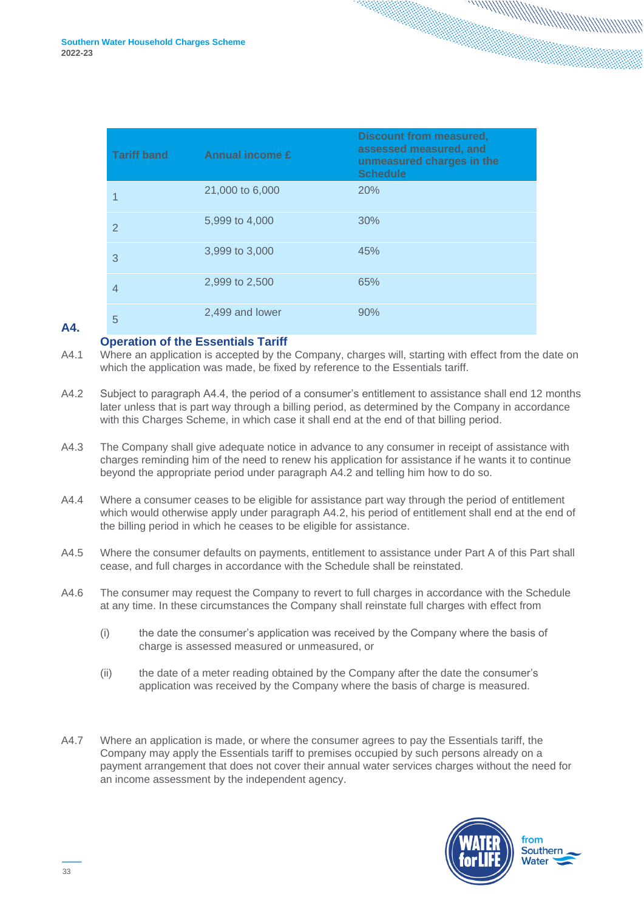| Tariff band | Annual income £ | Discount from measured, assessed measured, and unmeasured charges in the Schedule |
|---|---|---|
| 1 | 21,000 to 6,000 | 20% |
| 2 | 5,999 to 4,000 | 30% |
| 3 | 3,999 to 3,000 | 45% |
| 4 | 2,999 to 2,500 | 65% |
| 5 | 2,499 and lower | 90% |

## A4. Operation of the Essentials Tariff

A4.1 Where an application is accepted by the Company, charges will, starting with effect from the date on which the application was made, be fixed by reference to the Essentials tariff.

A4.2 Subject to paragraph A4.4, the period of a consumer's entitlement to assistance shall end 12 months later unless that is part way through a billing period, as determined by the Company in accordance with this Charges Scheme, in which case it shall end at the end of that billing period.

A4.3 The Company shall give adequate notice in advance to any consumer in receipt of assistance with charges reminding him of the need to renew his application for assistance if he wants it to continue beyond the appropriate period under paragraph A4.2 and telling him how to do so.

A4.4 Where a consumer ceases to be eligible for assistance part way through the period of entitlement which would otherwise apply under paragraph A4.2, his period of entitlement shall end at the end of the billing period in which he ceases to be eligible for assistance.

A4.5 Where the consumer defaults on payments, entitlement to assistance under Part A of this Part shall cease, and full charges in accordance with the Schedule shall be reinstated.

A4.6 The consumer may request the Company to revert to full charges in accordance with the Schedule at any time. In these circumstances the Company shall reinstate full charges with effect from

(i) the date the consumer's application was received by the Company where the basis of charge is assessed measured or unmeasured, or

(ii) the date of a meter reading obtained by the Company after the date the consumer's application was received by the Company where the basis of charge is measured.

A4.7 Where an application is made, or where the consumer agrees to pay the Essentials tariff, the Company may apply the Essentials tariff to premises occupied by such persons already on a payment arrangement that does not cover their annual water services charges without the need for an income assessment by the independent agency.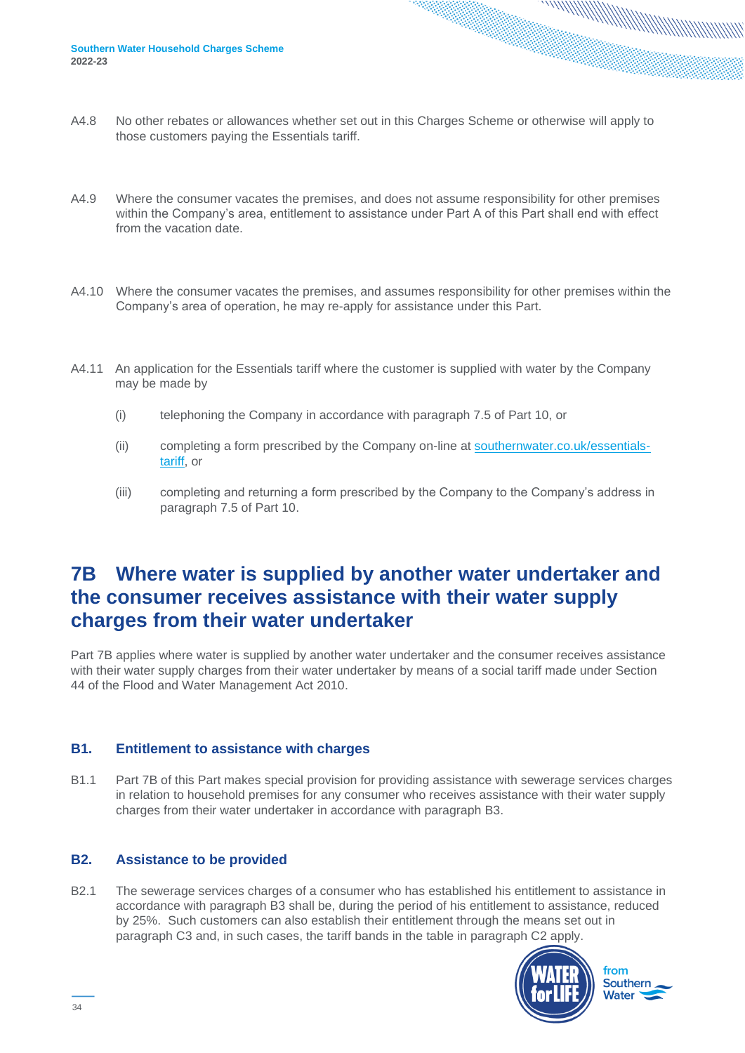A4.8 No other rebates or allowances whether set out in this Charges Scheme or otherwise will apply to those customers paying the Essentials tariff.

A4.9 Where the consumer vacates the premises, and does not assume responsibility for other premises within the Company's area, entitlement to assistance under Part A of this Part shall end with effect from the vacation date.

A4.10 Where the consumer vacates the premises, and assumes responsibility for other premises within the Company's area of operation, he may re-apply for assistance under this Part.

A4.11 An application for the Essentials tariff where the customer is supplied with water by the Company may be made by

(i) telephoning the Company in accordance with paragraph 7.5 of Part 10, or

(ii) completing a form prescribed by the Company on-line at southernwater.co.uk/essentials-tariff, or

(iii) completing and returning a form prescribed by the Company to the Company's address in paragraph 7.5 of Part 10.

# 7B Where water is supplied by another water undertaker and the consumer receives assistance with their water supply charges from their water undertaker

Part 7B applies where water is supplied by another water undertaker and the consumer receives assistance with their water supply charges from their water undertaker by means of a social tariff made under Section 44 of the Flood and Water Management Act 2010.

### B1. Entitlement to assistance with charges

B1.1 Part 7B of this Part makes special provision for providing assistance with sewerage services charges in relation to household premises for any consumer who receives assistance with their water supply charges from their water undertaker in accordance with paragraph B3.

### B2. Assistance to be provided

B2.1 The sewerage services charges of a consumer who has established his entitlement to assistance in accordance with paragraph B3 shall be, during the period of his entitlement to assistance, reduced by 25%. Such customers can also establish their entitlement through the means set out in paragraph C3 and, in such cases, the tariff bands in the table in paragraph C2 apply.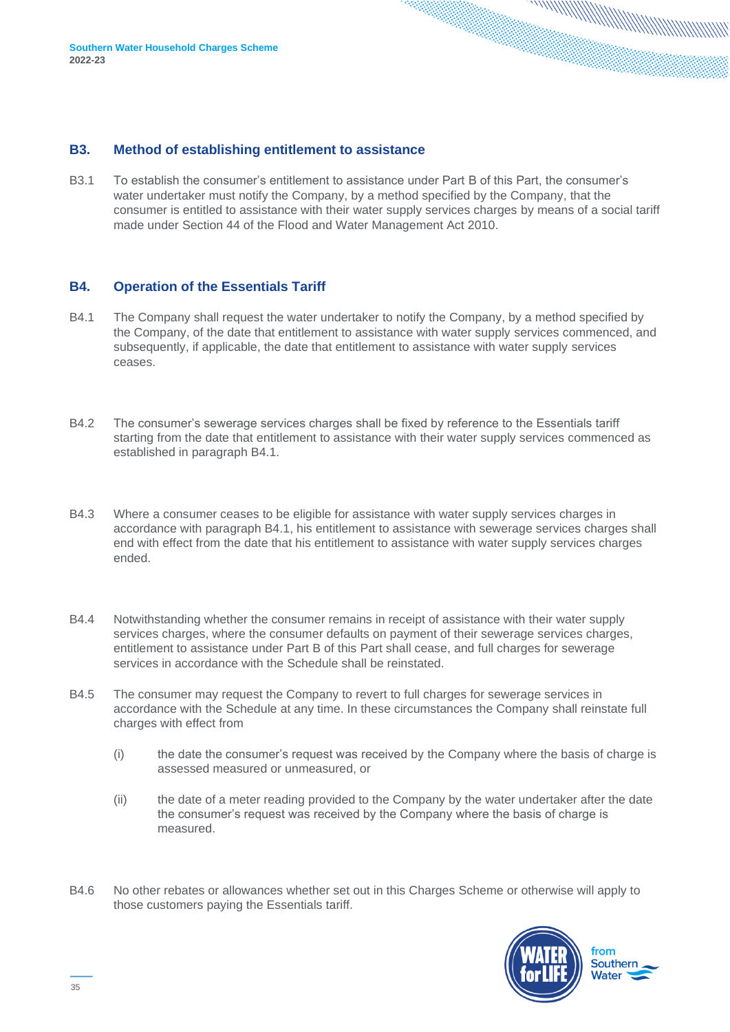## B3. Method of establishing entitlement to assistance

B3.1 To establish the consumer's entitlement to assistance under Part B of this Part, the consumer's water undertaker must notify the Company, by a method specified by the Company, that the consumer is entitled to assistance with their water supply services charges by means of a social tariff made under Section 44 of the Flood and Water Management Act 2010.

## B4. Operation of the Essentials Tariff

B4.1 The Company shall request the water undertaker to notify the Company, by a method specified by the Company, of the date that entitlement to assistance with water supply services commenced, and subsequently, if applicable, the date that entitlement to assistance with water supply services ceases.

B4.2 The consumer's sewerage services charges shall be fixed by reference to the Essentials tariff starting from the date that entitlement to assistance with their water supply services commenced as established in paragraph B4.1.

B4.3 Where a consumer ceases to be eligible for assistance with water supply services charges in accordance with paragraph B4.1, his entitlement to assistance with sewerage services charges shall end with effect from the date that his entitlement to assistance with water supply services charges ended.

B4.4 Notwithstanding whether the consumer remains in receipt of assistance with their water supply services charges, where the consumer defaults on payment of their sewerage services charges, entitlement to assistance under Part B of this Part shall cease, and full charges for sewerage services in accordance with the Schedule shall be reinstated.

B4.5 The consumer may request the Company to revert to full charges for sewerage services in accordance with the Schedule at any time. In these circumstances the Company shall reinstate full charges with effect from

(i) the date the consumer's request was received by the Company where the basis of charge is assessed measured or unmeasured, or

(ii) the date of a meter reading provided to the Company by the water undertaker after the date the consumer's request was received by the Company where the basis of charge is measured.

B4.6 No other rebates or allowances whether set out in this Charges Scheme or otherwise will apply to those customers paying the Essentials tariff.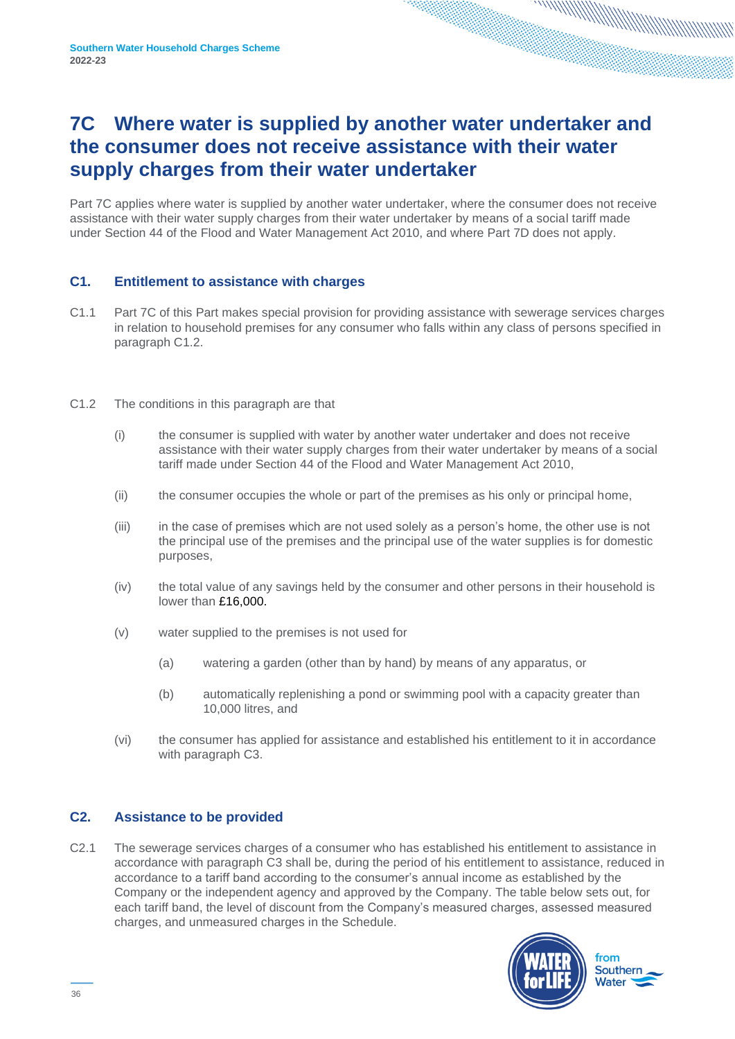# 7C Where water is supplied by another water undertaker and the consumer does not receive assistance with their water supply charges from their water undertaker

Part 7C applies where water is supplied by another water undertaker, where the consumer does not receive assistance with their water supply charges from their water undertaker by means of a social tariff made under Section 44 of the Flood and Water Management Act 2010, and where Part 7D does not apply.

## C1. Entitlement to assistance with charges

C1.1 Part 7C of this Part makes special provision for providing assistance with sewerage services charges in relation to household premises for any consumer who falls within any class of persons specified in paragraph C1.2.

C1.2 The conditions in this paragraph are that

(i) the consumer is supplied with water by another water undertaker and does not receive assistance with their water supply charges from their water undertaker by means of a social tariff made under Section 44 of the Flood and Water Management Act 2010,

(ii) the consumer occupies the whole or part of the premises as his only or principal home,

(iii) in the case of premises which are not used solely as a person's home, the other use is not the principal use of the premises and the principal use of the water supplies is for domestic purposes,

(iv) the total value of any savings held by the consumer and other persons in their household is lower than £16,000.

(v) water supplied to the premises is not used for

(a) watering a garden (other than by hand) by means of any apparatus, or

(b) automatically replenishing a pond or swimming pool with a capacity greater than 10,000 litres, and

(vi) the consumer has applied for assistance and established his entitlement to it in accordance with paragraph C3.

## C2. Assistance to be provided

C2.1 The sewerage services charges of a consumer who has established his entitlement to assistance in accordance with paragraph C3 shall be, during the period of his entitlement to assistance, reduced in accordance to a tariff band according to the consumer's annual income as established by the Company or the independent agency and approved by the Company. The table below sets out, for each tariff band, the level of discount from the Company's measured charges, assessed measured charges, and unmeasured charges in the Schedule.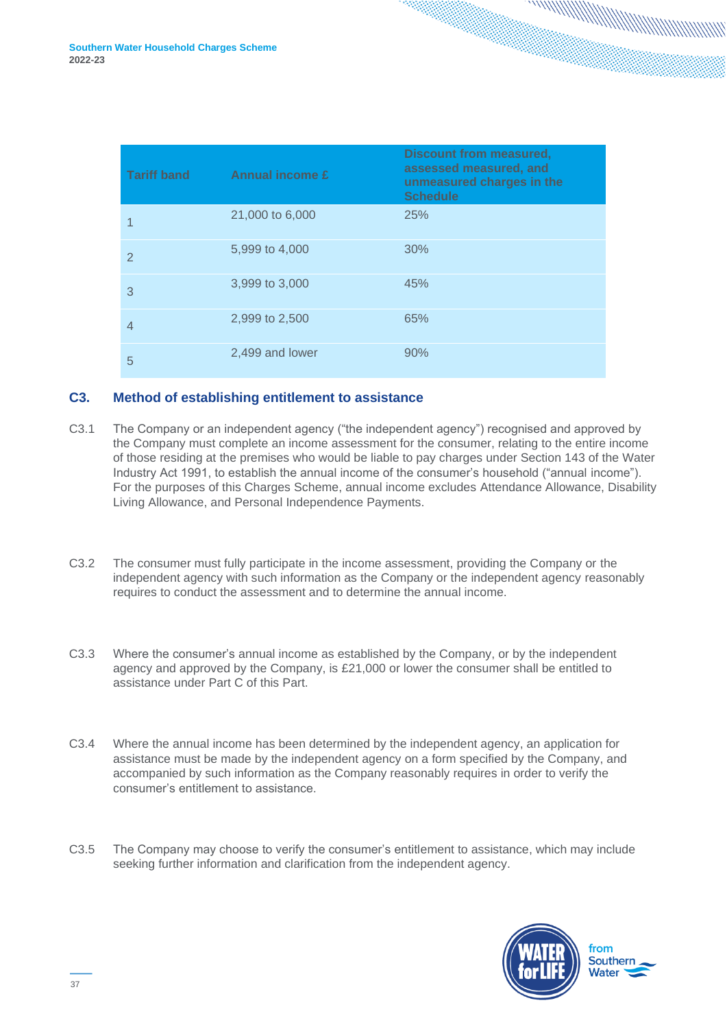| Tariff band | Annual income £ | Discount from measured, assessed measured, and unmeasured charges in the Schedule |
|---|---|---|
| 1 | 21,000 to 6,000 | 25% |
| 2 | 5,999 to 4,000 | 30% |
| 3 | 3,999 to 3,000 | 45% |
| 4 | 2,999 to 2,500 | 65% |
| 5 | 2,499 and lower | 90% |

## C3. Method of establishing entitlement to assistance

C3.1 The Company or an independent agency ("the independent agency") recognised and approved by the Company must complete an income assessment for the consumer, relating to the entire income of those residing at the premises who would be liable to pay charges under Section 143 of the Water Industry Act 1991, to establish the annual income of the consumer's household ("annual income"). For the purposes of this Charges Scheme, annual income excludes Attendance Allowance, Disability Living Allowance, and Personal Independence Payments.

C3.2 The consumer must fully participate in the income assessment, providing the Company or the independent agency with such information as the Company or the independent agency reasonably requires to conduct the assessment and to determine the annual income.

C3.3 Where the consumer's annual income as established by the Company, or by the independent agency and approved by the Company, is £21,000 or lower the consumer shall be entitled to assistance under Part C of this Part.

C3.4 Where the annual income has been determined by the independent agency, an application for assistance must be made by the independent agency on a form specified by the Company, and accompanied by such information as the Company reasonably requires in order to verify the consumer's entitlement to assistance.

C3.5 The Company may choose to verify the consumer's entitlement to assistance, which may include seeking further information and clarification from the independent agency.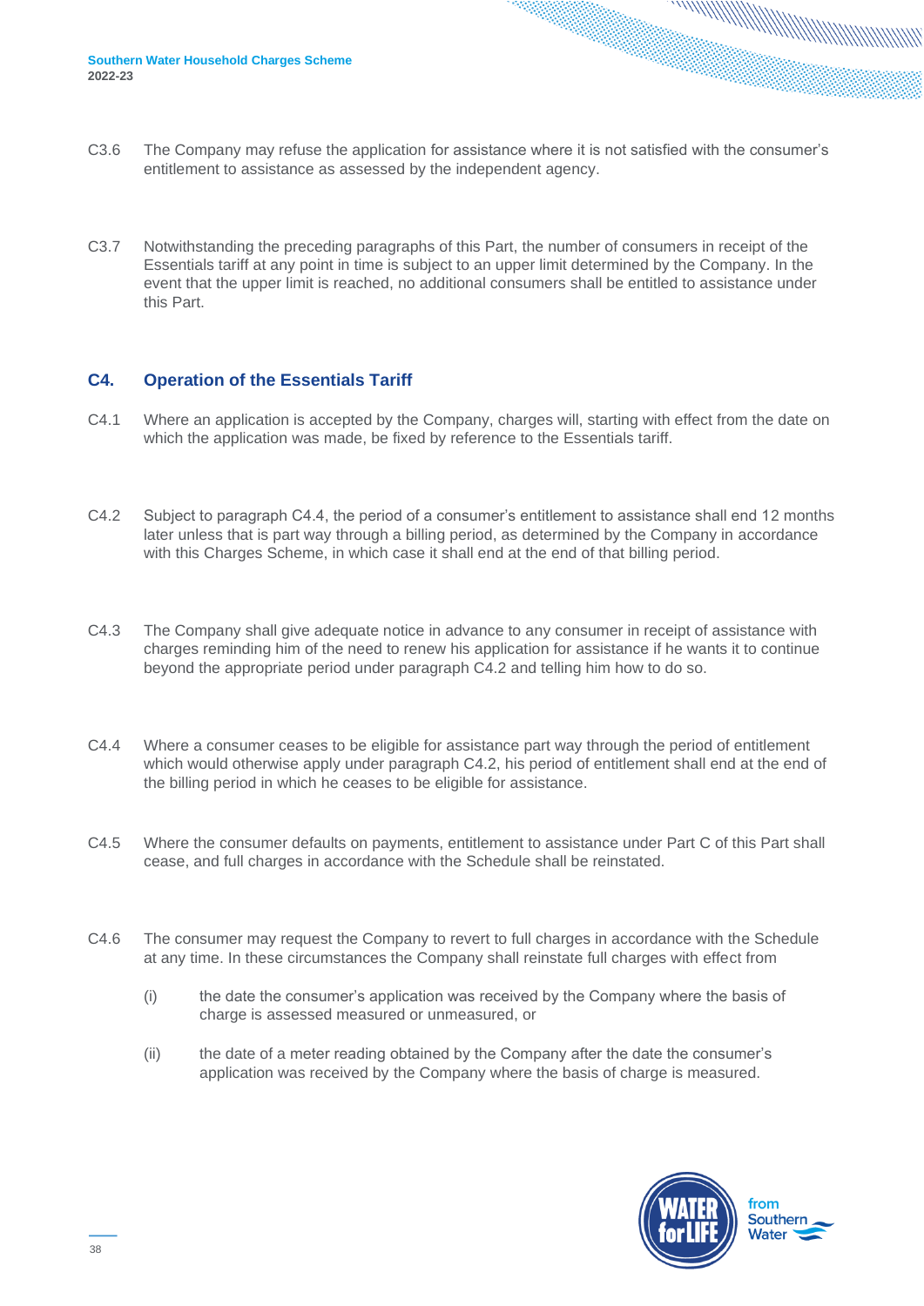C3.6 The Company may refuse the application for assistance where it is not satisfied with the consumer's entitlement to assistance as assessed by the independent agency.

C3.7 Notwithstanding the preceding paragraphs of this Part, the number of consumers in receipt of the Essentials tariff at any point in time is subject to an upper limit determined by the Company. In the event that the upper limit is reached, no additional consumers shall be entitled to assistance under this Part.

## C4. Operation of the Essentials Tariff

C4.1 Where an application is accepted by the Company, charges will, starting with effect from the date on which the application was made, be fixed by reference to the Essentials tariff.

C4.2 Subject to paragraph C4.4, the period of a consumer's entitlement to assistance shall end 12 months later unless that is part way through a billing period, as determined by the Company in accordance with this Charges Scheme, in which case it shall end at the end of that billing period.

C4.3 The Company shall give adequate notice in advance to any consumer in receipt of assistance with charges reminding him of the need to renew his application for assistance if he wants it to continue beyond the appropriate period under paragraph C4.2 and telling him how to do so.

C4.4 Where a consumer ceases to be eligible for assistance part way through the period of entitlement which would otherwise apply under paragraph C4.2, his period of entitlement shall end at the end of the billing period in which he ceases to be eligible for assistance.

C4.5 Where the consumer defaults on payments, entitlement to assistance under Part C of this Part shall cease, and full charges in accordance with the Schedule shall be reinstated.

C4.6 The consumer may request the Company to revert to full charges in accordance with the Schedule at any time. In these circumstances the Company shall reinstate full charges with effect from

(i) the date the consumer's application was received by the Company where the basis of charge is assessed measured or unmeasured, or

(ii) the date of a meter reading obtained by the Company after the date the consumer's application was received by the Company where the basis of charge is measured.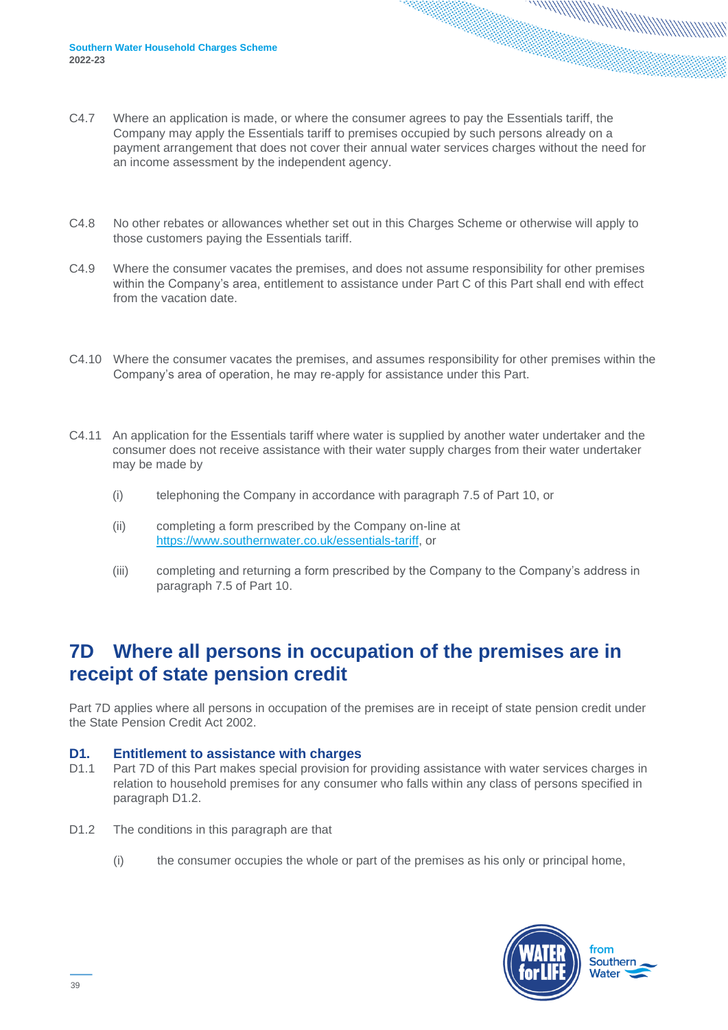C4.7 Where an application is made, or where the consumer agrees to pay the Essentials tariff, the Company may apply the Essentials tariff to premises occupied by such persons already on a payment arrangement that does not cover their annual water services charges without the need for an income assessment by the independent agency.

C4.8 No other rebates or allowances whether set out in this Charges Scheme or otherwise will apply to those customers paying the Essentials tariff.

C4.9 Where the consumer vacates the premises, and does not assume responsibility for other premises within the Company's area, entitlement to assistance under Part C of this Part shall end with effect from the vacation date.

C4.10 Where the consumer vacates the premises, and assumes responsibility for other premises within the Company's area of operation, he may re-apply for assistance under this Part.

C4.11 An application for the Essentials tariff where water is supplied by another water undertaker and the consumer does not receive assistance with their water supply charges from their water undertaker may be made by

(i) telephoning the Company in accordance with paragraph 7.5 of Part 10, or

(ii) completing a form prescribed by the Company on-line at https://www.southernwater.co.uk/essentials-tariff, or

(iii) completing and returning a form prescribed by the Company to the Company's address in paragraph 7.5 of Part 10.

## 7D Where all persons in occupation of the premises are in receipt of state pension credit

Part 7D applies where all persons in occupation of the premises are in receipt of state pension credit under the State Pension Credit Act 2002.

### D1. Entitlement to assistance with charges

D1.1 Part 7D of this Part makes special provision for providing assistance with water services charges in relation to household premises for any consumer who falls within any class of persons specified in paragraph D1.2.

D1.2 The conditions in this paragraph are that

(i) the consumer occupies the whole or part of the premises as his only or principal home,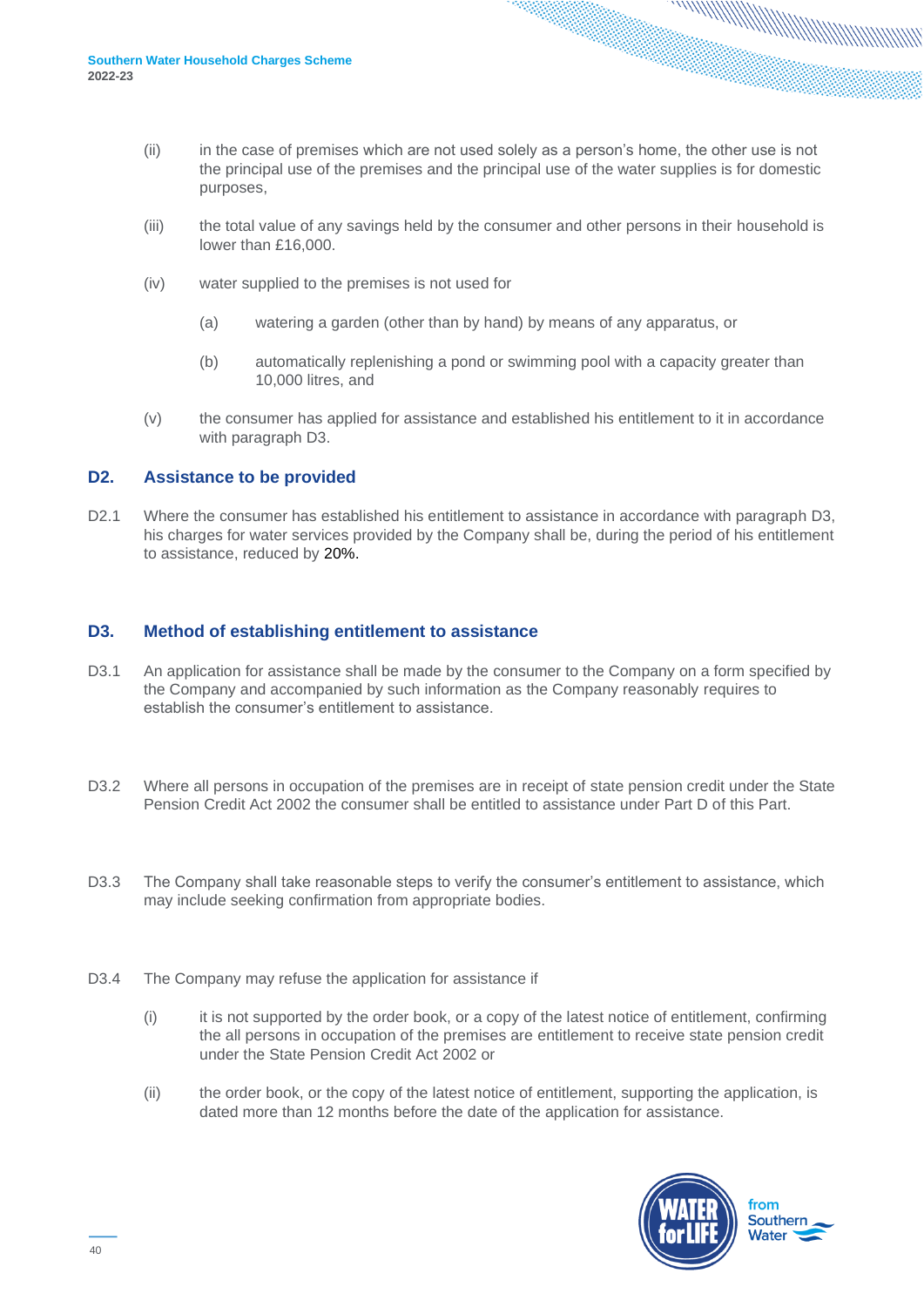(ii) in the case of premises which are not used solely as a person's home, the other use is not the principal use of the premises and the principal use of the water supplies is for domestic purposes,

(iii) the total value of any savings held by the consumer and other persons in their household is lower than £16,000.

(iv) water supplied to the premises is not used for

  (a) watering a garden (other than by hand) by means of any apparatus, or

  (b) automatically replenishing a pond or swimming pool with a capacity greater than 10,000 litres, and

(v) the consumer has applied for assistance and established his entitlement to it in accordance with paragraph D3.

## D2. Assistance to be provided

D2.1 Where the consumer has established his entitlement to assistance in accordance with paragraph D3, his charges for water services provided by the Company shall be, during the period of his entitlement to assistance, reduced by 20%.

## D3. Method of establishing entitlement to assistance

D3.1 An application for assistance shall be made by the consumer to the Company on a form specified by the Company and accompanied by such information as the Company reasonably requires to establish the consumer's entitlement to assistance.

D3.2 Where all persons in occupation of the premises are in receipt of state pension credit under the State Pension Credit Act 2002 the consumer shall be entitled to assistance under Part D of this Part.

D3.3 The Company shall take reasonable steps to verify the consumer's entitlement to assistance, which may include seeking confirmation from appropriate bodies.

D3.4 The Company may refuse the application for assistance if

(i) it is not supported by the order book, or a copy of the latest notice of entitlement, confirming the all persons in occupation of the premises are entitlement to receive state pension credit under the State Pension Credit Act 2002 or

(ii) the order book, or the copy of the latest notice of entitlement, supporting the application, is dated more than 12 months before the date of the application for assistance.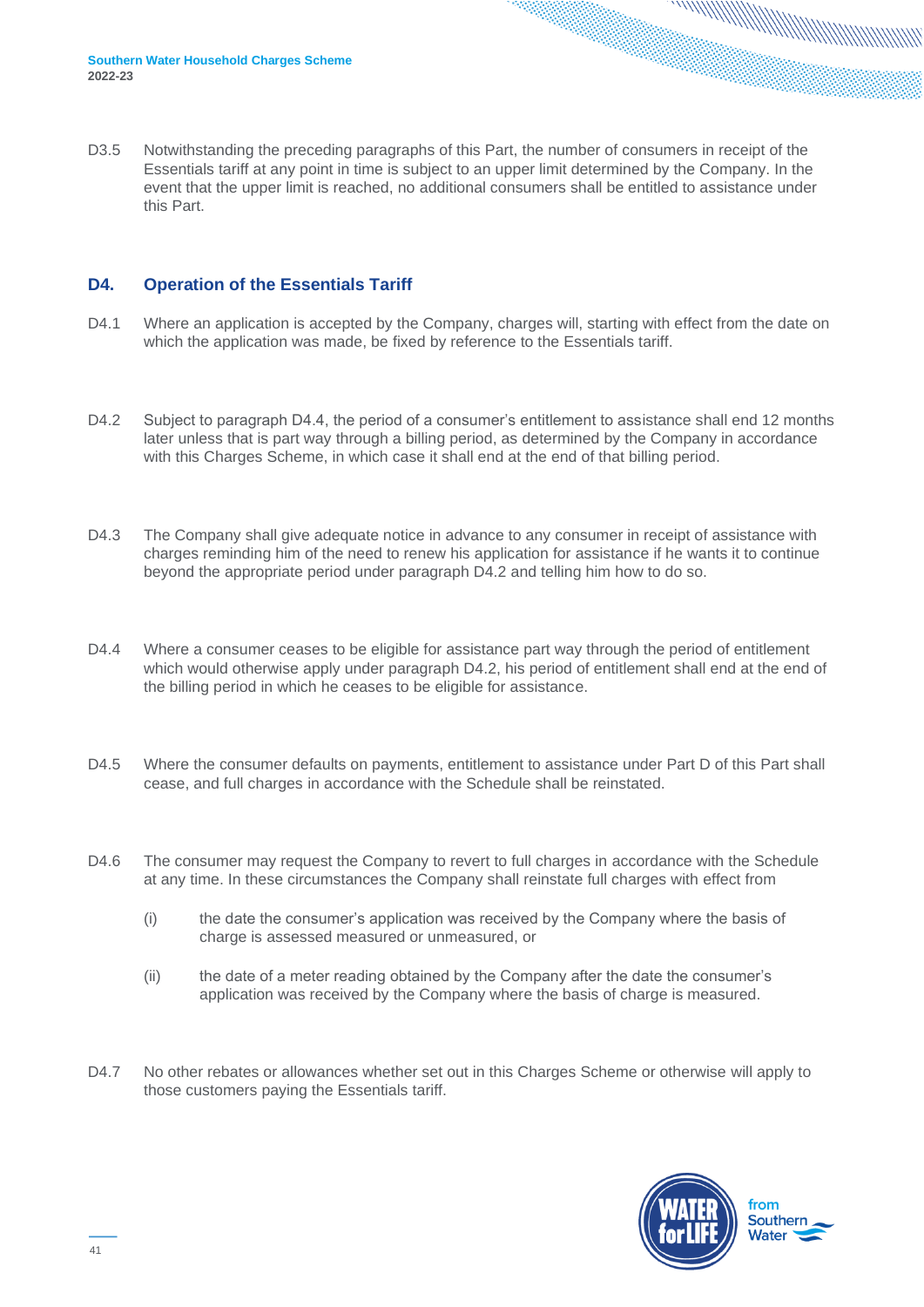D3.5 Notwithstanding the preceding paragraphs of this Part, the number of consumers in receipt of the Essentials tariff at any point in time is subject to an upper limit determined by the Company. In the event that the upper limit is reached, no additional consumers shall be entitled to assistance under this Part.

## D4. Operation of the Essentials Tariff

D4.1 Where an application is accepted by the Company, charges will, starting with effect from the date on which the application was made, be fixed by reference to the Essentials tariff.

D4.2 Subject to paragraph D4.4, the period of a consumer's entitlement to assistance shall end 12 months later unless that is part way through a billing period, as determined by the Company in accordance with this Charges Scheme, in which case it shall end at the end of that billing period.

D4.3 The Company shall give adequate notice in advance to any consumer in receipt of assistance with charges reminding him of the need to renew his application for assistance if he wants it to continue beyond the appropriate period under paragraph D4.2 and telling him how to do so.

D4.4 Where a consumer ceases to be eligible for assistance part way through the period of entitlement which would otherwise apply under paragraph D4.2, his period of entitlement shall end at the end of the billing period in which he ceases to be eligible for assistance.

D4.5 Where the consumer defaults on payments, entitlement to assistance under Part D of this Part shall cease, and full charges in accordance with the Schedule shall be reinstated.

D4.6 The consumer may request the Company to revert to full charges in accordance with the Schedule at any time. In these circumstances the Company shall reinstate full charges with effect from

(i) the date the consumer's application was received by the Company where the basis of charge is assessed measured or unmeasured, or

(ii) the date of a meter reading obtained by the Company after the date the consumer's application was received by the Company where the basis of charge is measured.

D4.7 No other rebates or allowances whether set out in this Charges Scheme or otherwise will apply to those customers paying the Essentials tariff.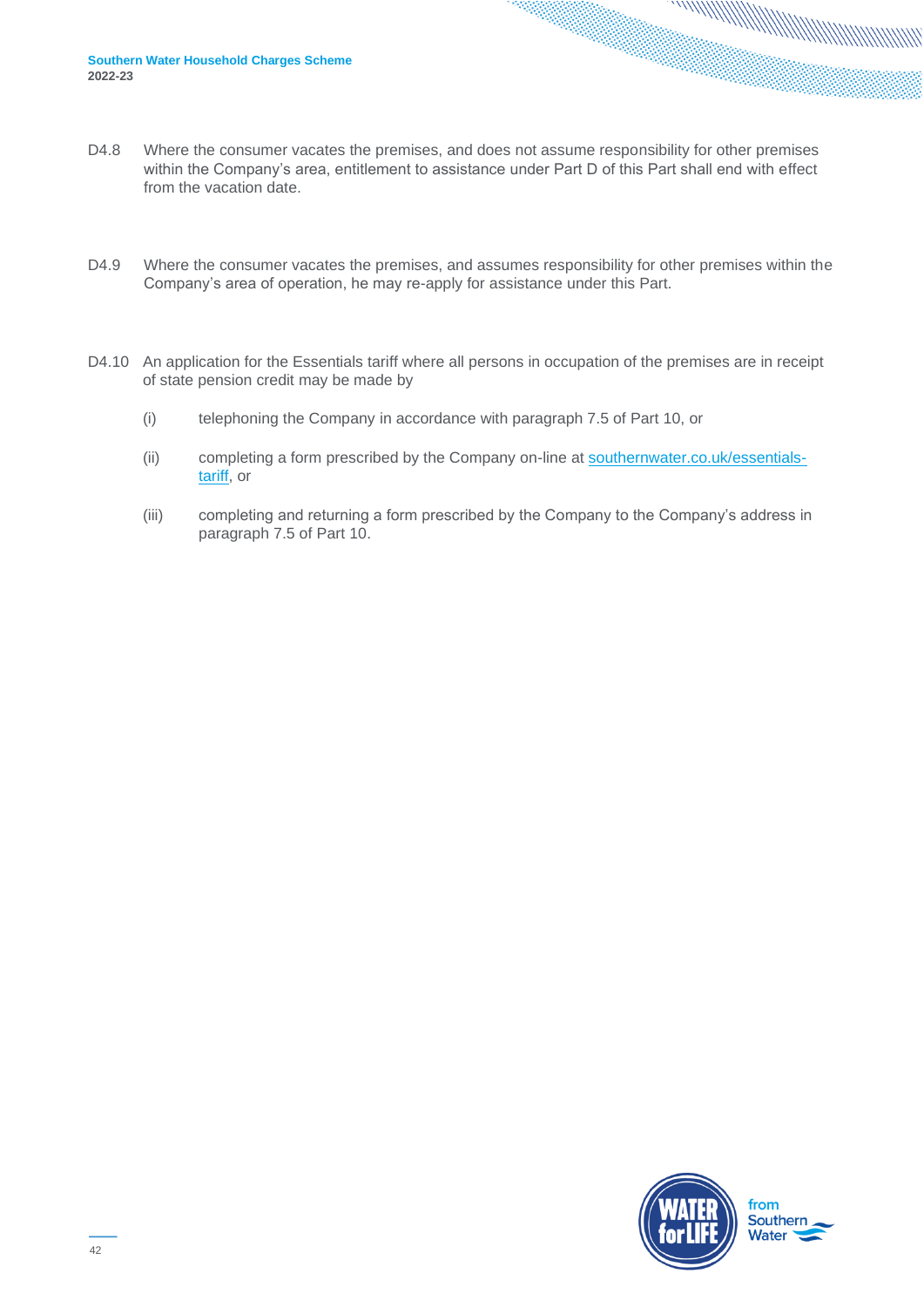D4.8 Where the consumer vacates the premises, and does not assume responsibility for other premises within the Company's area, entitlement to assistance under Part D of this Part shall end with effect from the vacation date.

D4.9 Where the consumer vacates the premises, and assumes responsibility for other premises within the Company's area of operation, he may re-apply for assistance under this Part.

D4.10 An application for the Essentials tariff where all persons in occupation of the premises are in receipt of state pension credit may be made by

(i) telephoning the Company in accordance with paragraph 7.5 of Part 10, or

(ii) completing a form prescribed by the Company on-line at [southernwater.co.uk/essentials-tariff](southernwater.co.uk/essentials-tariff), or

(iii) completing and returning a form prescribed by the Company to the Company's address in paragraph 7.5 of Part 10.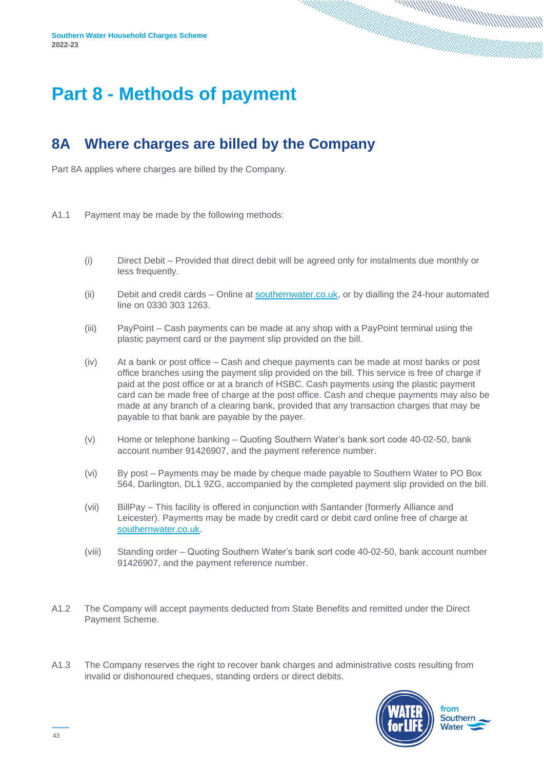# Part 8 - Methods of payment

## 8A Where charges are billed by the Company

Part 8A applies where charges are billed by the Company.

A1.1 Payment may be made by the following methods:

(i) Direct Debit – Provided that direct debit will be agreed only for instalments due monthly or less frequently.

(ii) Debit and credit cards – Online at southernwater.co.uk, or by dialling the 24-hour automated line on 0330 303 1263.

(iii) PayPoint – Cash payments can be made at any shop with a PayPoint terminal using the plastic payment card or the payment slip provided on the bill.

(iv) At a bank or post office – Cash and cheque payments can be made at most banks or post office branches using the payment slip provided on the bill. This service is free of charge if paid at the post office or at a branch of HSBC. Cash payments using the plastic payment card can be made free of charge at the post office. Cash and cheque payments may also be made at any branch of a clearing bank, provided that any transaction charges that may be payable to that bank are payable by the payer.

(v) Home or telephone banking – Quoting Southern Water's bank sort code 40-02-50, bank account number 91426907, and the payment reference number.

(vi) By post – Payments may be made by cheque made payable to Southern Water to PO Box 564, Darlington, DL1 9ZG, accompanied by the completed payment slip provided on the bill.

(vii) BillPay – This facility is offered in conjunction with Santander (formerly Alliance and Leicester). Payments may be made by credit card or debit card online free of charge at southernwater.co.uk.

(viii) Standing order – Quoting Southern Water's bank sort code 40-02-50, bank account number 91426907, and the payment reference number.

A1.2 The Company will accept payments deducted from State Benefits and remitted under the Direct Payment Scheme.

A1.3 The Company reserves the right to recover bank charges and administrative costs resulting from invalid or dishonoured cheques, standing orders or direct debits.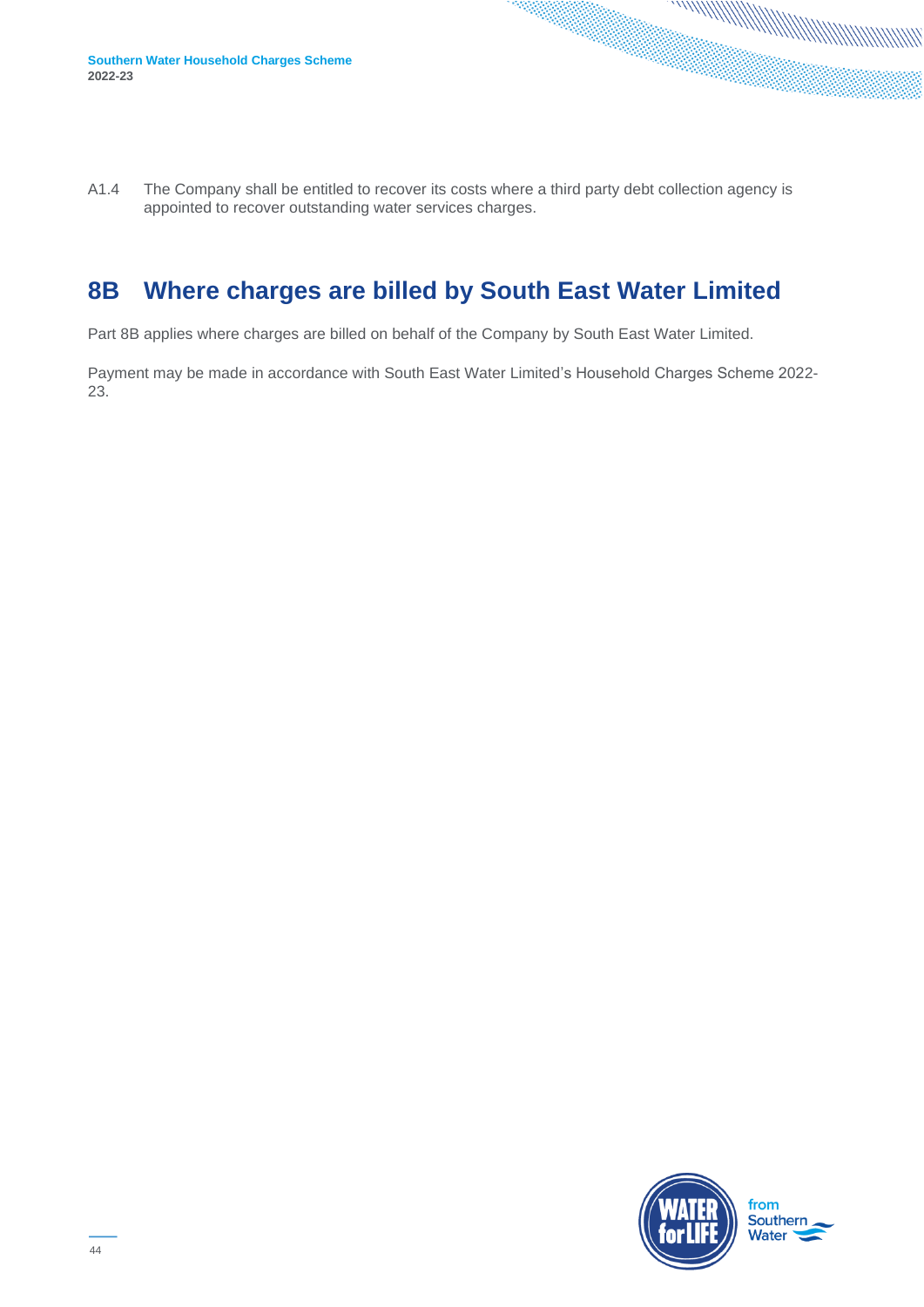A1.4 The Company shall be entitled to recover its costs where a third party debt collection agency is appointed to recover outstanding water services charges.

## 8B Where charges are billed by South East Water Limited

Part 8B applies where charges are billed on behalf of the Company by South East Water Limited.

Payment may be made in accordance with South East Water Limited's Household Charges Scheme 2022-23.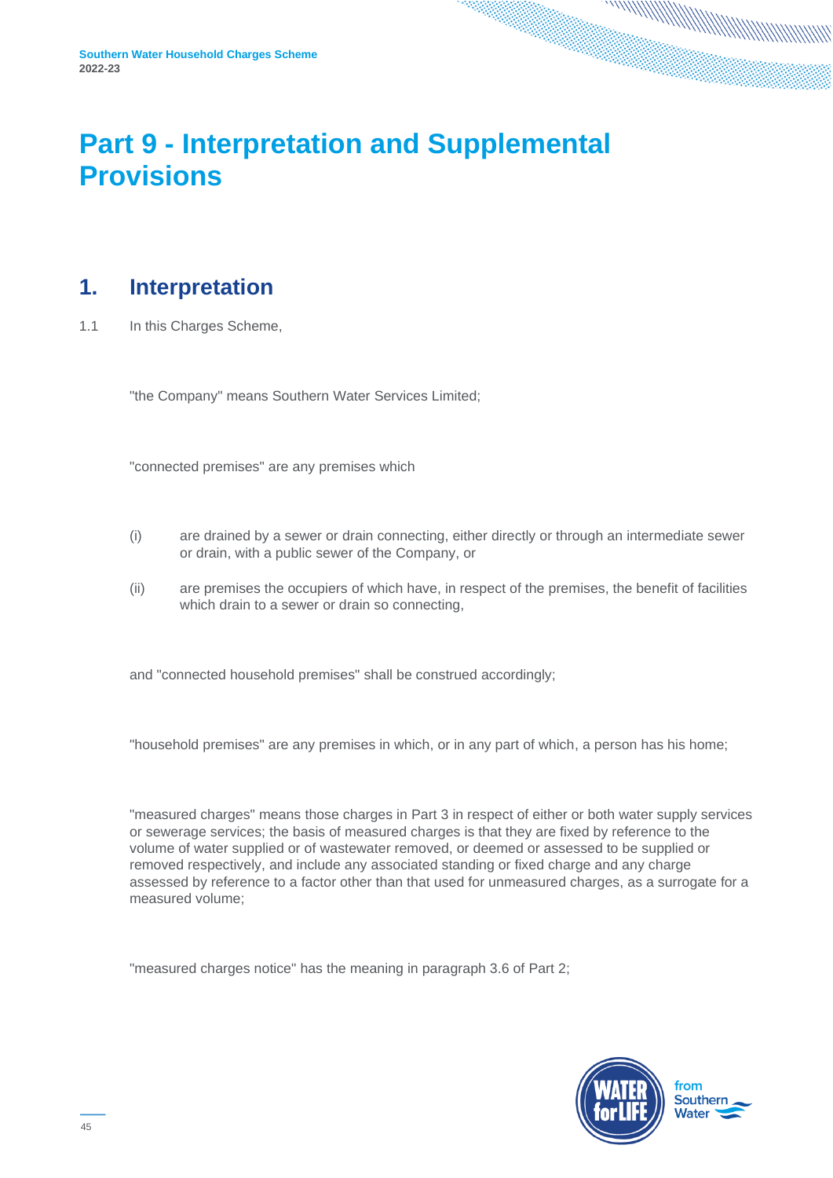# Part 9 - Interpretation and Supplemental Provisions

## 1. Interpretation

1.1 In this Charges Scheme,

"the Company" means Southern Water Services Limited;

"connected premises" are any premises which

(i) are drained by a sewer or drain connecting, either directly or through an intermediate sewer or drain, with a public sewer of the Company, or

(ii) are premises the occupiers of which have, in respect of the premises, the benefit of facilities which drain to a sewer or drain so connecting,

and "connected household premises" shall be construed accordingly;

"household premises" are any premises in which, or in any part of which, a person has his home;

"measured charges" means those charges in Part 3 in respect of either or both water supply services or sewerage services; the basis of measured charges is that they are fixed by reference to the volume of water supplied or of wastewater removed, or deemed or assessed to be supplied or removed respectively, and include any associated standing or fixed charge and any charge assessed by reference to a factor other than that used for unmeasured charges, as a surrogate for a measured volume;

"measured charges notice" has the meaning in paragraph 3.6 of Part 2;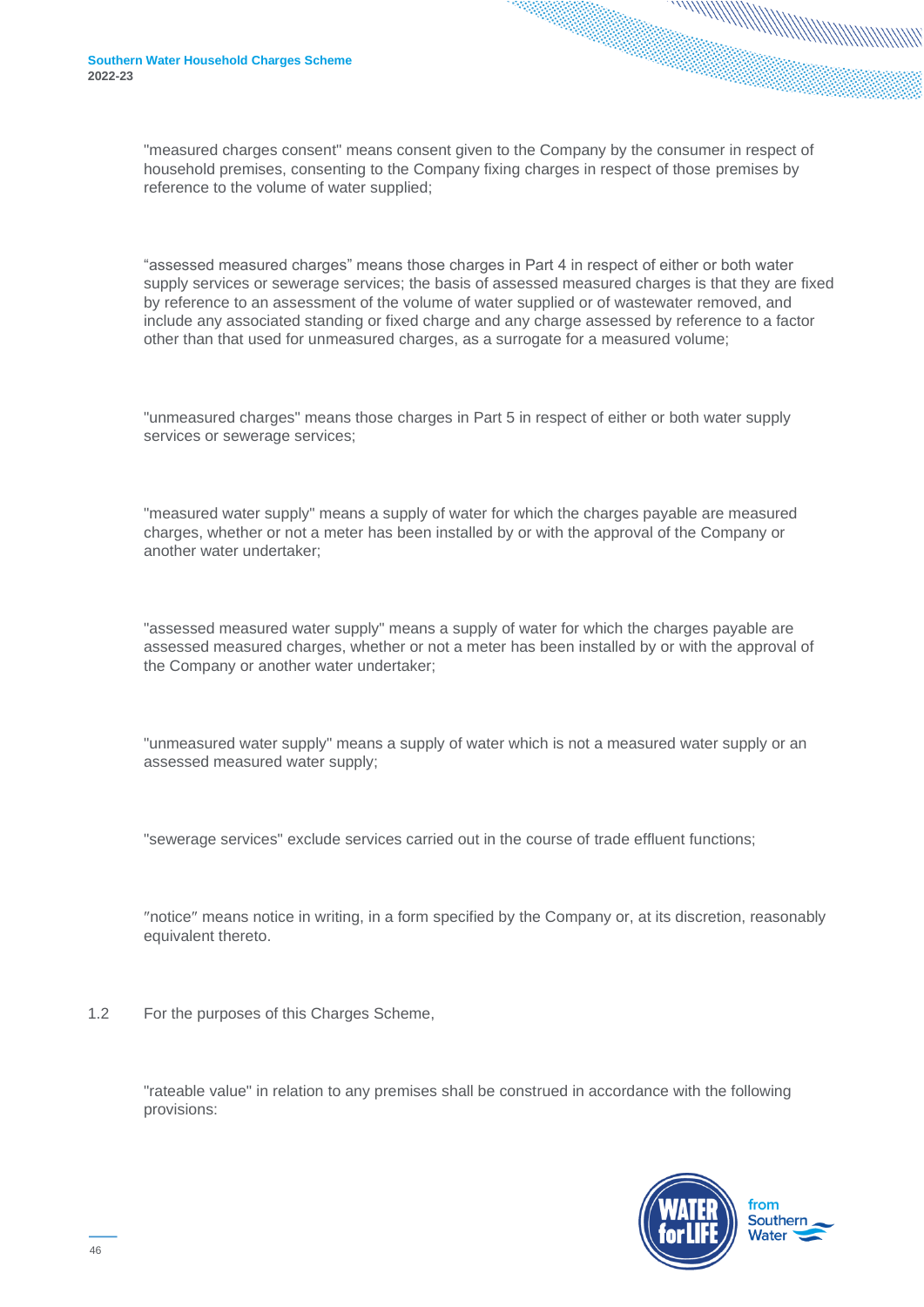"measured charges consent" means consent given to the Company by the consumer in respect of household premises, consenting to the Company fixing charges in respect of those premises by reference to the volume of water supplied;

“assessed measured charges” means those charges in Part 4 in respect of either or both water supply services or sewerage services; the basis of assessed measured charges is that they are fixed by reference to an assessment of the volume of water supplied or of wastewater removed, and include any associated standing or fixed charge and any charge assessed by reference to a factor other than that used for unmeasured charges, as a surrogate for a measured volume;

"unmeasured charges" means those charges in Part 5 in respect of either or both water supply services or sewerage services;

"measured water supply" means a supply of water for which the charges payable are measured charges, whether or not a meter has been installed by or with the approval of the Company or another water undertaker;

"assessed measured water supply" means a supply of water for which the charges payable are assessed measured charges, whether or not a meter has been installed by or with the approval of the Company or another water undertaker;

"unmeasured water supply" means a supply of water which is not a measured water supply or an assessed measured water supply;

"sewerage services" exclude services carried out in the course of trade effluent functions;

″notice″ means notice in writing, in a form specified by the Company or, at its discretion, reasonably equivalent thereto.

1.2 For the purposes of this Charges Scheme,

"rateable value" in relation to any premises shall be construed in accordance with the following provisions: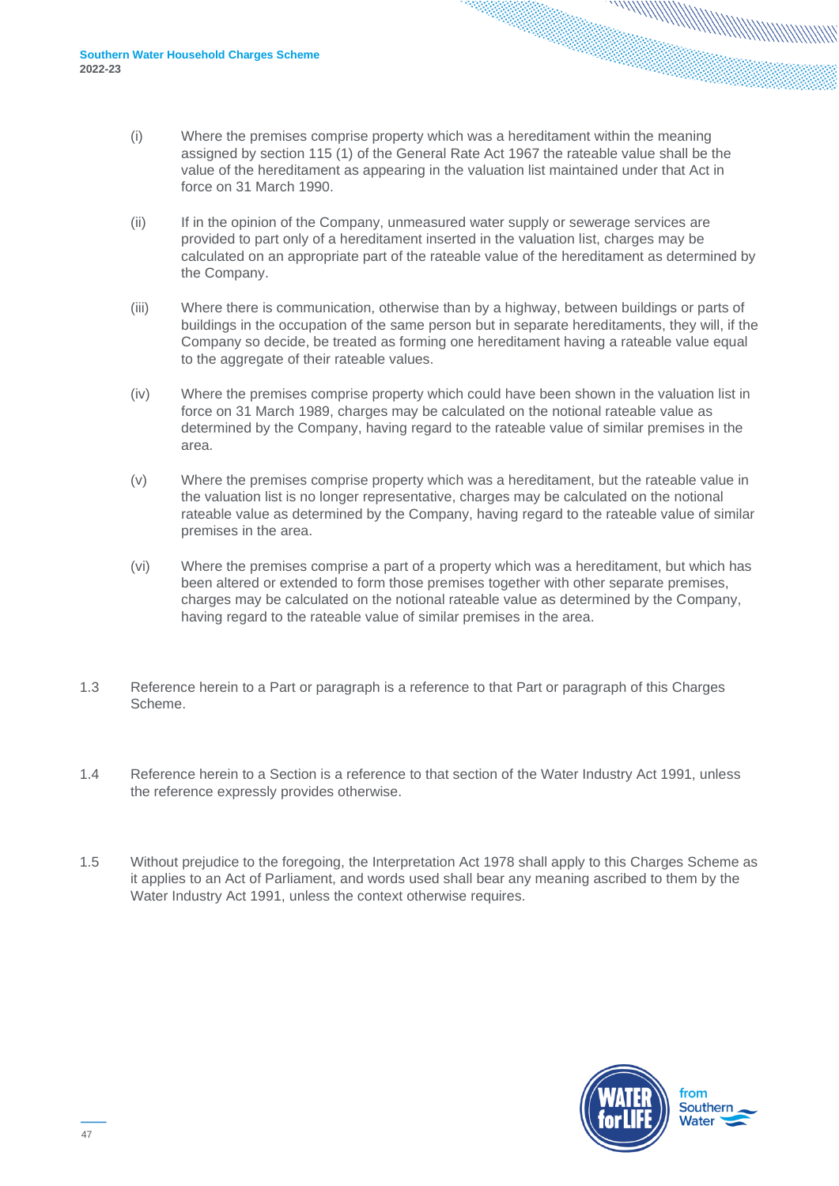(i) Where the premises comprise property which was a hereditament within the meaning assigned by section 115 (1) of the General Rate Act 1967 the rateable value shall be the value of the hereditament as appearing in the valuation list maintained under that Act in force on 31 March 1990.

(ii) If in the opinion of the Company, unmeasured water supply or sewerage services are provided to part only of a hereditament inserted in the valuation list, charges may be calculated on an appropriate part of the rateable value of the hereditament as determined by the Company.

(iii) Where there is communication, otherwise than by a highway, between buildings or parts of buildings in the occupation of the same person but in separate hereditaments, they will, if the Company so decide, be treated as forming one hereditament having a rateable value equal to the aggregate of their rateable values.

(iv) Where the premises comprise property which could have been shown in the valuation list in force on 31 March 1989, charges may be calculated on the notional rateable value as determined by the Company, having regard to the rateable value of similar premises in the area.

(v) Where the premises comprise property which was a hereditament, but the rateable value in the valuation list is no longer representative, charges may be calculated on the notional rateable value as determined by the Company, having regard to the rateable value of similar premises in the area.

(vi) Where the premises comprise a part of a property which was a hereditament, but which has been altered or extended to form those premises together with other separate premises, charges may be calculated on the notional rateable value as determined by the Company, having regard to the rateable value of similar premises in the area.

1.3 Reference herein to a Part or paragraph is a reference to that Part or paragraph of this Charges Scheme.

1.4 Reference herein to a Section is a reference to that section of the Water Industry Act 1991, unless the reference expressly provides otherwise.

1.5 Without prejudice to the foregoing, the Interpretation Act 1978 shall apply to this Charges Scheme as it applies to an Act of Parliament, and words used shall bear any meaning ascribed to them by the Water Industry Act 1991, unless the context otherwise requires.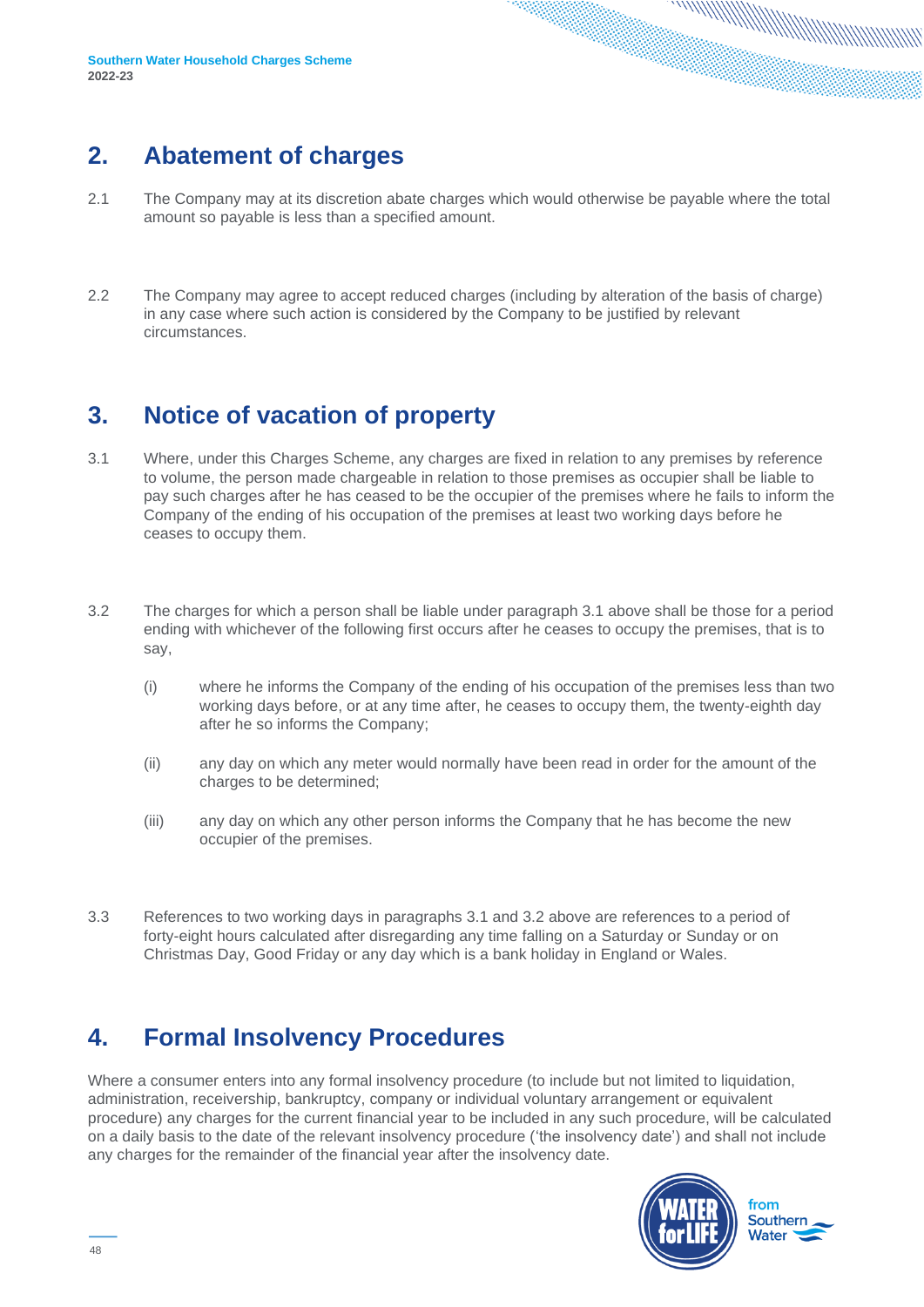## 2. Abatement of charges

2.1 The Company may at its discretion abate charges which would otherwise be payable where the total amount so payable is less than a specified amount.

2.2 The Company may agree to accept reduced charges (including by alteration of the basis of charge) in any case where such action is considered by the Company to be justified by relevant circumstances.

## 3. Notice of vacation of property

3.1 Where, under this Charges Scheme, any charges are fixed in relation to any premises by reference to volume, the person made chargeable in relation to those premises as occupier shall be liable to pay such charges after he has ceased to be the occupier of the premises where he fails to inform the Company of the ending of his occupation of the premises at least two working days before he ceases to occupy them.

3.2 The charges for which a person shall be liable under paragraph 3.1 above shall be those for a period ending with whichever of the following first occurs after he ceases to occupy the premises, that is to say,

(i) where he informs the Company of the ending of his occupation of the premises less than two working days before, or at any time after, he ceases to occupy them, the twenty-eighth day after he so informs the Company;

(ii) any day on which any meter would normally have been read in order for the amount of the charges to be determined;

(iii) any day on which any other person informs the Company that he has become the new occupier of the premises.

3.3 References to two working days in paragraphs 3.1 and 3.2 above are references to a period of forty-eight hours calculated after disregarding any time falling on a Saturday or Sunday or on Christmas Day, Good Friday or any day which is a bank holiday in England or Wales.

## 4. Formal Insolvency Procedures

Where a consumer enters into any formal insolvency procedure (to include but not limited to liquidation, administration, receivership, bankruptcy, company or individual voluntary arrangement or equivalent procedure) any charges for the current financial year to be included in any such procedure, will be calculated on a daily basis to the date of the relevant insolvency procedure ('the insolvency date') and shall not include any charges for the remainder of the financial year after the insolvency date.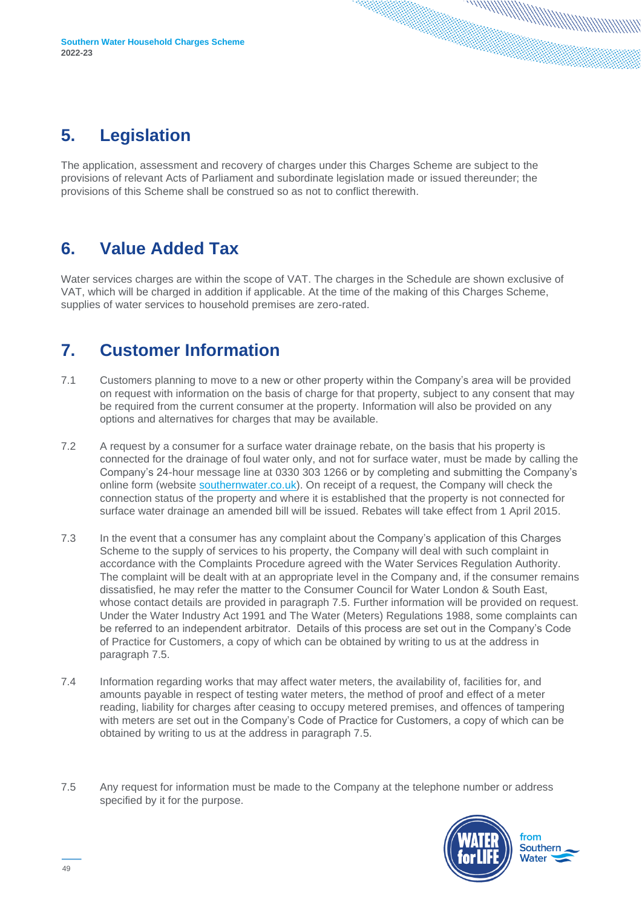## 5. Legislation

The application, assessment and recovery of charges under this Charges Scheme are subject to the provisions of relevant Acts of Parliament and subordinate legislation made or issued thereunder; the provisions of this Scheme shall be construed so as not to conflict therewith.

## 6. Value Added Tax

Water services charges are within the scope of VAT. The charges in the Schedule are shown exclusive of VAT, which will be charged in addition if applicable. At the time of the making of this Charges Scheme, supplies of water services to household premises are zero-rated.

## 7. Customer Information

7.1 Customers planning to move to a new or other property within the Company's area will be provided on request with information on the basis of charge for that property, subject to any consent that may be required from the current consumer at the property. Information will also be provided on any options and alternatives for charges that may be available.

7.2 A request by a consumer for a surface water drainage rebate, on the basis that his property is connected for the drainage of foul water only, and not for surface water, must be made by calling the Company's 24-hour message line at 0330 303 1266 or by completing and submitting the Company's online form (website southernwater.co.uk). On receipt of a request, the Company will check the connection status of the property and where it is established that the property is not connected for surface water drainage an amended bill will be issued. Rebates will take effect from 1 April 2015.

7.3 In the event that a consumer has any complaint about the Company's application of this Charges Scheme to the supply of services to his property, the Company will deal with such complaint in accordance with the Complaints Procedure agreed with the Water Services Regulation Authority. The complaint will be dealt with at an appropriate level in the Company and, if the consumer remains dissatisfied, he may refer the matter to the Consumer Council for Water London & South East, whose contact details are provided in paragraph 7.5. Further information will be provided on request. Under the Water Industry Act 1991 and The Water (Meters) Regulations 1988, some complaints can be referred to an independent arbitrator. Details of this process are set out in the Company's Code of Practice for Customers, a copy of which can be obtained by writing to us at the address in paragraph 7.5.

7.4 Information regarding works that may affect water meters, the availability of, facilities for, and amounts payable in respect of testing water meters, the method of proof and effect of a meter reading, liability for charges after ceasing to occupy metered premises, and offences of tampering with meters are set out in the Company's Code of Practice for Customers, a copy of which can be obtained by writing to us at the address in paragraph 7.5.

7.5 Any request for information must be made to the Company at the telephone number or address specified by it for the purpose.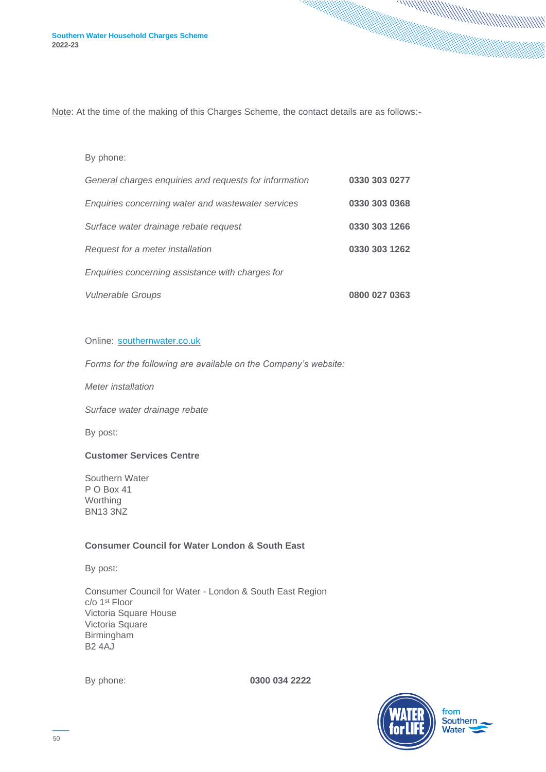Note: At the time of the making of this Charges Scheme, the contact details are as follows:-

By phone:

| | |
|---|---|
| *General charges enquiries and requests for information* | **0330 303 0277** |
| *Enquiries concerning water and wastewater services* | **0330 303 0368** |
| *Surface water drainage rebate request* | **0330 303 1266** |
| *Request for a meter installation* | **0330 303 1262** |
| *Enquiries concerning assistance with charges for Vulnerable Groups* | **0800 027 0363** |

Online: [southernwater.co.uk](southernwater.co.uk)

*Forms for the following are available on the Company's website:*

*Meter installation*

*Surface water drainage rebate*

By post:

**Customer Services Centre**

Southern Water
P O Box 41
Worthing
BN13 3NZ

**Consumer Council for Water London & South East**

By post:

Consumer Council for Water - London & South East Region
c/o 1st Floor
Victoria Square House
Victoria Square
Birmingham
B2 4AJ

By phone: **0300 034 2222**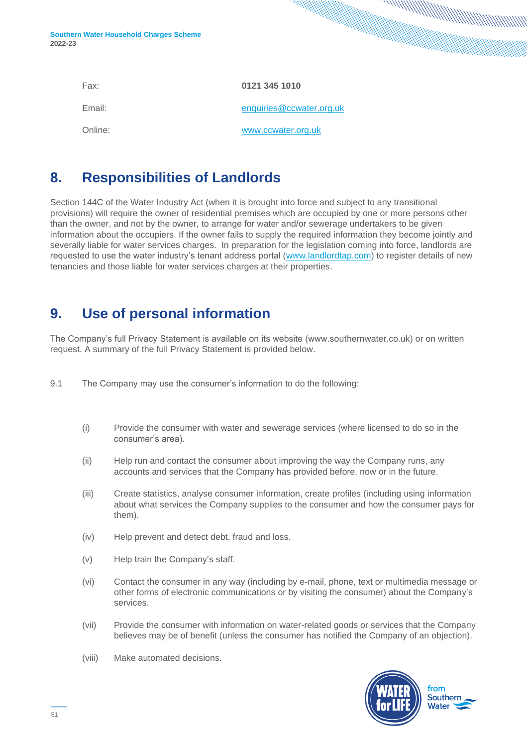| | |
|---|---|
| Fax: | **0121 345 1010** |
| Email: | enquiries@ccwater.org.uk |
| Online: | www.ccwater.org.uk |

## 8. Responsibilities of Landlords

Section 144C of the Water Industry Act (when it is brought into force and subject to any transitional provisions) will require the owner of residential premises which are occupied by one or more persons other than the owner, and not by the owner, to arrange for water and/or sewerage undertakers to be given information about the occupiers. If the owner fails to supply the required information they become jointly and severally liable for water services charges. In preparation for the legislation coming into force, landlords are requested to use the water industry's tenant address portal (www.landlordtap.com) to register details of new tenancies and those liable for water services charges at their properties.

## 9. Use of personal information

The Company's full Privacy Statement is available on its website (www.southernwater.co.uk) or on written request. A summary of the full Privacy Statement is provided below.

9.1 The Company may use the consumer's information to do the following:

(i) Provide the consumer with water and sewerage services (where licensed to do so in the consumer's area).

(ii) Help run and contact the consumer about improving the way the Company runs, any accounts and services that the Company has provided before, now or in the future.

(iii) Create statistics, analyse consumer information, create profiles (including using information about what services the Company supplies to the consumer and how the consumer pays for them).

(iv) Help prevent and detect debt, fraud and loss.

(v) Help train the Company's staff.

(vi) Contact the consumer in any way (including by e-mail, phone, text or multimedia message or other forms of electronic communications or by visiting the consumer) about the Company's services.

(vii) Provide the consumer with information on water-related goods or services that the Company believes may be of benefit (unless the consumer has notified the Company of an objection).

(viii) Make automated decisions.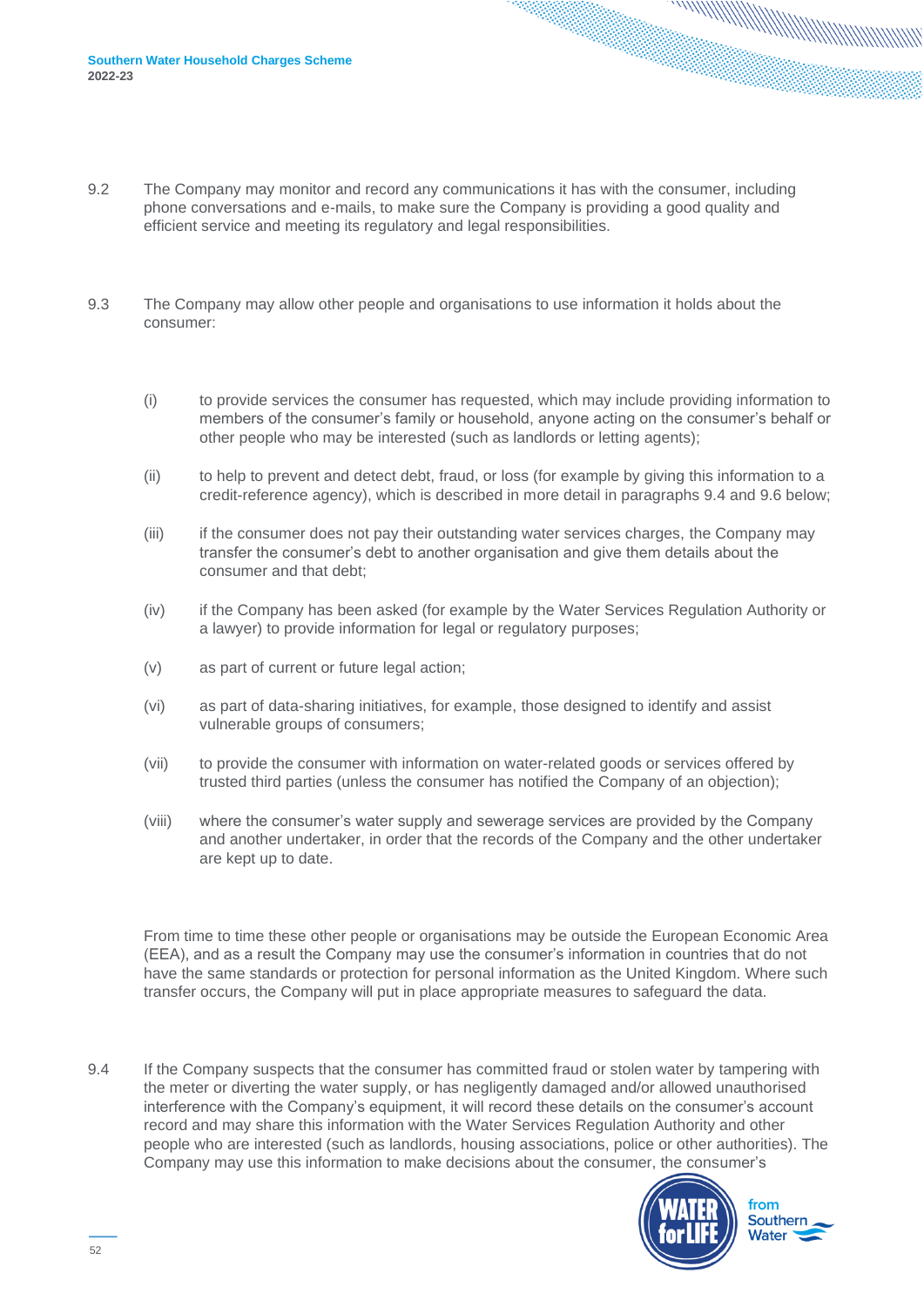9.2 The Company may monitor and record any communications it has with the consumer, including phone conversations and e-mails, to make sure the Company is providing a good quality and efficient service and meeting its regulatory and legal responsibilities.

9.3 The Company may allow other people and organisations to use information it holds about the consumer:

(i) to provide services the consumer has requested, which may include providing information to members of the consumer's family or household, anyone acting on the consumer's behalf or other people who may be interested (such as landlords or letting agents);

(ii) to help to prevent and detect debt, fraud, or loss (for example by giving this information to a credit-reference agency), which is described in more detail in paragraphs 9.4 and 9.6 below;

(iii) if the consumer does not pay their outstanding water services charges, the Company may transfer the consumer's debt to another organisation and give them details about the consumer and that debt;

(iv) if the Company has been asked (for example by the Water Services Regulation Authority or a lawyer) to provide information for legal or regulatory purposes;

(v) as part of current or future legal action;

(vi) as part of data-sharing initiatives, for example, those designed to identify and assist vulnerable groups of consumers;

(vii) to provide the consumer with information on water-related goods or services offered by trusted third parties (unless the consumer has notified the Company of an objection);

(viii) where the consumer's water supply and sewerage services are provided by the Company and another undertaker, in order that the records of the Company and the other undertaker are kept up to date.

From time to time these other people or organisations may be outside the European Economic Area (EEA), and as a result the Company may use the consumer's information in countries that do not have the same standards or protection for personal information as the United Kingdom. Where such transfer occurs, the Company will put in place appropriate measures to safeguard the data.

9.4 If the Company suspects that the consumer has committed fraud or stolen water by tampering with the meter or diverting the water supply, or has negligently damaged and/or allowed unauthorised interference with the Company's equipment, it will record these details on the consumer's account record and may share this information with the Water Services Regulation Authority and other people who are interested (such as landlords, housing associations, police or other authorities). The Company may use this information to make decisions about the consumer, the consumer's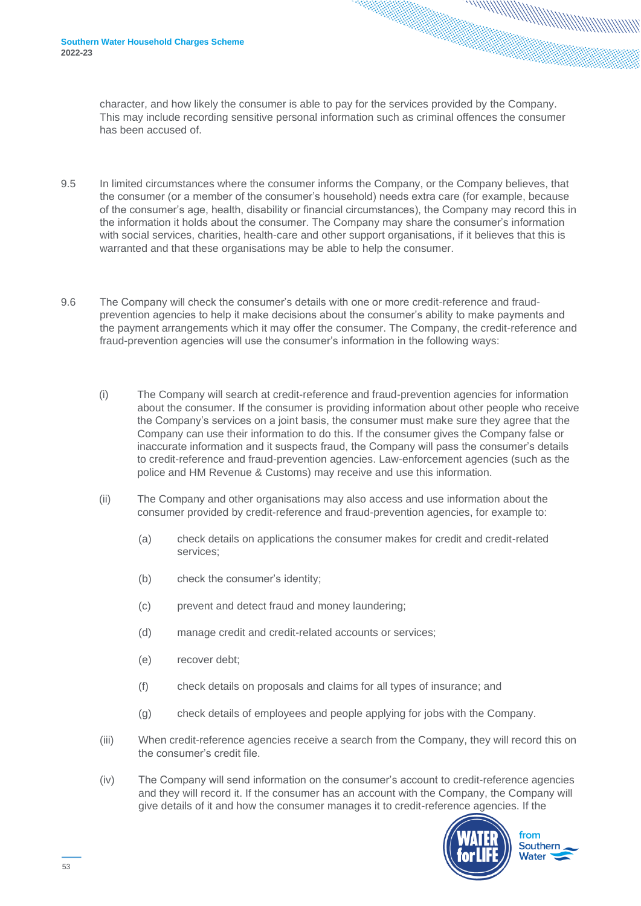character, and how likely the consumer is able to pay for the services provided by the Company. This may include recording sensitive personal information such as criminal offences the consumer has been accused of.

9.5 In limited circumstances where the consumer informs the Company, or the Company believes, that the consumer (or a member of the consumer's household) needs extra care (for example, because of the consumer's age, health, disability or financial circumstances), the Company may record this in the information it holds about the consumer. The Company may share the consumer's information with social services, charities, health-care and other support organisations, if it believes that this is warranted and that these organisations may be able to help the consumer.

9.6 The Company will check the consumer's details with one or more credit-reference and fraud-prevention agencies to help it make decisions about the consumer's ability to make payments and the payment arrangements which it may offer the consumer. The Company, the credit-reference and fraud-prevention agencies will use the consumer's information in the following ways:

(i) The Company will search at credit-reference and fraud-prevention agencies for information about the consumer. If the consumer is providing information about other people who receive the Company's services on a joint basis, the consumer must make sure they agree that the Company can use their information to do this. If the consumer gives the Company false or inaccurate information and it suspects fraud, the Company will pass the consumer's details to credit-reference and fraud-prevention agencies. Law-enforcement agencies (such as the police and HM Revenue & Customs) may receive and use this information.

(ii) The Company and other organisations may also access and use information about the consumer provided by credit-reference and fraud-prevention agencies, for example to:

(a) check details on applications the consumer makes for credit and credit-related services;

(b) check the consumer's identity;

(c) prevent and detect fraud and money laundering;

(d) manage credit and credit-related accounts or services;

(e) recover debt;

(f) check details on proposals and claims for all types of insurance; and

(g) check details of employees and people applying for jobs with the Company.

(iii) When credit-reference agencies receive a search from the Company, they will record this on the consumer's credit file.

(iv) The Company will send information on the consumer's account to credit-reference agencies and they will record it. If the consumer has an account with the Company, the Company will give details of it and how the consumer manages it to credit-reference agencies. If the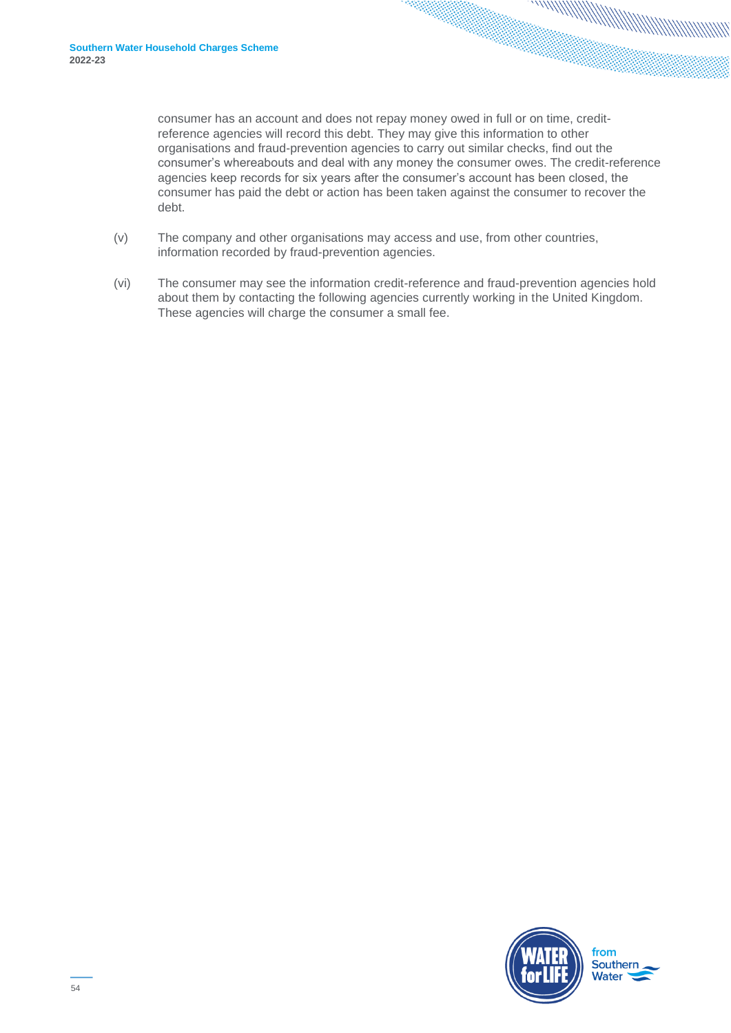consumer has an account and does not repay money owed in full or on time, credit-reference agencies will record this debt. They may give this information to other organisations and fraud-prevention agencies to carry out similar checks, find out the consumer's whereabouts and deal with any money the consumer owes. The credit-reference agencies keep records for six years after the consumer's account has been closed, the consumer has paid the debt or action has been taken against the consumer to recover the debt.

(v) The company and other organisations may access and use, from other countries, information recorded by fraud-prevention agencies.

(vi) The consumer may see the information credit-reference and fraud-prevention agencies hold about them by contacting the following agencies currently working in the United Kingdom. These agencies will charge the consumer a small fee.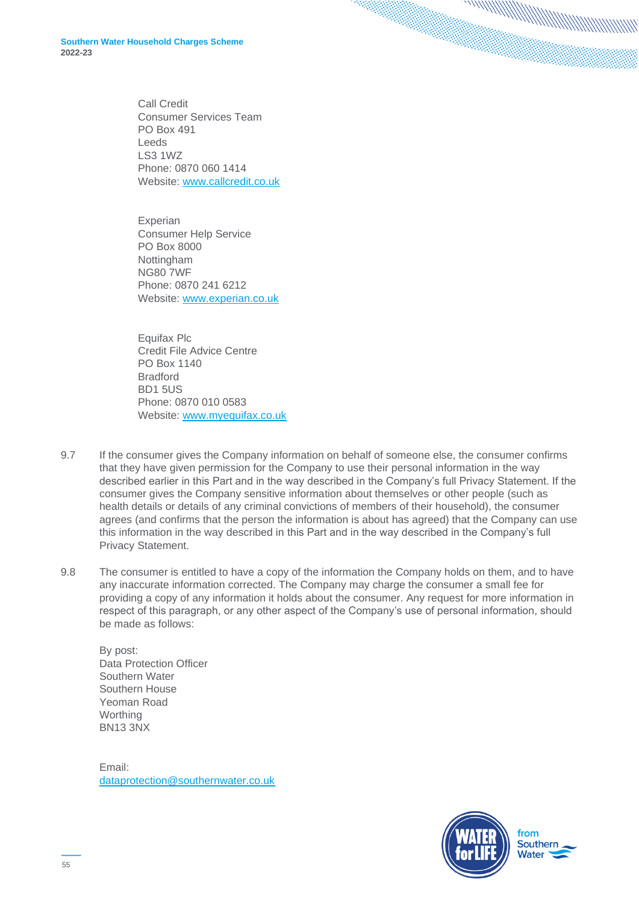Call Credit
Consumer Services Team
PO Box 491
Leeds
LS3 1WZ
Phone: 0870 060 1414
Website: [www.callcredit.co.uk](http://www.callcredit.co.uk)

Experian
Consumer Help Service
PO Box 8000
Nottingham
NG80 7WF
Phone: 0870 241 6212
Website: [www.experian.co.uk](http://www.experian.co.uk)

Equifax Plc
Credit File Advice Centre
PO Box 1140
Bradford
BD1 5US
Phone: 0870 010 0583
Website: [www.myequifax.co.uk](http://www.myequifax.co.uk)

9.7 If the consumer gives the Company information on behalf of someone else, the consumer confirms that they have given permission for the Company to use their personal information in the way described earlier in this Part and in the way described in the Company's full Privacy Statement. If the consumer gives the Company sensitive information about themselves or other people (such as health details or details of any criminal convictions of members of their household), the consumer agrees (and confirms that the person the information is about has agreed) that the Company can use this information in the way described in this Part and in the way described in the Company's full Privacy Statement.

9.8 The consumer is entitled to have a copy of the information the Company holds on them, and to have any inaccurate information corrected. The Company may charge the consumer a small fee for providing a copy of any information it holds about the consumer. Any request for more information in respect of this paragraph, or any other aspect of the Company's use of personal information, should be made as follows:

By post:
Data Protection Officer
Southern Water
Southern House
Yeoman Road
Worthing
BN13 3NX

Email:
[dataprotection@southernwater.co.uk](mailto:dataprotection@southernwater.co.uk)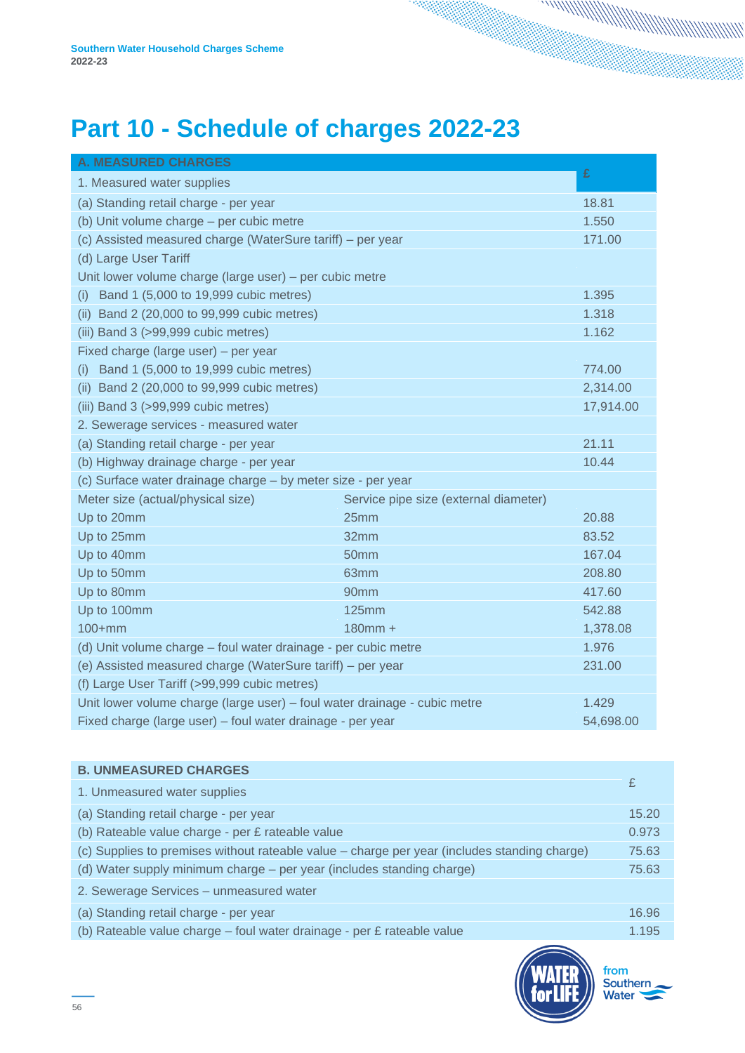# Part 10 - Schedule of charges 2022-23

| A. MEASURED CHARGES | | £ |
|---|---|---|
| 1. Measured water supplies | | |
| (a) Standing retail charge - per year | | 18.81 |
| (b) Unit volume charge – per cubic metre | | 1.550 |
| (c) Assisted measured charge (WaterSure tariff) – per year | | 171.00 |
| (d) Large User Tariff | | |
| Unit lower volume charge (large user) – per cubic metre | | |
| (i) Band 1 (5,000 to 19,999 cubic metres) | | 1.395 |
| (ii) Band 2 (20,000 to 99,999 cubic metres) | | 1.318 |
| (iii) Band 3 (>99,999 cubic metres) | | 1.162 |
| Fixed charge (large user) – per year | | |
| (i) Band 1 (5,000 to 19,999 cubic metres) | | 774.00 |
| (ii) Band 2 (20,000 to 99,999 cubic metres) | | 2,314.00 |
| (iii) Band 3 (>99,999 cubic metres) | | 17,914.00 |
| 2. Sewerage services - measured water | | |
| (a) Standing retail charge - per year | | 21.11 |
| (b) Highway drainage charge - per year | | 10.44 |
| (c) Surface water drainage charge – by meter size - per year | | |
| Meter size (actual/physical size) | Service pipe size (external diameter) | |
| Up to 20mm | 25mm | 20.88 |
| Up to 25mm | 32mm | 83.52 |
| Up to 40mm | 50mm | 167.04 |
| Up to 50mm | 63mm | 208.80 |
| Up to 80mm | 90mm | 417.60 |
| Up to 100mm | 125mm | 542.88 |
| 100+mm | 180mm + | 1,378.08 |
| (d) Unit volume charge – foul water drainage - per cubic metre | | 1.976 |
| (e) Assisted measured charge (WaterSure tariff) – per year | | 231.00 |
| (f) Large User Tariff (>99,999 cubic metres) | | |
| Unit lower volume charge (large user) – foul water drainage - cubic metre | | 1.429 |
| Fixed charge (large user) – foul water drainage - per year | | 54,698.00 |

| B. UNMEASURED CHARGES | £ |
|---|---|
| 1. Unmeasured water supplies | |
| (a) Standing retail charge - per year | 15.20 |
| (b) Rateable value charge - per £ rateable value | 0.973 |
| (c) Supplies to premises without rateable value – charge per year (includes standing charge) | 75.63 |
| (d) Water supply minimum charge – per year (includes standing charge) | 75.63 |
| 2. Sewerage Services – unmeasured water | |
| (a) Standing retail charge - per year | 16.96 |
| (b) Rateable value charge – foul water drainage - per £ rateable value | 1.195 |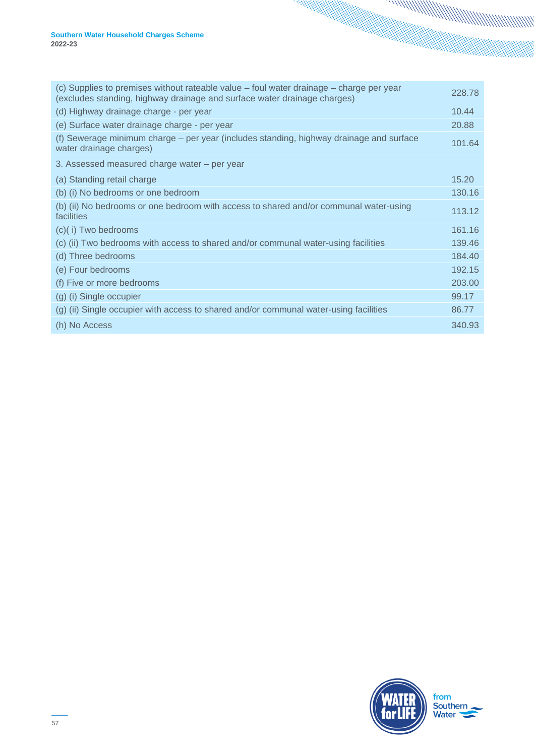| | |
|---|---|
| (c) Supplies to premises without rateable value – foul water drainage – charge per year (excludes standing, highway drainage and surface water drainage charges) | 228.78 |
| (d) Highway drainage charge - per year | 10.44 |
| (e) Surface water drainage charge - per year | 20.88 |
| (f) Sewerage minimum charge – per year (includes standing, highway drainage and surface water drainage charges) | 101.64 |
| 3. Assessed measured charge water – per year | |
| (a) Standing retail charge | 15.20 |
| (b) (i) No bedrooms or one bedroom | 130.16 |
| (b) (ii) No bedrooms or one bedroom with access to shared and/or communal water-using facilities | 113.12 |
| (c)( i) Two bedrooms | 161.16 |
| (c) (ii) Two bedrooms with access to shared and/or communal water-using facilities | 139.46 |
| (d) Three bedrooms | 184.40 |
| (e) Four bedrooms | 192.15 |
| (f) Five or more bedrooms | 203.00 |
| (g) (i) Single occupier | 99.17 |
| (g) (ii) Single occupier with access to shared and/or communal water-using facilities | 86.77 |
| (h) No Access | 340.93 |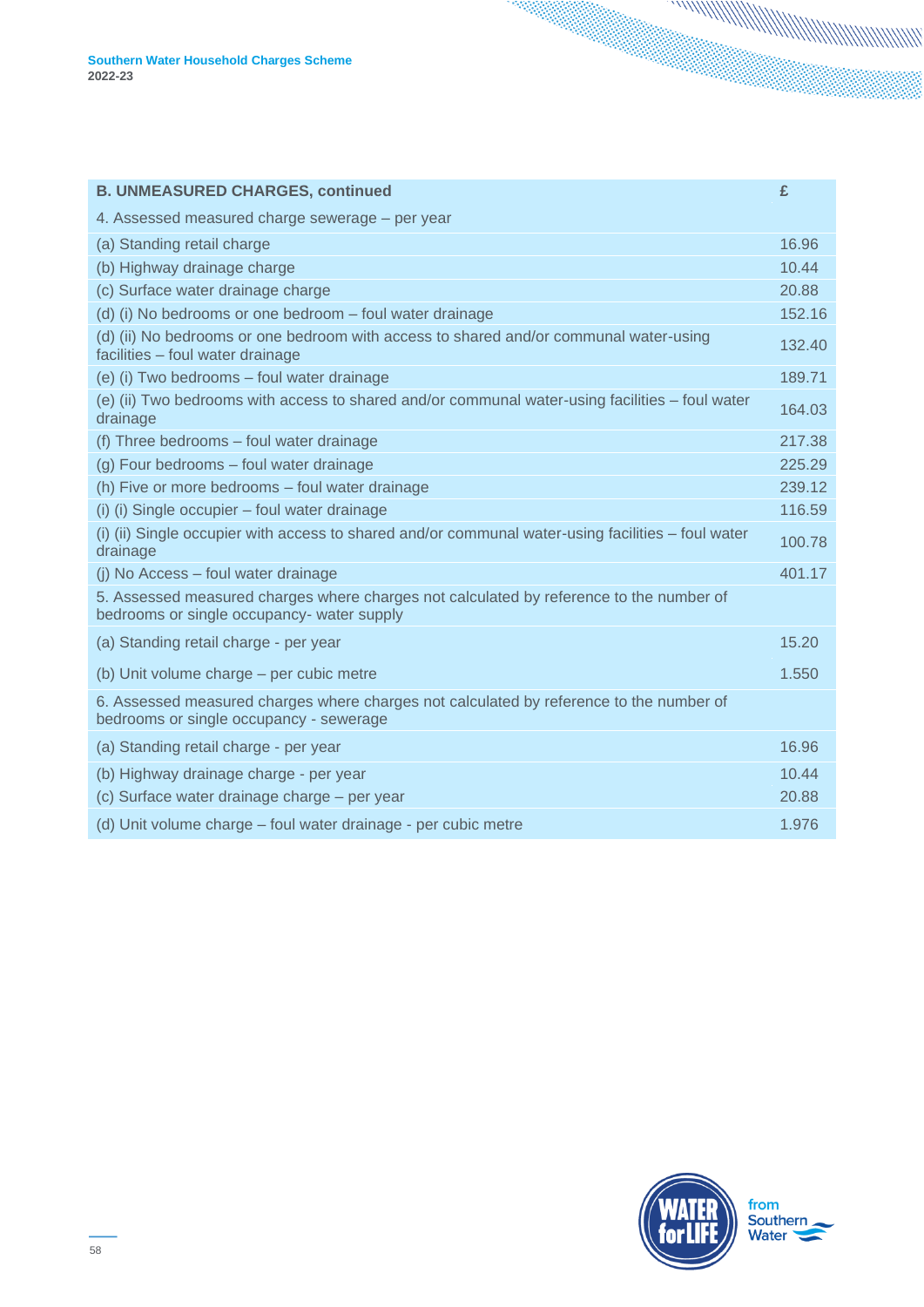| B. UNMEASURED CHARGES, continued | £ |
|---|---|
| 4. Assessed measured charge sewerage – per year | |
| (a) Standing retail charge | 16.96 |
| (b) Highway drainage charge | 10.44 |
| (c) Surface water drainage charge | 20.88 |
| (d) (i) No bedrooms or one bedroom – foul water drainage | 152.16 |
| (d) (ii) No bedrooms or one bedroom with access to shared and/or communal water-using facilities – foul water drainage | 132.40 |
| (e) (i) Two bedrooms – foul water drainage | 189.71 |
| (e) (ii) Two bedrooms with access to shared and/or communal water-using facilities – foul water drainage | 164.03 |
| (f) Three bedrooms – foul water drainage | 217.38 |
| (g) Four bedrooms – foul water drainage | 225.29 |
| (h) Five or more bedrooms – foul water drainage | 239.12 |
| (i) (i) Single occupier – foul water drainage | 116.59 |
| (i) (ii) Single occupier with access to shared and/or communal water-using facilities – foul water drainage | 100.78 |
| (j) No Access – foul water drainage | 401.17 |
| 5. Assessed measured charges where charges not calculated by reference to the number of bedrooms or single occupancy- water supply | |
| (a) Standing retail charge - per year | 15.20 |
| (b) Unit volume charge – per cubic metre | 1.550 |
| 6. Assessed measured charges where charges not calculated by reference to the number of bedrooms or single occupancy - sewerage | |
| (a) Standing retail charge - per year | 16.96 |
| (b) Highway drainage charge - per year | 10.44 |
| (c) Surface water drainage charge – per year | 20.88 |
| (d) Unit volume charge – foul water drainage - per cubic metre | 1.976 |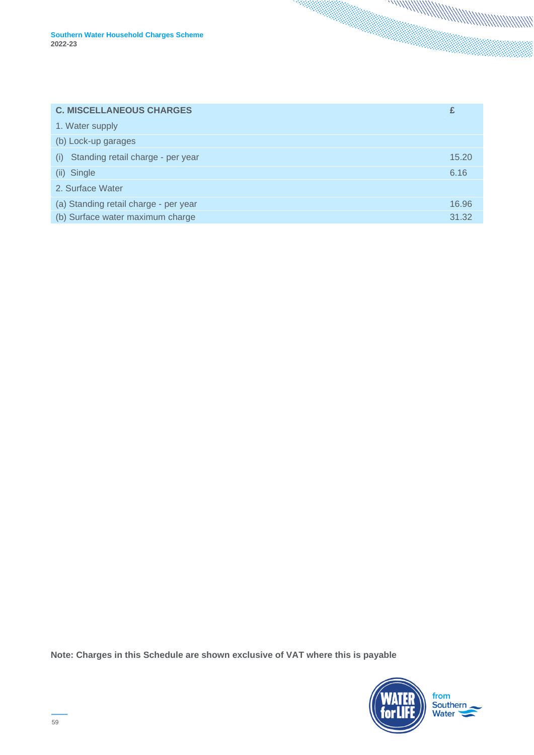| C. MISCELLANEOUS CHARGES | £ |
| --- | --- |
| 1. Water supply | |
| (b) Lock-up garages | |
| (i) Standing retail charge - per year | 15.20 |
| (ii) Single | 6.16 |
| 2. Surface Water | |
| (a) Standing retail charge - per year | 16.96 |
| (b) Surface water maximum charge | 31.32 |

**Note: Charges in this Schedule are shown exclusive of VAT where this is payable**